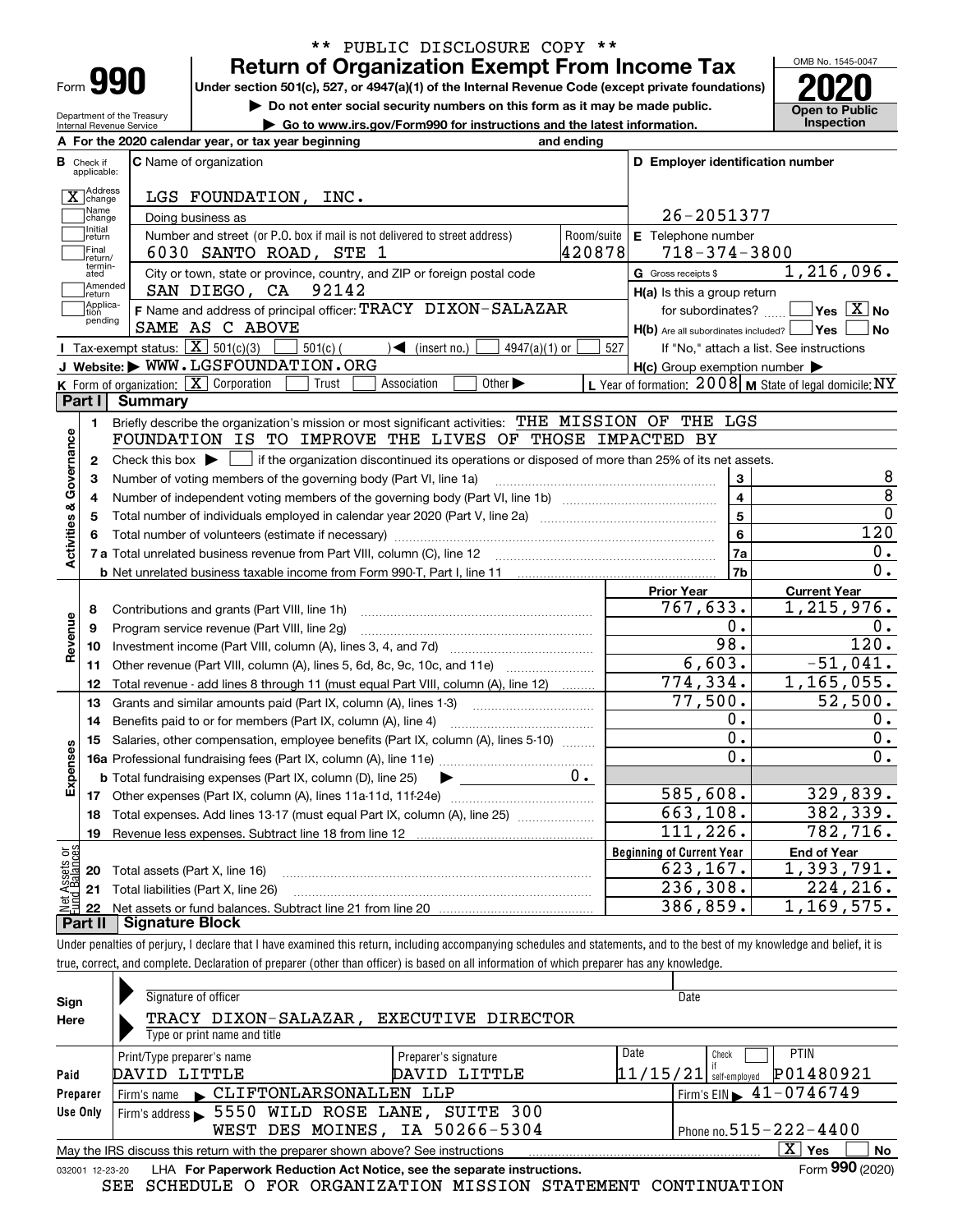** PUBLIC DISCLOSURE COPY **

# Form 990 — Return of Organization Exempt From Income Tax (2020)

Under section 501(c), 527, or 4947(a)(1) of the Internal Revenue Code (except private foundations)

▶ Do not enter social security numbers on this form as it may be made public.

▶ Go to www.irs.gov/Form990 for instructions and the latest information.

Department of the Treasury, Internal Revenue Service

OMB No. 1545-0047 — Open to Public Inspection

**A** For the 2020 calendar year, or tax year beginning and ending

**B** Check if applicable: [X] Address change; [ ] Name change; [ ] Initial return; [ ] Final return/terminated; [ ] Amended return; [ ] Application pending

**C** Name of organization: LGS FOUNDATION, INC.

Doing business as

Number and street (or P.O. box if mail is not delivered to street address): 6030 SANTO ROAD, STE 1 — Room/suite: 420878

City or town, state or province, country, and ZIP or foreign postal code: SAN DIEGO, CA 92142

**D** Employer identification number: 26-2051377

**E** Telephone number: 718-374-3800

**G** Gross receipts $ 1,216,096.

**F** Name and address of principal officer: TRACY DIXON-SALAZAR, SAME AS C ABOVE

**H(a)** Is this a group return for subordinates? [ ] Yes [X] No

**H(b)** Are all subordinates included? [ ] Yes [ ] No — If "No," attach a list. See instructions

**H(c)** Group exemption number ▶

**I** Tax-exempt status: [X] 501(c)(3) [ ] 501(c) ( ) ◀ (insert no.) [ ] 4947(a)(1) or [ ] 527

**J** Website: ▶ WWW.LGSFOUNDATION.ORG

**K** Form of organization: [X] Corporation [ ] Trust [ ] Association [ ] Other ▶

**L** Year of formation: 2008 **M** State of legal domicile: NY

## Part I Summary

**Activities & Governance**

1. Briefly describe the organization's mission or most significant activities: THE MISSION OF THE LGS FOUNDATION IS TO IMPROVE THE LIVES OF THOSE IMPACTED BY
2. Check this box ▶ [ ] if the organization discontinued its operations or disposed of more than 25% of its net assets.

| Line | Description | | Value |
|---|---|---|---|
| 3 | Number of voting members of the governing body (Part VI, line 1a) | 3 | 8 |
| 4 | Number of independent voting members of the governing body (Part VI, line 1b) | 4 | 8 |
| 5 | Total number of individuals employed in calendar year 2020 (Part V, line 2a) | 5 | 0 |
| 6 | Total number of volunteers (estimate if necessary) | 6 | 120 |
| 7a | Total unrelated business revenue from Part VIII, column (C), line 12 | 7a | 0. |
| 7b | Net unrelated business taxable income from Form 990-T, Part I, line 11 | 7b | 0. |

| Line | Description | Prior Year | Current Year |
|---|---|---|---|
| | **Revenue** | | |
| 8 | Contributions and grants (Part VIII, line 1h) | 767,633. | 1,215,976. |
| 9 | Program service revenue (Part VIII, line 2g) | 0. | 0. |
| 10 | Investment income (Part VIII, column (A), lines 3, 4, and 7d) | 98. | 120. |
| 11 | Other revenue (Part VIII, column (A), lines 5, 6d, 8c, 9c, 10c, and 11e) | 6,603. | -51,041. |
| 12 | Total revenue - add lines 8 through 11 (must equal Part VIII, column (A), line 12) | 774,334. | 1,165,055. |
| | **Expenses** | | |
| 13 | Grants and similar amounts paid (Part IX, column (A), lines 1-3) | 77,500. | 52,500. |
| 14 | Benefits paid to or for members (Part IX, column (A), line 4) | 0. | 0. |
| 15 | Salaries, other compensation, employee benefits (Part IX, column (A), lines 5-10) | 0. | 0. |
| 16a | Professional fundraising fees (Part IX, column (A), line 11e) | 0. | 0. |
| 16b | Total fundraising expenses (Part IX, column (D), line 25) ▶ 0. | | |
| 17 | Other expenses (Part IX, column (A), lines 11a-11d, 11f-24e) | 585,608. | 329,839. |
| 18 | Total expenses. Add lines 13-17 (must equal Part IX, column (A), line 25) | 663,108. | 382,339. |
| 19 | Revenue less expenses. Subtract line 18 from line 12 | 111,226. | 782,716. |

| Line | Net Assets or Fund Balances | Beginning of Current Year | End of Year |
|---|---|---|---|
| 20 | Total assets (Part X, line 16) | 623,167. | 1,393,791. |
| 21 | Total liabilities (Part X, line 26) | 236,308. | 224,216. |
| 22 | Net assets or fund balances. Subtract line 21 from line 20 | 386,859. | 1,169,575. |

## Part II Signature Block

Under penalties of perjury, I declare that I have examined this return, including accompanying schedules and statements, and to the best of my knowledge and belief, it is true, correct, and complete. Declaration of preparer (other than officer) is based on all information of which preparer has any knowledge.

**Sign Here**

Signature of officer — Date

TRACY DIXON-SALAZAR, EXECUTIVE DIRECTOR

Type or print name and title

**Paid Preparer Use Only**

| Print/Type preparer's name | Preparer's signature | Date | Check if self-employed | PTIN |
|---|---|---|---|---|
| DAVID LITTLE | DAVID LITTLE | 11/15/21 | [ ] | P01480921 |

Firm's name ▶ CLIFTONLARSONALLEN LLP — Firm's EIN ▶ 41-0746749

Firm's address ▶ 5550 WILD ROSE LANE, SUITE 300, WEST DES MOINES, IA 50266-5304 — Phone no. 515-222-4400

May the IRS discuss this return with the preparer shown above? See instructions [X] Yes [ ] No

032001 12-23-20 LHA For Paperwork Reduction Act Notice, see the separate instructions. Form 990 (2020)

SEE SCHEDULE O FOR ORGANIZATION MISSION STATEMENT CONTINUATION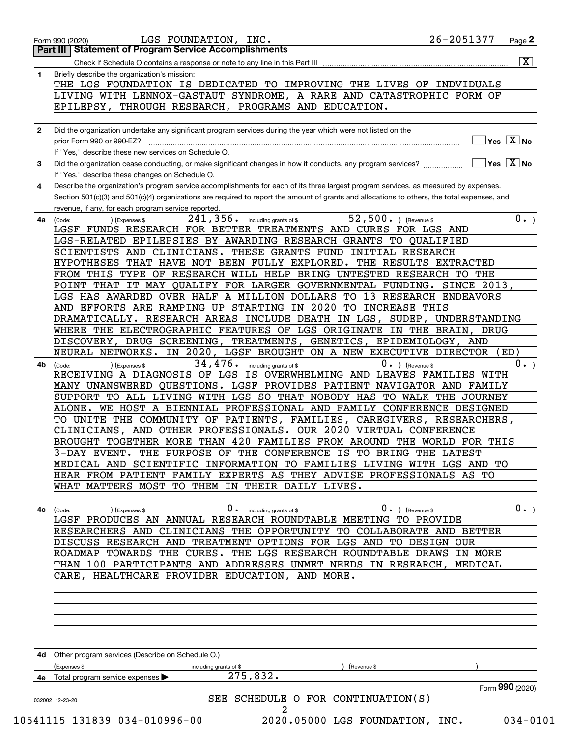Form 990 (2020) LGS FOUNDATION, INC. 26-2051377

## Part III | Statement of Program Service Accomplishments

Check if Schedule O contains a response or note to any line in this Part III ..... [X]

**1** Briefly describe the organization's mission:

THE LGS FOUNDATION IS DEDICATED TO IMPROVING THE LIVES OF INDVIDUALS LIVING WITH LENNOX-GASTAUT SYNDROME, A RARE AND CATASTROPHIC FORM OF EPILEPSY, THROUGH RESEARCH, PROGRAMS AND EDUCATION.

**2** Did the organization undertake any significant program services during the year which were not listed on the prior Form 990 or 990-EZ? ..... [ ] Yes [X] No

If "Yes," describe these new services on Schedule O.

**3** Did the organization cease conducting, or make significant changes in how it conducts, any program services? ..... [ ] Yes [X] No

If "Yes," describe these changes on Schedule O.

**4** Describe the organization's program service accomplishments for each of its three largest program services, as measured by expenses. Section 501(c)(3) and 501(c)(4) organizations are required to report the amount of grants and allocations to others, the total expenses, and revenue, if any, for each program service reported.

**4a** (Code: ) (Expenses $ 241,356. including grants of $ 52,500. ) (Revenue $ 0. )

LGSF FUNDS RESEARCH FOR BETTER TREATMENTS AND CURES FOR LGS AND LGS-RELATED EPILEPSIES BY AWARDING RESEARCH GRANTS TO QUALIFIED SCIENTISTS AND CLINICIANS. THESE GRANTS FUND INITIAL RESEARCH HYPOTHESES THAT HAVE NOT BEEN FULLY EXPLORED. THE RESULTS EXTRACTED FROM THIS TYPE OF RESEARCH WILL HELP BRING UNTESTED RESEARCH TO THE POINT THAT IT MAY QUALIFY FOR LARGER GOVERNMENTAL FUNDING. SINCE 2013, LGS HAS AWARDED OVER HALF A MILLION DOLLARS TO 13 RESEARCH ENDEAVORS AND EFFORTS ARE RAMPING UP STARTING IN 2020 TO INCREASE THIS DRAMATICALLY. RESEARCH AREAS INCLUDE DEATH IN LGS, SUDEP, UNDERSTANDING WHERE THE ELECTROGRAPHIC FEATURES OF LGS ORIGINATE IN THE BRAIN, DRUG DISCOVERY, DRUG SCREENING, TREATMENTS, GENETICS, EPIDEMIOLOGY, AND NEURAL NETWORKS. IN 2020, LGSF BROUGHT ON A NEW EXECUTIVE DIRECTOR (ED)

**4b** (Code: ) (Expenses $ 34,476. including grants of $ 0. ) (Revenue $ 0. )

RECEIVING A DIAGNOSIS OF LGS IS OVERWHELMING AND LEAVES FAMILIES WITH MANY UNANSWERED QUESTIONS. LGSF PROVIDES PATIENT NAVIGATOR AND FAMILY SUPPORT TO ALL LIVING WITH LGS SO THAT NOBODY HAS TO WALK THE JOURNEY ALONE. WE HOST A BIENNIAL PROFESSIONAL AND FAMILY CONFERENCE DESIGNED TO UNITE THE COMMUNITY OF PATIENTS, FAMILIES, CAREGIVERS, RESEARCHERS, CLINICIANS, AND OTHER PROFESSIONALS. OUR 2020 VIRTUAL CONFERENCE BROUGHT TOGETHER MORE THAN 420 FAMILIES FROM AROUND THE WORLD FOR THIS 3-DAY EVENT. THE PURPOSE OF THE CONFERENCE IS TO BRING THE LATEST MEDICAL AND SCIENTIFIC INFORMATION TO FAMILIES LIVING WITH LGS AND TO HEAR FROM PATIENT FAMILY EXPERTS AS THEY ADVISE PROFESSIONALS AS TO WHAT MATTERS MOST TO THEM IN THEIR DAILY LIVES.

**4c** (Code: ) (Expenses $ 0. including grants of $ 0. ) (Revenue $ 0. )

LGSF PRODUCES AN ANNUAL RESEARCH ROUNDTABLE MEETING TO PROVIDE RESEARCHERS AND CLINICIANS THE OPPORTUNITY TO COLLABORATE AND BETTER DISCUSS RESEARCH AND TREATMENT OPTIONS FOR LGS AND TO DESIGN OUR ROADMAP TOWARDS THE CURES. THE LGS RESEARCH ROUNDTABLE DRAWS IN MORE THAN 100 PARTICIPANTS AND ADDRESSES UNMET NEEDS IN RESEARCH, MEDICAL CARE, HEALTHCARE PROVIDER EDUCATION, AND MORE.

**4d** Other program services (Describe on Schedule O.)

(Expenses $ including grants of $ ) (Revenue $ )

**4e** Total program service expenses ▶ 275,832.

Form **990** (2020)

SEE SCHEDULE O FOR CONTINUATION(S)

032002 12-23-20

10541115 131839 034-010996-00 2020.05000 LGS FOUNDATION, INC. 034-0101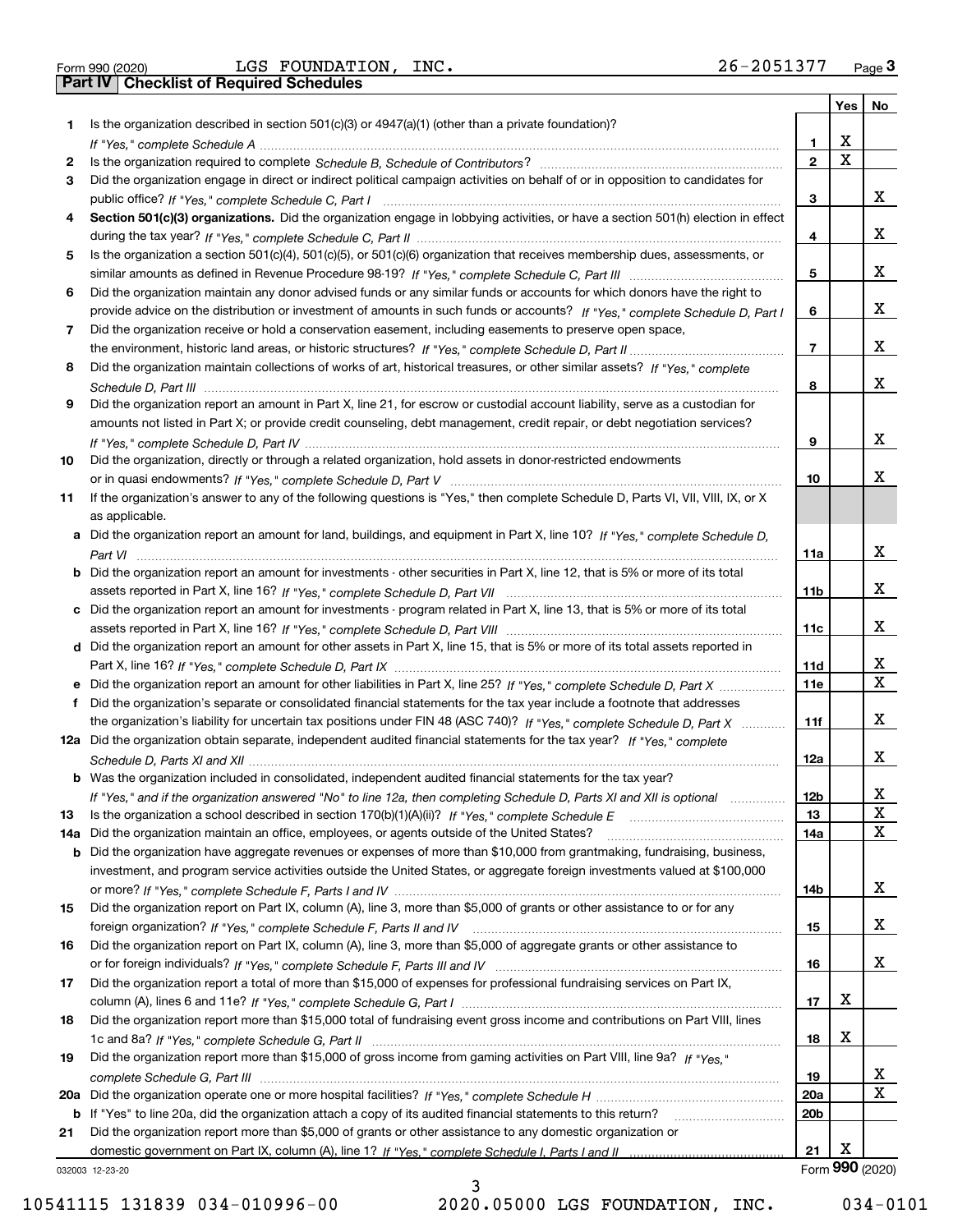Form 990 (2020) LGS FOUNDATION, INC. 26-2051377 Page 3

## Part IV Checklist of Required Schedules

| | | | Yes | No |
|---|---|---|---|---|
| **1** | Is the organization described in section 501(c)(3) or 4947(a)(1) (other than a private foundation)? *If "Yes," complete Schedule A* | **1** | X | |
| **2** | Is the organization required to complete *Schedule B, Schedule of Contributors*? | **2** | X | |
| **3** | Did the organization engage in direct or indirect political campaign activities on behalf of or in opposition to candidates for public office? *If "Yes," complete Schedule C, Part I* | **3** | | X |
| **4** | **Section 501(c)(3) organizations.** Did the organization engage in lobbying activities, or have a section 501(h) election in effect during the tax year? *If "Yes," complete Schedule C, Part II* | **4** | | X |
| **5** | Is the organization a section 501(c)(4), 501(c)(5), or 501(c)(6) organization that receives membership dues, assessments, or similar amounts as defined in Revenue Procedure 98-19? *If "Yes," complete Schedule C, Part III* | **5** | | X |
| **6** | Did the organization maintain any donor advised funds or any similar funds or accounts for which donors have the right to provide advice on the distribution or investment of amounts in such funds or accounts? *If "Yes," complete Schedule D, Part I* | **6** | | X |
| **7** | Did the organization receive or hold a conservation easement, including easements to preserve open space, the environment, historic land areas, or historic structures? *If "Yes," complete Schedule D, Part II* | **7** | | X |
| **8** | Did the organization maintain collections of works of art, historical treasures, or other similar assets? *If "Yes," complete Schedule D, Part III* | **8** | | X |
| **9** | Did the organization report an amount in Part X, line 21, for escrow or custodial account liability, serve as a custodian for amounts not listed in Part X; or provide credit counseling, debt management, credit repair, or debt negotiation services? *If "Yes," complete Schedule D, Part IV* | **9** | | X |
| **10** | Did the organization, directly or through a related organization, hold assets in donor-restricted endowments or in quasi endowments? *If "Yes," complete Schedule D, Part V* | **10** | | X |
| **11** | If the organization's answer to any of the following questions is "Yes," then complete Schedule D, Parts VI, VII, VIII, IX, or X as applicable. | | | |
| **a** | Did the organization report an amount for land, buildings, and equipment in Part X, line 10? *If "Yes," complete Schedule D, Part VI* | **11a** | | X |
| **b** | Did the organization report an amount for investments - other securities in Part X, line 12, that is 5% or more of its total assets reported in Part X, line 16? *If "Yes," complete Schedule D, Part VII* | **11b** | | X |
| **c** | Did the organization report an amount for investments - program related in Part X, line 13, that is 5% or more of its total assets reported in Part X, line 16? *If "Yes," complete Schedule D, Part VIII* | **11c** | | X |
| **d** | Did the organization report an amount for other assets in Part X, line 15, that is 5% or more of its total assets reported in Part X, line 16? *If "Yes," complete Schedule D, Part IX* | **11d** | | X |
| **e** | Did the organization report an amount for other liabilities in Part X, line 25? *If "Yes," complete Schedule D, Part X* | **11e** | | X |
| **f** | Did the organization's separate or consolidated financial statements for the tax year include a footnote that addresses the organization's liability for uncertain tax positions under FIN 48 (ASC 740)? *If "Yes," complete Schedule D, Part X* | **11f** | | X |
| **12a** | Did the organization obtain separate, independent audited financial statements for the tax year? *If "Yes," complete Schedule D, Parts XI and XII* | **12a** | | X |
| **b** | Was the organization included in consolidated, independent audited financial statements for the tax year? *If "Yes," and if the organization answered "No" to line 12a, then completing Schedule D, Parts XI and XII is optional* | **12b** | | X |
| **13** | Is the organization a school described in section 170(b)(1)(A)(ii)? *If "Yes," complete Schedule E* | **13** | | X |
| **14a** | Did the organization maintain an office, employees, or agents outside of the United States? | **14a** | | X |
| **b** | Did the organization have aggregate revenues or expenses of more than $10,000 from grantmaking, fundraising, business, investment, and program service activities outside the United States, or aggregate foreign investments valued at $100,000 or more? *If "Yes," complete Schedule F, Parts I and IV* | **14b** | | X |
| **15** | Did the organization report on Part IX, column (A), line 3, more than $5,000 of grants or other assistance to or for any foreign organization? *If "Yes," complete Schedule F, Parts II and IV* | **15** | | X |
| **16** | Did the organization report on Part IX, column (A), line 3, more than $5,000 of aggregate grants or other assistance to or for foreign individuals? *If "Yes," complete Schedule F, Parts III and IV* | **16** | | X |
| **17** | Did the organization report a total of more than $15,000 of expenses for professional fundraising services on Part IX, column (A), lines 6 and 11e? *If "Yes," complete Schedule G, Part I* | **17** | X | |
| **18** | Did the organization report more than $15,000 total of fundraising event gross income and contributions on Part VIII, lines 1c and 8a? *If "Yes," complete Schedule G, Part II* | **18** | X | |
| **19** | Did the organization report more than $15,000 of gross income from gaming activities on Part VIII, line 9a? *If "Yes," complete Schedule G, Part III* | **19** | | X |
| **20a** | Did the organization operate one or more hospital facilities? *If "Yes," complete Schedule H* | **20a** | | X |
| **b** | If "Yes" to line 20a, did the organization attach a copy of its audited financial statements to this return? | **20b** | | |
| **21** | Did the organization report more than $5,000 of grants or other assistance to any domestic organization or domestic government on Part IX, column (A), line 1? *If "Yes," complete Schedule I, Parts I and II* | **21** | X | |

032003 12-23-20 Form **990** (2020)

10541115 131839 034-010996-00 2020.05000 LGS FOUNDATION, INC. 034-0101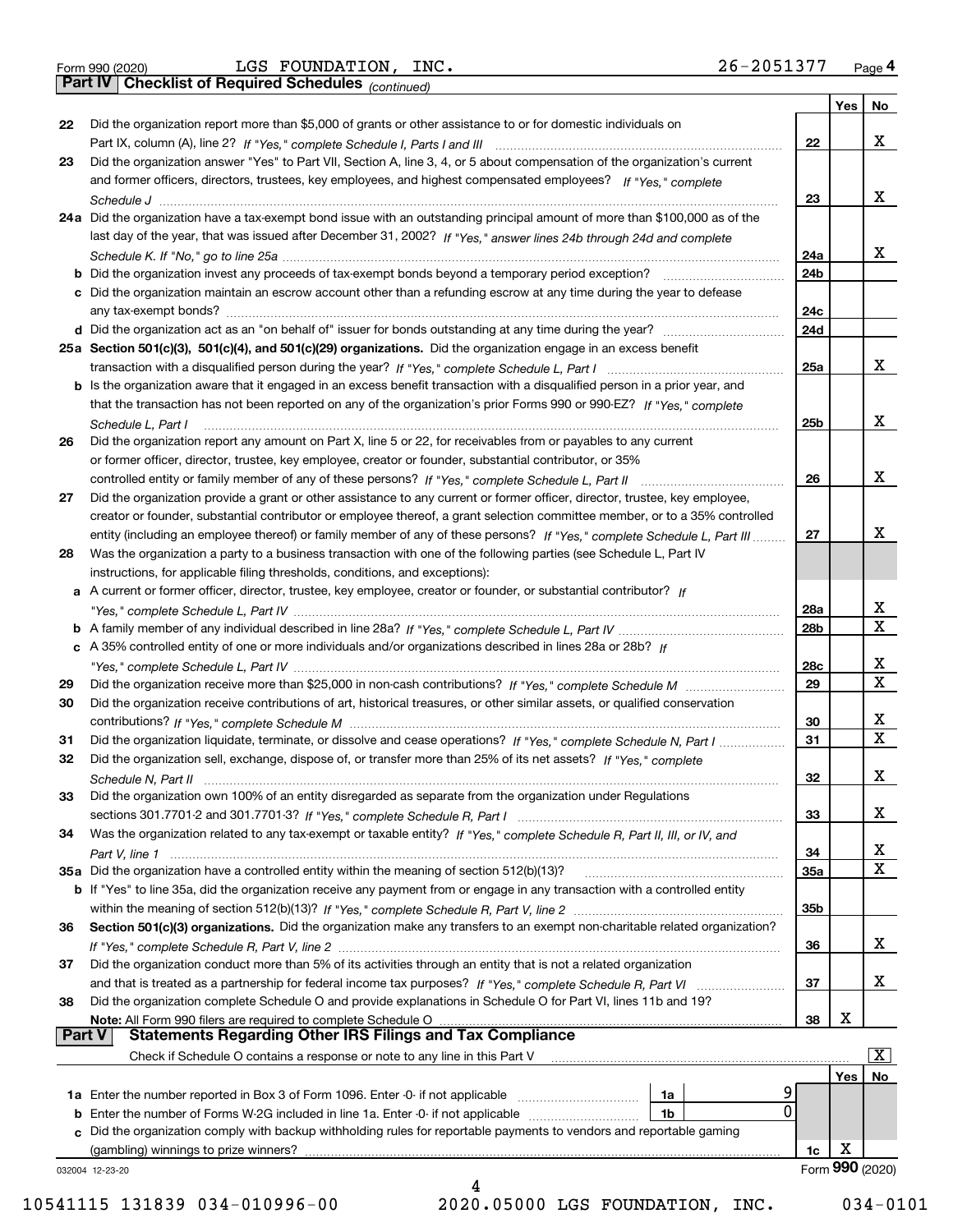Form 990 (2020) LGS FOUNDATION, INC. 26-2051377 Page 4

**Part IV Checklist of Required Schedules** *(continued)*

| | | | Yes | No |
|---|---|---|---|---|
| 22 | Did the organization report more than $5,000 of grants or other assistance to or for domestic individuals on Part IX, column (A), line 2? *If "Yes," complete Schedule I, Parts I and III* | 22 | | X |
| 23 | Did the organization answer "Yes" to Part VII, Section A, line 3, 4, or 5 about compensation of the organization's current and former officers, directors, trustees, key employees, and highest compensated employees? *If "Yes," complete Schedule J* | 23 | | X |
| 24a | Did the organization have a tax-exempt bond issue with an outstanding principal amount of more than $100,000 as of the last day of the year, that was issued after December 31, 2002? *If "Yes," answer lines 24b through 24d and complete Schedule K. If "No," go to line 25a* | 24a | | X |
| b | Did the organization invest any proceeds of tax-exempt bonds beyond a temporary period exception? | 24b | | |
| c | Did the organization maintain an escrow account other than a refunding escrow at any time during the year to defease any tax-exempt bonds? | 24c | | |
| d | Did the organization act as an "on behalf of" issuer for bonds outstanding at any time during the year? | 24d | | |
| 25a | **Section 501(c)(3), 501(c)(4), and 501(c)(29) organizations.** Did the organization engage in an excess benefit transaction with a disqualified person during the year? *If "Yes," complete Schedule L, Part I* | 25a | | X |
| b | Is the organization aware that it engaged in an excess benefit transaction with a disqualified person in a prior year, and that the transaction has not been reported on any of the organization's prior Forms 990 or 990-EZ? *If "Yes," complete Schedule L, Part I* | 25b | | X |
| 26 | Did the organization report any amount on Part X, line 5 or 22, for receivables from or payables to any current or former officer, director, trustee, key employee, creator or founder, substantial contributor, or 35% controlled entity or family member of any of these persons? *If "Yes," complete Schedule L, Part II* | 26 | | X |
| 27 | Did the organization provide a grant or other assistance to any current or former officer, director, trustee, key employee, creator or founder, substantial contributor or employee thereof, a grant selection committee member, or to a 35% controlled entity (including an employee thereof) or family member of any of these persons? *If "Yes," complete Schedule L, Part III* | 27 | | X |
| 28 | Was the organization a party to a business transaction with one of the following parties (see Schedule L, Part IV instructions, for applicable filing thresholds, conditions, and exceptions): | | | |
| a | A current or former officer, director, trustee, key employee, creator or founder, or substantial contributor? *If "Yes," complete Schedule L, Part IV* | 28a | | X |
| b | A family member of any individual described in line 28a? *If "Yes," complete Schedule L, Part IV* | 28b | | X |
| c | A 35% controlled entity of one or more individuals and/or organizations described in lines 28a or 28b? *If "Yes," complete Schedule L, Part IV* | 28c | | X |
| 29 | Did the organization receive more than $25,000 in non-cash contributions? *If "Yes," complete Schedule M* | 29 | | X |
| 30 | Did the organization receive contributions of art, historical treasures, or other similar assets, or qualified conservation contributions? *If "Yes," complete Schedule M* | 30 | | X |
| 31 | Did the organization liquidate, terminate, or dissolve and cease operations? *If "Yes," complete Schedule N, Part I* | 31 | | X |
| 32 | Did the organization sell, exchange, dispose of, or transfer more than 25% of its net assets? *If "Yes," complete Schedule N, Part II* | 32 | | X |
| 33 | Did the organization own 100% of an entity disregarded as separate from the organization under Regulations sections 301.7701-2 and 301.7701-3? *If "Yes," complete Schedule R, Part I* | 33 | | X |
| 34 | Was the organization related to any tax-exempt or taxable entity? *If "Yes," complete Schedule R, Part II, III, or IV, and Part V, line 1* | 34 | | X |
| 35a | Did the organization have a controlled entity within the meaning of section 512(b)(13)? | 35a | | X |
| b | If "Yes" to line 35a, did the organization receive any payment from or engage in any transaction with a controlled entity within the meaning of section 512(b)(13)? *If "Yes," complete Schedule R, Part V, line 2* | 35b | | |
| 36 | **Section 501(c)(3) organizations.** Did the organization make any transfers to an exempt non-charitable related organization? *If "Yes," complete Schedule R, Part V, line 2* | 36 | | X |
| 37 | Did the organization conduct more than 5% of its activities through an entity that is not a related organization and that is treated as a partnership for federal income tax purposes? *If "Yes," complete Schedule R, Part VI* | 37 | | X |
| 38 | Did the organization complete Schedule O and provide explanations in Schedule O for Part VI, lines 11b and 19? **Note:** All Form 990 filers are required to complete Schedule O | 38 | X | |

**Part V Statements Regarding Other IRS Filings and Tax Compliance**

Check if Schedule O contains a response or note to any line in this Part V [X]

| | | | | | Yes | No |
|---|---|---|---|---|---|---|
| 1a | Enter the number reported in Box 3 of Form 1096. Enter -0- if not applicable | 1a | 9 | | | |
| b | Enter the number of Forms W-2G included in line 1a. Enter -0- if not applicable | 1b | 0 | | | |
| c | Did the organization comply with backup withholding rules for reportable payments to vendors and reportable gaming (gambling) winnings to prize winners? | | | 1c | X | |

032004 12-23-20 Form **990** (2020)

10541115 131839 034-010996-00 2020.05000 LGS FOUNDATION, INC. 034-0101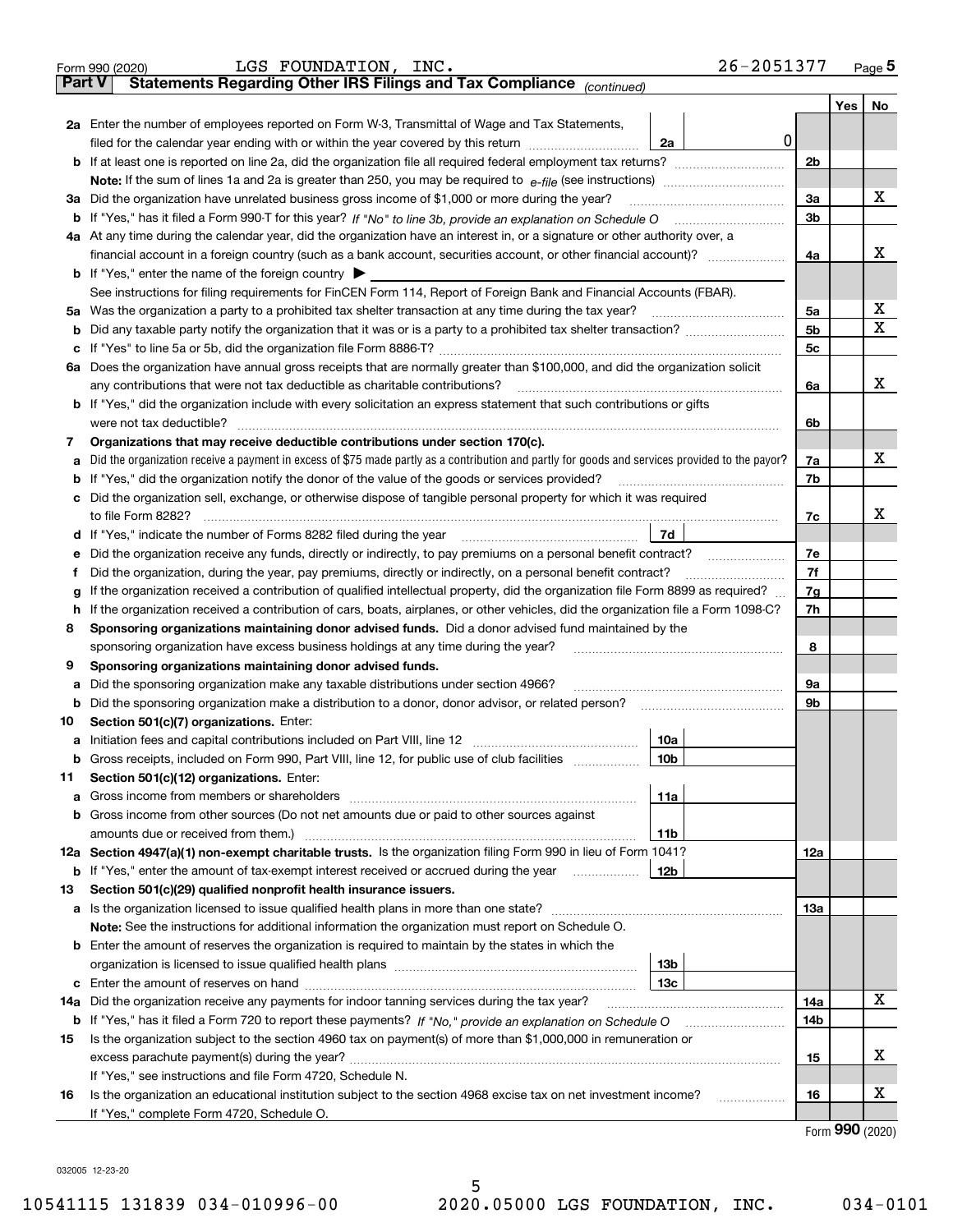Form 990 (2020) LGS FOUNDATION, INC. 26-2051377 Page 5

## Part V Statements Regarding Other IRS Filings and Tax Compliance *(continued)*

| | | | | Yes | No |
|---|---|---|---|---|---|
| **2a** | Enter the number of employees reported on Form W-3, Transmittal of Wage and Tax Statements, filed for the calendar year ending with or within the year covered by this return | 2a | 0 | | |
| **b** | If at least one is reported on line 2a, did the organization file all required federal employment tax returns? | | 2b | | |
| | **Note:** If the sum of lines 1a and 2a is greater than 250, you may be required to *e-file* (see instructions) | | | | |
| **3a** | Did the organization have unrelated business gross income of $1,000 or more during the year? | | 3a | | X |
| **b** | If "Yes," has it filed a Form 990-T for this year? *If "No" to line 3b, provide an explanation on Schedule O* | | 3b | | |
| **4a** | At any time during the calendar year, did the organization have an interest in, or a signature or other authority over, a financial account in a foreign country (such as a bank account, securities account, or other financial account)? | | 4a | | X |
| **b** | If "Yes," enter the name of the foreign country ▶ | | | | |
| | See instructions for filing requirements for FinCEN Form 114, Report of Foreign Bank and Financial Accounts (FBAR). | | | | |
| **5a** | Was the organization a party to a prohibited tax shelter transaction at any time during the tax year? | | 5a | | X |
| **b** | Did any taxable party notify the organization that it was or is a party to a prohibited tax shelter transaction? | | 5b | | X |
| **c** | If "Yes" to line 5a or 5b, did the organization file Form 8886-T? | | 5c | | |
| **6a** | Does the organization have annual gross receipts that are normally greater than $100,000, and did the organization solicit any contributions that were not tax deductible as charitable contributions? | | 6a | | X |
| **b** | If "Yes," did the organization include with every solicitation an express statement that such contributions or gifts were not tax deductible? | | 6b | | |
| **7** | **Organizations that may receive deductible contributions under section 170(c).** | | | | |
| **a** | Did the organization receive a payment in excess of $75 made partly as a contribution and partly for goods and services provided to the payor? | | 7a | | X |
| **b** | If "Yes," did the organization notify the donor of the value of the goods or services provided? | | 7b | | |
| **c** | Did the organization sell, exchange, or otherwise dispose of tangible personal property for which it was required to file Form 8282? | | 7c | | X |
| **d** | If "Yes," indicate the number of Forms 8282 filed during the year | 7d | | | |
| **e** | Did the organization receive any funds, directly or indirectly, to pay premiums on a personal benefit contract? | | 7e | | |
| **f** | Did the organization, during the year, pay premiums, directly or indirectly, on a personal benefit contract? | | 7f | | |
| **g** | If the organization received a contribution of qualified intellectual property, did the organization file Form 8899 as required? | | 7g | | |
| **h** | If the organization received a contribution of cars, boats, airplanes, or other vehicles, did the organization file a Form 1098-C? | | 7h | | |
| **8** | **Sponsoring organizations maintaining donor advised funds.** Did a donor advised fund maintained by the sponsoring organization have excess business holdings at any time during the year? | | 8 | | |
| **9** | **Sponsoring organizations maintaining donor advised funds.** | | | | |
| **a** | Did the sponsoring organization make any taxable distributions under section 4966? | | 9a | | |
| **b** | Did the sponsoring organization make a distribution to a donor, donor advisor, or related person? | | 9b | | |
| **10** | **Section 501(c)(7) organizations.** Enter: | | | | |
| **a** | Initiation fees and capital contributions included on Part VIII, line 12 | 10a | | | |
| **b** | Gross receipts, included on Form 990, Part VIII, line 12, for public use of club facilities | 10b | | | |
| **11** | **Section 501(c)(12) organizations.** Enter: | | | | |
| **a** | Gross income from members or shareholders | 11a | | | |
| **b** | Gross income from other sources (Do not net amounts due or paid to other sources against amounts due or received from them.) | 11b | | | |
| **12a** | **Section 4947(a)(1) non-exempt charitable trusts.** Is the organization filing Form 990 in lieu of Form 1041? | | 12a | | |
| **b** | If "Yes," enter the amount of tax-exempt interest received or accrued during the year | 12b | | | |
| **13** | **Section 501(c)(29) qualified nonprofit health insurance issuers.** | | | | |
| **a** | Is the organization licensed to issue qualified health plans in more than one state? | | 13a | | |
| | **Note:** See the instructions for additional information the organization must report on Schedule O. | | | | |
| **b** | Enter the amount of reserves the organization is required to maintain by the states in which the organization is licensed to issue qualified health plans | 13b | | | |
| **c** | Enter the amount of reserves on hand | 13c | | | |
| **14a** | Did the organization receive any payments for indoor tanning services during the tax year? | | 14a | | X |
| **b** | If "Yes," has it filed a Form 720 to report these payments? *If "No," provide an explanation on Schedule O* | | 14b | | |
| **15** | Is the organization subject to the section 4960 tax on payment(s) of more than $1,000,000 in remuneration or excess parachute payment(s) during the year? | | 15 | | X |
| | If "Yes," see instructions and file Form 4720, Schedule N. | | | | |
| **16** | Is the organization an educational institution subject to the section 4968 excise tax on net investment income? | | 16 | | X |
| | If "Yes," complete Form 4720, Schedule O. | | | | |

Form **990** (2020)

032005 12-23-20

10541115 131839 034-010996-00 2020.05000 LGS FOUNDATION, INC. 034-0101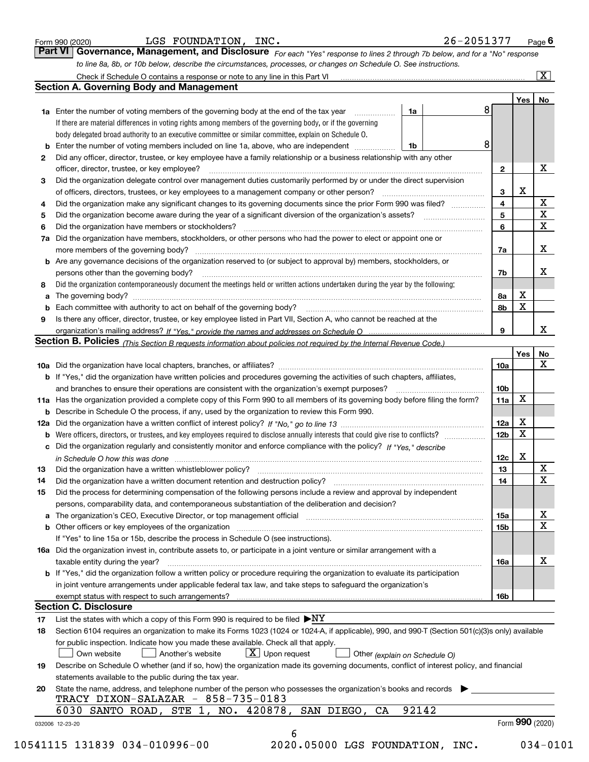Form 990 (2020) LGS FOUNDATION, INC. 26-2051377 Page 6

## Part VI Governance, Management, and Disclosure

*For each "Yes" response to lines 2 through 7b below, and for a "No" response to line 8a, 8b, or 10b below, describe the circumstances, processes, or changes on Schedule O. See instructions.*

Check if Schedule O contains a response or note to any line in this Part VI [X]

### Section A. Governing Body and Management

| | | | | Yes | No |
|---|---|---|---|---|---|
| **1a** | Enter the number of voting members of the governing body at the end of the tax year. If there are material differences in voting rights among members of the governing body, or if the governing body delegated broad authority to an executive committee or similar committee, explain on Schedule O. | 1a | 8 | | |
| **b** | Enter the number of voting members included on line 1a, above, who are independent | 1b | 8 | | |
| **2** | Did any officer, director, trustee, or key employee have a family relationship or a business relationship with any other officer, director, trustee, or key employee? | 2 | | | X |
| **3** | Did the organization delegate control over management duties customarily performed by or under the direct supervision of officers, directors, trustees, or key employees to a management company or other person? | 3 | | X | |
| **4** | Did the organization make any significant changes to its governing documents since the prior Form 990 was filed? | 4 | | | X |
| **5** | Did the organization become aware during the year of a significant diversion of the organization's assets? | 5 | | | X |
| **6** | Did the organization have members or stockholders? | 6 | | | X |
| **7a** | Did the organization have members, stockholders, or other persons who had the power to elect or appoint one or more members of the governing body? | 7a | | | X |
| **b** | Are any governance decisions of the organization reserved to (or subject to approval by) members, stockholders, or persons other than the governing body? | 7b | | | X |
| **8** | Did the organization contemporaneously document the meetings held or written actions undertaken during the year by the following: | | | | |
| **a** | The governing body? | 8a | | X | |
| **b** | Each committee with authority to act on behalf of the governing body? | 8b | | X | |
| **9** | Is there any officer, director, trustee, or key employee listed in Part VII, Section A, who cannot be reached at the organization's mailing address? *If "Yes," provide the names and addresses on Schedule O* | 9 | | | X |

### Section B. Policies *(This Section B requests information about policies not required by the Internal Revenue Code.)*

| | | | Yes | No |
|---|---|---|---|---|
| **10a** | Did the organization have local chapters, branches, or affiliates? | 10a | | X |
| **b** | If "Yes," did the organization have written policies and procedures governing the activities of such chapters, affiliates, and branches to ensure their operations are consistent with the organization's exempt purposes? | 10b | | |
| **11a** | Has the organization provided a complete copy of this Form 990 to all members of its governing body before filing the form? | 11a | X | |
| **b** | Describe in Schedule O the process, if any, used by the organization to review this Form 990. | | | |
| **12a** | Did the organization have a written conflict of interest policy? *If "No," go to line 13* | 12a | X | |
| **b** | Were officers, directors, or trustees, and key employees required to disclose annually interests that could give rise to conflicts? | 12b | X | |
| **c** | Did the organization regularly and consistently monitor and enforce compliance with the policy? *If "Yes," describe in Schedule O how this was done* | 12c | X | |
| **13** | Did the organization have a written whistleblower policy? | 13 | | X |
| **14** | Did the organization have a written document retention and destruction policy? | 14 | | X |
| **15** | Did the process for determining compensation of the following persons include a review and approval by independent persons, comparability data, and contemporaneous substantiation of the deliberation and decision? | | | |
| **a** | The organization's CEO, Executive Director, or top management official | 15a | | X |
| **b** | Other officers or key employees of the organization | 15b | | X |
| | If "Yes" to line 15a or 15b, describe the process in Schedule O (see instructions). | | | |
| **16a** | Did the organization invest in, contribute assets to, or participate in a joint venture or similar arrangement with a taxable entity during the year? | 16a | | X |
| **b** | If "Yes," did the organization follow a written policy or procedure requiring the organization to evaluate its participation in joint venture arrangements under applicable federal tax law, and take steps to safeguard the organization's exempt status with respect to such arrangements? | 16b | | |

### Section C. Disclosure

**17** List the states with which a copy of this Form 990 is required to be filed ▶ NY

**18** Section 6104 requires an organization to make its Forms 1023 (1024 or 1024-A, if applicable), 990, and 990-T (Section 501(c)(3)s only) available for public inspection. Indicate how you made these available. Check all that apply.

[ ] Own website [ ] Another's website [X] Upon request [ ] Other *(explain on Schedule O)*

**19** Describe on Schedule O whether (and if so, how) the organization made its governing documents, conflict of interest policy, and financial statements available to the public during the tax year.

**20** State the name, address, and telephone number of the person who possesses the organization's books and records ▶

TRACY DIXON-SALAZAR - 858-735-0183

6030 SANTO ROAD, STE 1, NO. 420878, SAN DIEGO, CA 92142

032006 12-23-20 Form **990** (2020)

10541115 131839 034-010996-00 2020.05000 LGS FOUNDATION, INC. 034-0101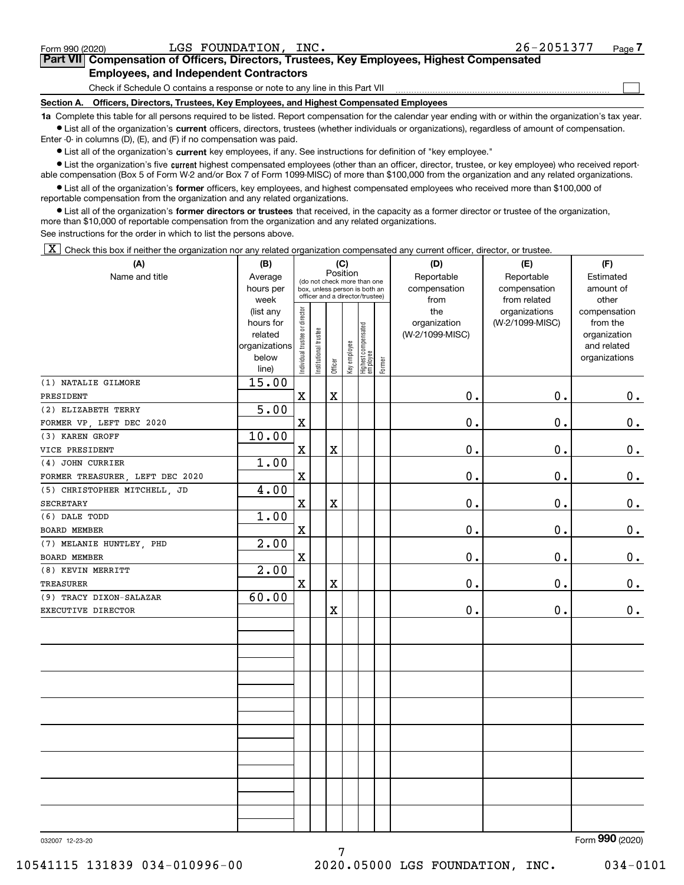Form 990 (2020) LGS FOUNDATION, INC. 26-2051377

**Part VII Compensation of Officers, Directors, Trustees, Key Employees, Highest Compensated Employees, and Independent Contractors**

Check if Schedule O contains a response or note to any line in this Part VII ☐

**Section A. Officers, Directors, Trustees, Key Employees, and Highest Compensated Employees**

**1a** Complete this table for all persons required to be listed. Report compensation for the calendar year ending with or within the organization's tax year.

- List all of the organization's **current** officers, directors, trustees (whether individuals or organizations), regardless of amount of compensation. Enter -0- in columns (D), (E), and (F) if no compensation was paid.
- List all of the organization's **current** key employees, if any. See instructions for definition of "key employee."
- List the organization's five **current** highest compensated employees (other than an officer, director, trustee, or key employee) who received reportable compensation (Box 5 of Form W-2 and/or Box 7 of Form 1099-MISC) of more than $100,000 from the organization and any related organizations.
- List all of the organization's **former** officers, key employees, and highest compensated employees who received more than $100,000 of reportable compensation from the organization and any related organizations.
- List all of the organization's **former directors or trustees** that received, in the capacity as a former director or trustee of the organization, more than $10,000 of reportable compensation from the organization and any related organizations.

See instructions for the order in which to list the persons above.

☒ Check this box if neither the organization nor any related organization compensated any current officer, director, or trustee.

| (A) Name and title | (B) Average hours per week (list any hours for related organizations below line) | (C) Position: Individual trustee or director | Institutional trustee | Officer | Key employee | Highest compensated employee | Former | (D) Reportable compensation from the organization (W-2/1099-MISC) | (E) Reportable compensation from related organizations (W-2/1099-MISC) | (F) Estimated amount of other compensation from the organization and related organizations |
|---|---|---|---|---|---|---|---|---|---|---|
| (1) NATALIE GILMORE<br>PRESIDENT | 15.00 | X | | X | | | | 0. | 0. | 0. |
| (2) ELIZABETH TERRY<br>FORMER VP, LEFT DEC 2020 | 5.00 | X | | | | | | 0. | 0. | 0. |
| (3) KAREN GROFF<br>VICE PRESIDENT | 10.00 | X | | X | | | | 0. | 0. | 0. |
| (4) JOHN CURRIER<br>FORMER TREASURER, LEFT DEC 2020 | 1.00 | X | | | | | | 0. | 0. | 0. |
| (5) CHRISTOPHER MITCHELL, JD<br>SECRETARY | 4.00 | X | | X | | | | 0. | 0. | 0. |
| (6) DALE TODD<br>BOARD MEMBER | 1.00 | X | | | | | | 0. | 0. | 0. |
| (7) MELANIE HUNTLEY, PHD<br>BOARD MEMBER | 2.00 | X | | | | | | 0. | 0. | 0. |
| (8) KEVIN MERRITT<br>TREASURER | 2.00 | X | | X | | | | 0. | 0. | 0. |
| (9) TRACY DIXON-SALAZAR<br>EXECUTIVE DIRECTOR | 60.00 | | | X | | | | 0. | 0. | 0. |

Form **990** (2020)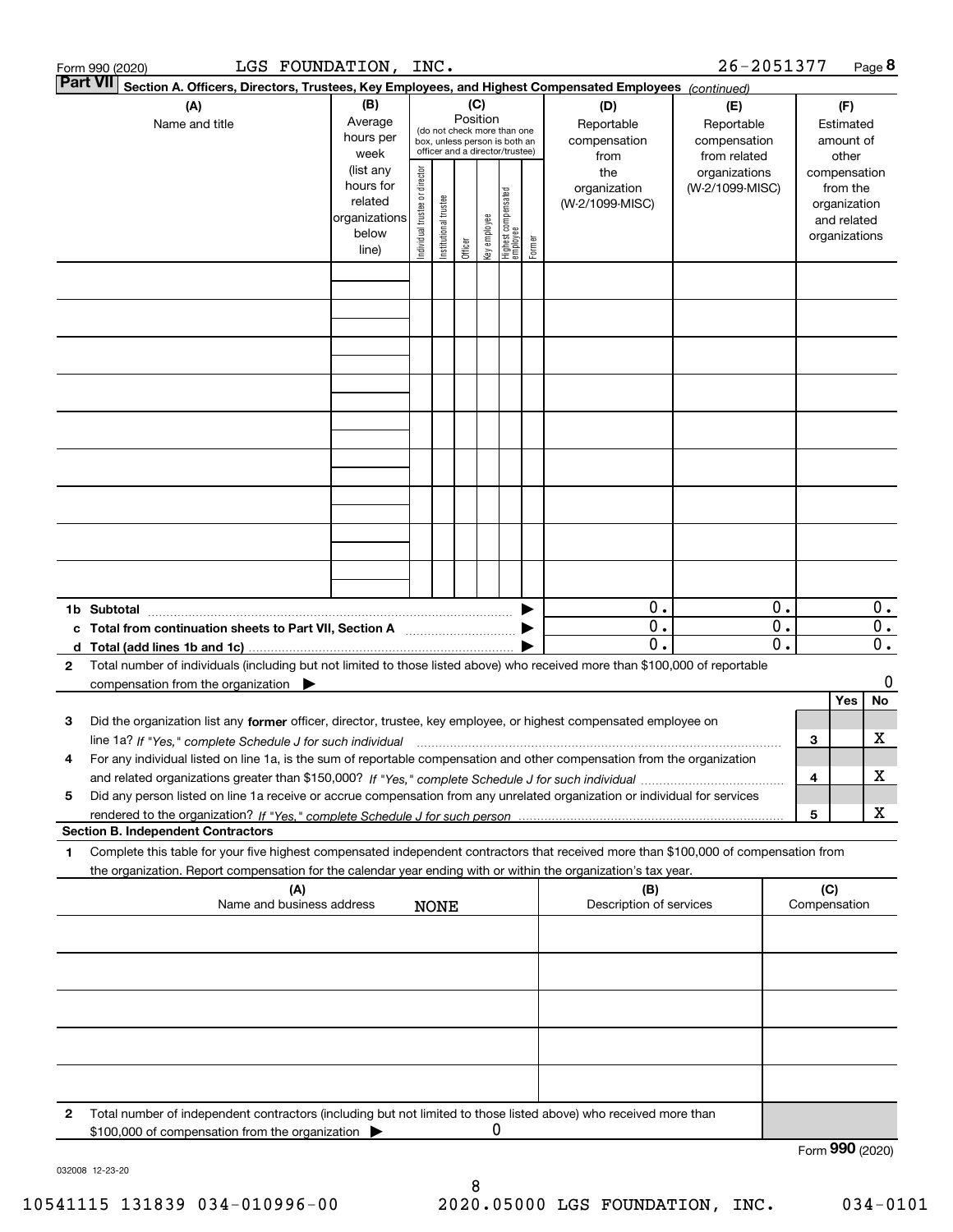Form 990 (2020) LGS FOUNDATION, INC. 26-2051377 Page **8**

**Part VII** **Section A. Officers, Directors, Trustees, Key Employees, and Highest Compensated Employees** *(continued)*

| (A) Name and title | (B) Average hours per week (list any hours for related organizations below line) | (C) Position (do not check more than one box, unless person is both an officer and a director/trustee) Individual trustee or director | Institutional trustee | Officer | Key employee | Highest compensated employee | Former | (D) Reportable compensation from the organization (W-2/1099-MISC) | (E) Reportable compensation from related organizations (W-2/1099-MISC) | (F) Estimated amount of other compensation from the organization and related organizations |
|---|---|---|---|---|---|---|---|---|---|---|
| | | | | | | | | | | |
| | | | | | | | | | | |
| | | | | | | | | | | |
| | | | | | | | | | | |
| | | | | | | | | | | |
| | | | | | | | | | | |
| | | | | | | | | | | |
| | | | | | | | | | | |
| | | | | | | | | | | |
| **1b Subtotal** | | | | | | | | 0. | 0. | 0. |
| **c Total from continuation sheets to Part VII, Section A** | | | | | | | | 0. | 0. | 0. |
| **d Total (add lines 1b and 1c)** | | | | | | | | 0. | 0. | 0. |

**2** Total number of individuals (including but not limited to those listed above) who received more than $100,000 of reportable compensation from the organization ▶ 0

| | | | Yes | No |
|---|---|---|---|---|
| **3** | Did the organization list any **former** officer, director, trustee, key employee, or highest compensated employee on line 1a? *If "Yes," complete Schedule J for such individual* | 3 | | X |
| **4** | For any individual listed on line 1a, is the sum of reportable compensation and other compensation from the organization and related organizations greater than $150,000? *If "Yes," complete Schedule J for such individual* | 4 | | X |
| **5** | Did any person listed on line 1a receive or accrue compensation from any unrelated organization or individual for services rendered to the organization? *If "Yes," complete Schedule J for such person* | 5 | | X |

**Section B. Independent Contractors**

**1** Complete this table for your five highest compensated independent contractors that received more than $100,000 of compensation from the organization. Report compensation for the calendar year ending with or within the organization's tax year.

| (A) Name and business address | (B) Description of services | (C) Compensation |
|---|---|---|
| NONE | | |
| | | |
| | | |
| | | |
| | | |

**2** Total number of independent contractors (including but not limited to those listed above) who received more than $100,000 of compensation from the organization ▶ 0

Form **990** (2020)

032008 12-23-20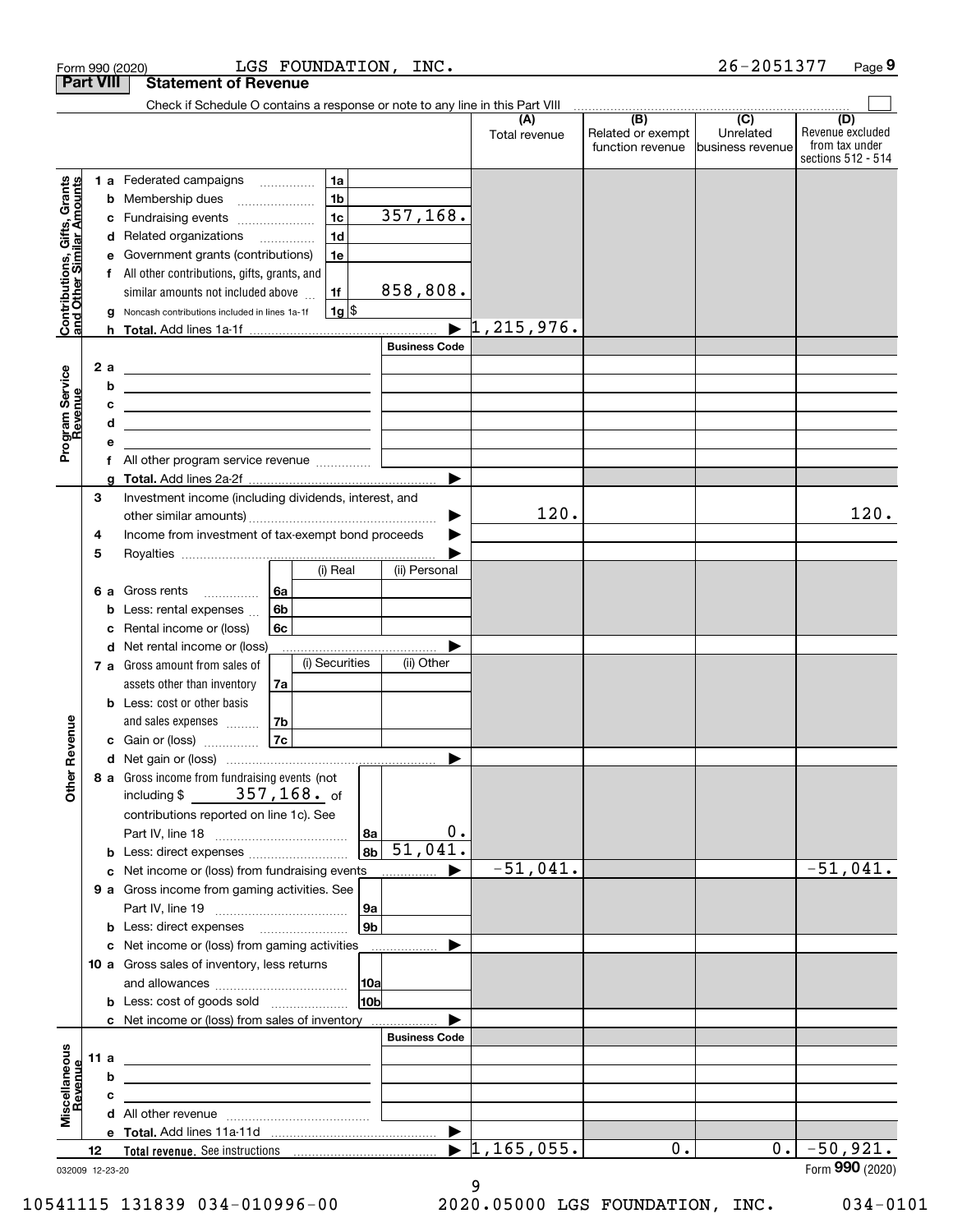Form 990 (2020) LGS FOUNDATION, INC. 26-2051377 Page **9**

## Part VIII Statement of Revenue

Check if Schedule O contains a response or note to any line in this Part VIII

| | | | | (A) Total revenue | (B) Related or exempt function revenue | (C) Unrelated business revenue | (D) Revenue excluded from tax under sections 512 - 514 |
|---|---|---|---|---|---|---|---|
| **Contributions, Gifts, Grants and Other Similar Amounts** | 1 a Federated campaigns | 1a | | | | | |
| | b Membership dues | 1b | | | | | |
| | c Fundraising events | 1c | 357,168. | | | | |
| | d Related organizations | 1d | | | | | |
| | e Government grants (contributions) | 1e | | | | | |
| | f All other contributions, gifts, grants, and similar amounts not included above | 1f | 858,808. | | | | |
| | g Noncash contributions included in lines 1a-1f | 1g $ | | | | | |
| | h **Total.** Add lines 1a-1f | | ▶ | 1,215,976. | | | |
| **Program Service Revenue** | | | **Business Code** | | | | |
| | 2 a | | | | | | |
| | b | | | | | | |
| | c | | | | | | |
| | d | | | | | | |
| | e | | | | | | |
| | f All other program service revenue | | | | | | |
| | g **Total.** Add lines 2a-2f | | ▶ | | | | |
| **Other Revenue** | 3 Investment income (including dividends, interest, and other similar amounts) | | ▶ | 120. | | | 120. |
| | 4 Income from investment of tax-exempt bond proceeds | | ▶ | | | | |
| | 5 Royalties | | ▶ | | | | |
| | | (i) Real | (ii) Personal | | | | |
| | 6 a Gross rents | 6a | | | | | |
| | b Less: rental expenses | 6b | | | | | |
| | c Rental income or (loss) | 6c | | | | | |
| | d Net rental income or (loss) | | ▶ | | | | |
| | | (i) Securities | (ii) Other | | | | |
| | 7 a Gross amount from sales of assets other than inventory | 7a | | | | | |
| | b Less: cost or other basis and sales expenses | 7b | | | | | |
| | c Gain or (loss) | 7c | | | | | |
| | d Net gain or (loss) | | ▶ | | | | |
| | 8 a Gross income from fundraising events (not including $ 357,168. of contributions reported on line 1c). See Part IV, line 18 | 8a | 0. | | | | |
| | b Less: direct expenses | 8b | 51,041. | | | | |
| | c Net income or (loss) from fundraising events | | ▶ | -51,041. | | | -51,041. |
| | 9 a Gross income from gaming activities. See Part IV, line 19 | 9a | | | | | |
| | b Less: direct expenses | 9b | | | | | |
| | c Net income or (loss) from gaming activities | | ▶ | | | | |
| | 10 a Gross sales of inventory, less returns and allowances | 10a | | | | | |
| | b Less: cost of goods sold | 10b | | | | | |
| | c Net income or (loss) from sales of inventory | | ▶ | | | | |
| **Miscellaneous Revenue** | | | **Business Code** | | | | |
| | 11 a | | | | | | |
| | b | | | | | | |
| | c | | | | | | |
| | d All other revenue | | | | | | |
| | e **Total.** Add lines 11a-11d | | ▶ | | | | |
| | 12 **Total revenue.** See instructions | | ▶ | 1,165,055. | 0. | 0. | -50,921. |

032009 12-23-20 Form **990** (2020)

10541115 131839 034-010996-00 2020.05000 LGS FOUNDATION, INC. 034-0101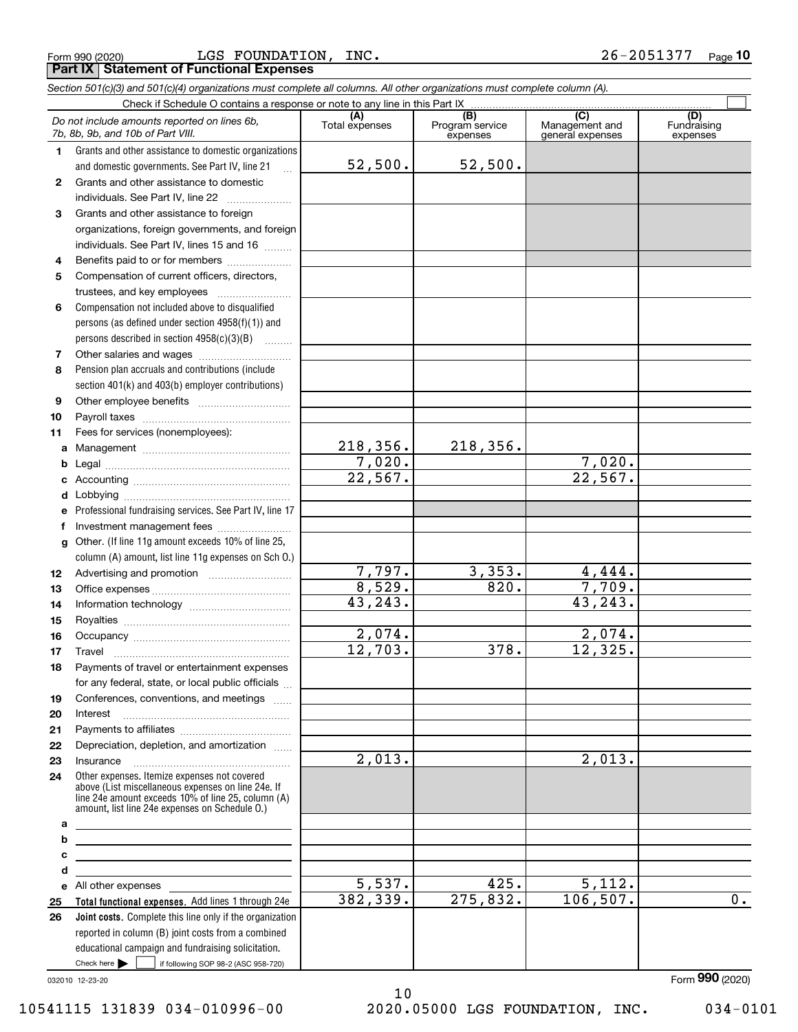Form 990 (2020) LGS FOUNDATION, INC. 26-2051377 Page 10

**Part IX Statement of Functional Expenses**

*Section 501(c)(3) and 501(c)(4) organizations must complete all columns. All other organizations must complete column (A).*

Check if Schedule O contains a response or note to any line in this Part IX

| | *Do not include amounts reported on lines 6b, 7b, 8b, 9b, and 10b of Part VIII.* | (A) Total expenses | (B) Program service expenses | (C) Management and general expenses | (D) Fundraising expenses |
|---|---|---|---|---|---|
| 1 | Grants and other assistance to domestic organizations and domestic governments. See Part IV, line 21 | 52,500. | 52,500. | | |
| 2 | Grants and other assistance to domestic individuals. See Part IV, line 22 | | | | |
| 3 | Grants and other assistance to foreign organizations, foreign governments, and foreign individuals. See Part IV, lines 15 and 16 | | | | |
| 4 | Benefits paid to or for members | | | | |
| 5 | Compensation of current officers, directors, trustees, and key employees | | | | |
| 6 | Compensation not included above to disqualified persons (as defined under section 4958(f)(1)) and persons described in section 4958(c)(3)(B) | | | | |
| 7 | Other salaries and wages | | | | |
| 8 | Pension plan accruals and contributions (include section 401(k) and 403(b) employer contributions) | | | | |
| 9 | Other employee benefits | | | | |
| 10 | Payroll taxes | | | | |
| 11 | Fees for services (nonemployees): | | | | |
| a | Management | 218,356. | 218,356. | | |
| b | Legal | 7,020. | | 7,020. | |
| c | Accounting | 22,567. | | 22,567. | |
| d | Lobbying | | | | |
| e | Professional fundraising services. See Part IV, line 17 | | | | |
| f | Investment management fees | | | | |
| g | Other. (If line 11g amount exceeds 10% of line 25, column (A) amount, list line 11g expenses on Sch O.) | | | | |
| 12 | Advertising and promotion | 7,797. | 3,353. | 4,444. | |
| 13 | Office expenses | 8,529. | 820. | 7,709. | |
| 14 | Information technology | 43,243. | | 43,243. | |
| 15 | Royalties | | | | |
| 16 | Occupancy | 2,074. | | 2,074. | |
| 17 | Travel | 12,703. | 378. | 12,325. | |
| 18 | Payments of travel or entertainment expenses for any federal, state, or local public officials | | | | |
| 19 | Conferences, conventions, and meetings | | | | |
| 20 | Interest | | | | |
| 21 | Payments to affiliates | | | | |
| 22 | Depreciation, depletion, and amortization | | | | |
| 23 | Insurance | 2,013. | | 2,013. | |
| 24 | Other expenses. Itemize expenses not covered above (List miscellaneous expenses on line 24e. If line 24e amount exceeds 10% of line 25, column (A) amount, list line 24e expenses on Schedule O.) | | | | |
| a | | | | | |
| b | | | | | |
| c | | | | | |
| d | | | | | |
| e | All other expenses | 5,537. | 425. | 5,112. | |
| 25 | **Total functional expenses.** Add lines 1 through 24e | 382,339. | 275,832. | 106,507. | 0. |
| 26 | **Joint costs.** Complete this line only if the organization reported in column (B) joint costs from a combined educational campaign and fundraising solicitation. Check here ☐ if following SOP 98-2 (ASC 958-720) | | | | |

032010 12-23-20

Form **990** (2020)

10541115 131839 034-010996-00 2020.05000 LGS FOUNDATION, INC. 034-0101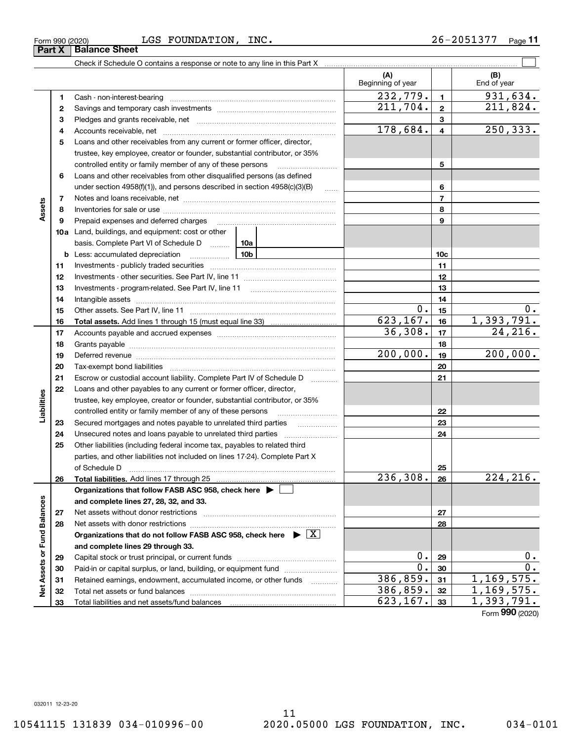Form 990 (2020) LGS FOUNDATION, INC. 26-2051377 Page **11**

## Part X Balance Sheet

Check if Schedule O contains a response or note to any line in this Part X

| | | | (A) Beginning of year | | (B) End of year |
|---|---|---|---|---|---|
| Assets | 1 | Cash - non-interest-bearing | 232,779. | 1 | 931,634. |
| | 2 | Savings and temporary cash investments | 211,704. | 2 | 211,824. |
| | 3 | Pledges and grants receivable, net | | 3 | |
| | 4 | Accounts receivable, net | 178,684. | 4 | 250,333. |
| | 5 | Loans and other receivables from any current or former officer, director, trustee, key employee, creator or founder, substantial contributor, or 35% controlled entity or family member of any of these persons | | 5 | |
| | 6 | Loans and other receivables from other disqualified persons (as defined under section 4958(f)(1)), and persons described in section 4958(c)(3)(B) | | 6 | |
| | 7 | Notes and loans receivable, net | | 7 | |
| | 8 | Inventories for sale or use | | 8 | |
| | 9 | Prepaid expenses and deferred charges | | 9 | |
| | 10a | Land, buildings, and equipment: cost or other basis. Complete Part VI of Schedule D ... 10a | | | |
| | b | Less: accumulated depreciation ... 10b | | 10c | |
| | 11 | Investments - publicly traded securities | | 11 | |
| | 12 | Investments - other securities. See Part IV, line 11 | | 12 | |
| | 13 | Investments - program-related. See Part IV, line 11 | | 13 | |
| | 14 | Intangible assets | | 14 | |
| | 15 | Other assets. See Part IV, line 11 | 0. | 15 | 0. |
| | 16 | **Total assets.** Add lines 1 through 15 (must equal line 33) | 623,167. | 16 | 1,393,791. |
| Liabilities | 17 | Accounts payable and accrued expenses | 36,308. | 17 | 24,216. |
| | 18 | Grants payable | | 18 | |
| | 19 | Deferred revenue | 200,000. | 19 | 200,000. |
| | 20 | Tax-exempt bond liabilities | | 20 | |
| | 21 | Escrow or custodial account liability. Complete Part IV of Schedule D | | 21 | |
| | 22 | Loans and other payables to any current or former officer, director, trustee, key employee, creator or founder, substantial contributor, or 35% controlled entity or family member of any of these persons | | 22 | |
| | 23 | Secured mortgages and notes payable to unrelated third parties | | 23 | |
| | 24 | Unsecured notes and loans payable to unrelated third parties | | 24 | |
| | 25 | Other liabilities (including federal income tax, payables to related third parties, and other liabilities not included on lines 17-24). Complete Part X of Schedule D | | 25 | |
| | 26 | **Total liabilities.** Add lines 17 through 25 | 236,308. | 26 | 224,216. |
| Net Assets or Fund Balances | | **Organizations that follow FASB ASC 958, check here ▶ ☐ and complete lines 27, 28, 32, and 33.** | | | |
| | 27 | Net assets without donor restrictions | | 27 | |
| | 28 | Net assets with donor restrictions | | 28 | |
| | | **Organizations that do not follow FASB ASC 958, check here ▶ ☒ and complete lines 29 through 33.** | | | |
| | 29 | Capital stock or trust principal, or current funds | 0. | 29 | 0. |
| | 30 | Paid-in or capital surplus, or land, building, or equipment fund | 0. | 30 | 0. |
| | 31 | Retained earnings, endowment, accumulated income, or other funds | 386,859. | 31 | 1,169,575. |
| | 32 | Total net assets or fund balances | 386,859. | 32 | 1,169,575. |
| | 33 | Total liabilities and net assets/fund balances | 623,167. | 33 | 1,393,791. |

Form **990** (2020)

032011 12-23-20

10541115 131839 034-010996-00 2020.05000 LGS FOUNDATION, INC. 034-0101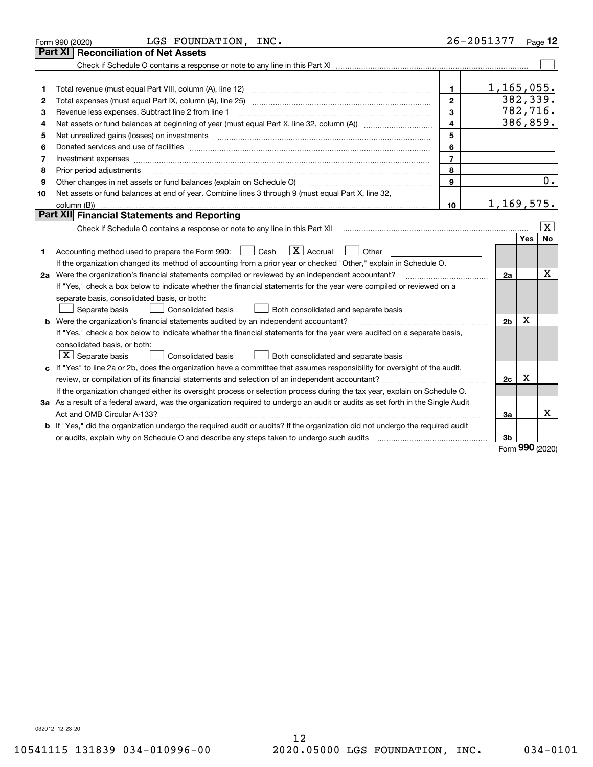Form 990 (2020) LGS FOUNDATION, INC. 26-2051377

## Part XI Reconciliation of Net Assets

Check if Schedule O contains a response or note to any line in this Part XI ☐

| | | | |
|---|---|---|---|
| 1 | Total revenue (must equal Part VIII, column (A), line 12) | 1 | 1,165,055. |
| 2 | Total expenses (must equal Part IX, column (A), line 25) | 2 | 382,339. |
| 3 | Revenue less expenses. Subtract line 2 from line 1 | 3 | 782,716. |
| 4 | Net assets or fund balances at beginning of year (must equal Part X, line 32, column (A)) | 4 | 386,859. |
| 5 | Net unrealized gains (losses) on investments | 5 | |
| 6 | Donated services and use of facilities | 6 | |
| 7 | Investment expenses | 7 | |
| 8 | Prior period adjustments | 8 | |
| 9 | Other changes in net assets or fund balances (explain on Schedule O) | 9 | 0. |
| 10 | Net assets or fund balances at end of year. Combine lines 3 through 9 (must equal Part X, line 32, column (B)) | 10 | 1,169,575. |

## Part XII Financial Statements and Reporting

Check if Schedule O contains a response or note to any line in this Part XII ☒

| | | | Yes | No |
|---|---|---|---|---|
| 1 | Accounting method used to prepare the Form 990: ☐ Cash ☒ Accrual ☐ Other<br>If the organization changed its method of accounting from a prior year or checked "Other," explain in Schedule O. | | | |
| 2a | Were the organization's financial statements compiled or reviewed by an independent accountant?<br>If "Yes," check a box below to indicate whether the financial statements for the year were compiled or reviewed on a separate basis, consolidated basis, or both:<br>☐ Separate basis ☐ Consolidated basis ☐ Both consolidated and separate basis | 2a | | X |
| b | Were the organization's financial statements audited by an independent accountant?<br>If "Yes," check a box below to indicate whether the financial statements for the year were audited on a separate basis, consolidated basis, or both:<br>☒ Separate basis ☐ Consolidated basis ☐ Both consolidated and separate basis | 2b | X | |
| c | If "Yes" to line 2a or 2b, does the organization have a committee that assumes responsibility for oversight of the audit, review, or compilation of its financial statements and selection of an independent accountant?<br>If the organization changed either its oversight process or selection process during the tax year, explain on Schedule O. | 2c | X | |
| 3a | As a result of a federal award, was the organization required to undergo an audit or audits as set forth in the Single Audit Act and OMB Circular A-133? | 3a | | X |
| b | If "Yes," did the organization undergo the required audit or audits? If the organization did not undergo the required audit or audits, explain why on Schedule O and describe any steps taken to undergo such audits | 3b | | |

Form **990** (2020)

032012 12-23-20

10541115 131839 034-010996-00 2020.05000 LGS FOUNDATION, INC. 034-0101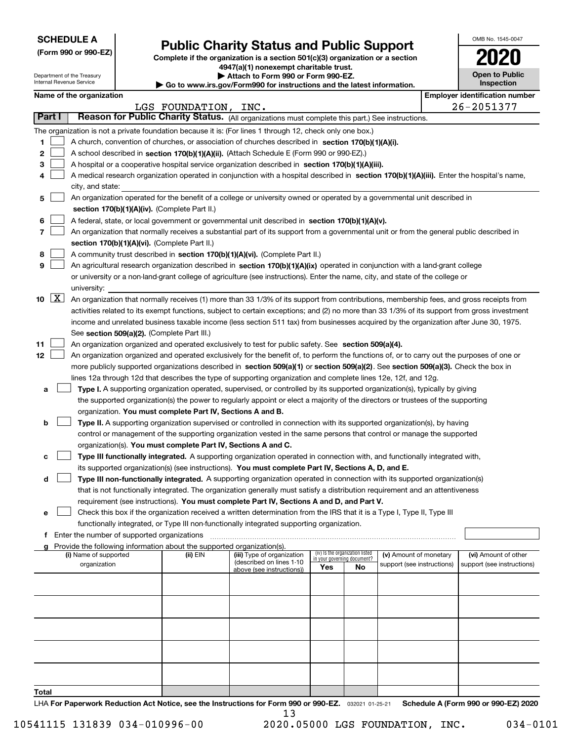**SCHEDULE A**
**(Form 990 or 990-EZ)**

Department of the Treasury
Internal Revenue Service

# Public Charity Status and Public Support

**Complete if the organization is a section 501(c)(3) organization or a section 4947(a)(1) nonexempt charitable trust.**
**▶ Attach to Form 990 or Form 990-EZ.**
**▶ Go to www.irs.gov/Form990 for instructions and the latest information.**

OMB No. 1545-0047

**2020**

**Open to Public Inspection**

**Name of the organization**
LGS FOUNDATION, INC.

**Employer identification number**
26-2051377

**Part I** **Reason for Public Charity Status.** (All organizations must complete this part.) See instructions.

The organization is not a private foundation because it is: (For lines 1 through 12, check only one box.)

1. [ ] A church, convention of churches, or association of churches described in **section 170(b)(1)(A)(i).**
2. [ ] A school described in **section 170(b)(1)(A)(ii).** (Attach Schedule E (Form 990 or 990-EZ).)
3. [ ] A hospital or a cooperative hospital service organization described in **section 170(b)(1)(A)(iii).**
4. [ ] A medical research organization operated in conjunction with a hospital described in **section 170(b)(1)(A)(iii).** Enter the hospital's name, city, and state:
5. [ ] An organization operated for the benefit of a college or university owned or operated by a governmental unit described in **section 170(b)(1)(A)(iv).** (Complete Part II.)
6. [ ] A federal, state, or local government or governmental unit described in **section 170(b)(1)(A)(v).**
7. [ ] An organization that normally receives a substantial part of its support from a governmental unit or from the general public described in **section 170(b)(1)(A)(vi).** (Complete Part II.)
8. [ ] A community trust described in **section 170(b)(1)(A)(vi).** (Complete Part II.)
9. [ ] An agricultural research organization described in **section 170(b)(1)(A)(ix)** operated in conjunction with a land-grant college or university or a non-land-grant college of agriculture (see instructions). Enter the name, city, and state of the college or university:
10. [X] An organization that normally receives (1) more than 33 1/3% of its support from contributions, membership fees, and gross receipts from activities related to its exempt functions, subject to certain exceptions; and (2) no more than 33 1/3% of its support from gross investment income and unrelated business taxable income (less section 511 tax) from businesses acquired by the organization after June 30, 1975. See **section 509(a)(2).** (Complete Part III.)
11. [ ] An organization organized and operated exclusively to test for public safety. See **section 509(a)(4).**
12. [ ] An organization organized and operated exclusively for the benefit of, to perform the functions of, or to carry out the purposes of one or more publicly supported organizations described in **section 509(a)(1)** or **section 509(a)(2)**. See **section 509(a)(3).** Check the box in lines 12a through 12d that describes the type of supporting organization and complete lines 12e, 12f, and 12g.
   - **a** [ ] **Type I.** A supporting organization operated, supervised, or controlled by its supported organization(s), typically by giving the supported organization(s) the power to regularly appoint or elect a majority of the directors or trustees of the supporting organization. **You must complete Part IV, Sections A and B.**
   - **b** [ ] **Type II.** A supporting organization supervised or controlled in connection with its supported organization(s), by having control or management of the supporting organization vested in the same persons that control or manage the supported organization(s). **You must complete Part IV, Sections A and C.**
   - **c** [ ] **Type III functionally integrated.** A supporting organization operated in connection with, and functionally integrated with, its supported organization(s) (see instructions). **You must complete Part IV, Sections A, D, and E.**
   - **d** [ ] **Type III non-functionally integrated.** A supporting organization operated in connection with its supported organization(s) that is not functionally integrated. The organization generally must satisfy a distribution requirement and an attentiveness requirement (see instructions). **You must complete Part IV, Sections A and D, and Part V.**
   - **e** [ ] Check this box if the organization received a written determination from the IRS that it is a Type I, Type II, Type III functionally integrated, or Type III non-functionally integrated supporting organization.
   - **f** Enter the number of supported organizations
   - **g** Provide the following information about the supported organization(s).

| (i) Name of supported organization | (ii) EIN | (iii) Type of organization (described on lines 1-10 above (see instructions)) | (iv) Is the organization listed in your governing document? Yes | No | (v) Amount of monetary support (see instructions) | (vi) Amount of other support (see instructions) |
|---|---|---|---|---|---|---|
| | | | | | | |
| | | | | | | |
| | | | | | | |
| | | | | | | |
| | | | | | | |
| **Total** | | | | | | |

LHA **For Paperwork Reduction Act Notice, see the Instructions for Form 990 or 990-EZ.** 032021 01-25-21 **Schedule A (Form 990 or 990-EZ) 2020**

10541115 131839 034-010996-00 2020.05000 LGS FOUNDATION, INC. 034-0101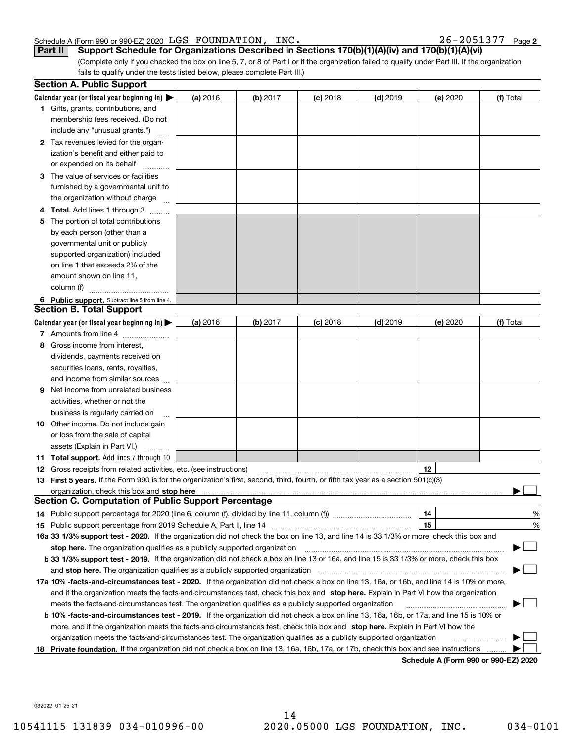Schedule A (Form 990 or 990-EZ) 2020 LGS FOUNDATION, INC. 26-2051377 Page 2

## Part II Support Schedule for Organizations Described in Sections 170(b)(1)(A)(iv) and 170(b)(1)(A)(vi)

(Complete only if you checked the box on line 5, 7, or 8 of Part I or if the organization failed to qualify under Part III. If the organization fails to qualify under the tests listed below, please complete Part III.)

### Section A. Public Support

| Calendar year (or fiscal year beginning in) ▶ | (a) 2016 | (b) 2017 | (c) 2018 | (d) 2019 | (e) 2020 | (f) Total |
|---|---|---|---|---|---|---|
| 1 Gifts, grants, contributions, and membership fees received. (Do not include any "unusual grants.") | | | | | | |
| 2 Tax revenues levied for the organization's benefit and either paid to or expended on its behalf | | | | | | |
| 3 The value of services or facilities furnished by a governmental unit to the organization without charge | | | | | | |
| 4 Total. Add lines 1 through 3 | | | | | | |
| 5 The portion of total contributions by each person (other than a governmental unit or publicly supported organization) included on line 1 that exceeds 2% of the amount shown on line 11, column (f) | | | | | | |
| 6 Public support. Subtract line 5 from line 4. | | | | | | |

### Section B. Total Support

| Calendar year (or fiscal year beginning in) ▶ | (a) 2016 | (b) 2017 | (c) 2018 | (d) 2019 | (e) 2020 | (f) Total |
|---|---|---|---|---|---|---|
| 7 Amounts from line 4 | | | | | | |
| 8 Gross income from interest, dividends, payments received on securities loans, rents, royalties, and income from similar sources | | | | | | |
| 9 Net income from unrelated business activities, whether or not the business is regularly carried on | | | | | | |
| 10 Other income. Do not include gain or loss from the sale of capital assets (Explain in Part VI.) | | | | | | |
| 11 Total support. Add lines 7 through 10 | | | | | | |

**12** Gross receipts from related activities, etc. (see instructions) | 12 |

**13 First 5 years.** If the Form 990 is for the organization's first, second, third, fourth, or fifth tax year as a section 501(c)(3) organization, check this box and **stop here** ▶ ☐

### Section C. Computation of Public Support Percentage

**14** Public support percentage for 2020 (line 6, column (f), divided by line 11, column (f)) | 14 | %

**15** Public support percentage from 2019 Schedule A, Part II, line 14 | 15 | %

**16a 33 1/3% support test - 2020.** If the organization did not check the box on line 13, and line 14 is 33 1/3% or more, check this box and **stop here.** The organization qualifies as a publicly supported organization ▶ ☐

**b 33 1/3% support test - 2019.** If the organization did not check a box on line 13 or 16a, and line 15 is 33 1/3% or more, check this box and **stop here.** The organization qualifies as a publicly supported organization ▶ ☐

**17a 10% -facts-and-circumstances test - 2020.** If the organization did not check a box on line 13, 16a, or 16b, and line 14 is 10% or more, and if the organization meets the facts-and-circumstances test, check this box and **stop here.** Explain in Part VI how the organization meets the facts-and-circumstances test. The organization qualifies as a publicly supported organization ▶ ☐

**b 10% -facts-and-circumstances test - 2019.** If the organization did not check a box on line 13, 16a, 16b, or 17a, and line 15 is 10% or more, and if the organization meets the facts-and-circumstances test, check this box and **stop here.** Explain in Part VI how the organization meets the facts-and-circumstances test. The organization qualifies as a publicly supported organization ▶ ☐

**18 Private foundation.** If the organization did not check a box on line 13, 16a, 16b, 17a, or 17b, check this box and see instructions ▶ ☐

**Schedule A (Form 990 or 990-EZ) 2020**

032022 01-25-21

10541115 131839 034-010996-00 2020.05000 LGS FOUNDATION, INC. 034-0101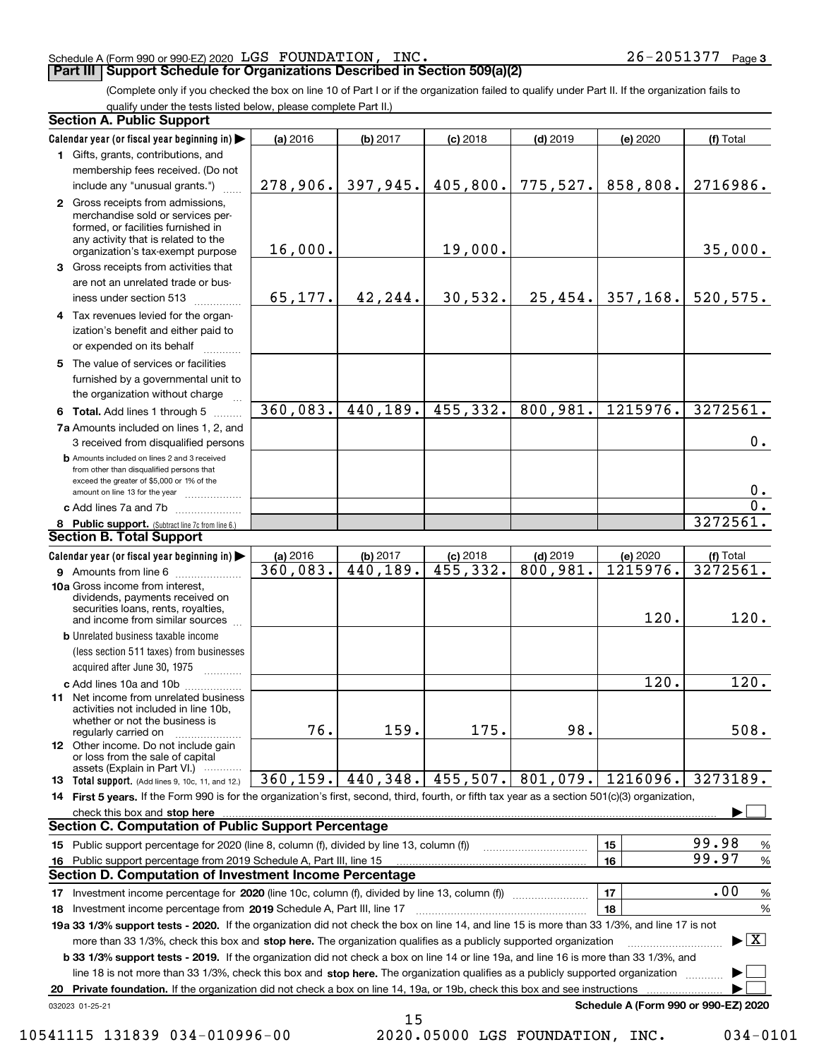Schedule A (Form 990 or 990-EZ) 2020 LGS FOUNDATION, INC. 26-2051377 Page 3

## Part III Support Schedule for Organizations Described in Section 509(a)(2)

(Complete only if you checked the box on line 10 of Part I or if the organization failed to qualify under Part II. If the organization fails to qualify under the tests listed below, please complete Part II.)

### Section A. Public Support

| Calendar year (or fiscal year beginning in) | (a) 2016 | (b) 2017 | (c) 2018 | (d) 2019 | (e) 2020 | (f) Total |
|---|---|---|---|---|---|---|
| 1 Gifts, grants, contributions, and membership fees received. (Do not include any "unusual grants.") | 278,906. | 397,945. | 405,800. | 775,527. | 858,808. | 2716986. |
| 2 Gross receipts from admissions, merchandise sold or services performed, or facilities furnished in any activity that is related to the organization's tax-exempt purpose | 16,000. | | 19,000. | | | 35,000. |
| 3 Gross receipts from activities that are not an unrelated trade or business under section 513 | 65,177. | 42,244. | 30,532. | 25,454. | 357,168. | 520,575. |
| 4 Tax revenues levied for the organization's benefit and either paid to or expended on its behalf | | | | | | |
| 5 The value of services or facilities furnished by a governmental unit to the organization without charge | | | | | | |
| 6 Total. Add lines 1 through 5 | 360,083. | 440,189. | 455,332. | 800,981. | 1215976. | 3272561. |
| 7a Amounts included on lines 1, 2, and 3 received from disqualified persons | | | | | | 0. |
| b Amounts included on lines 2 and 3 received from other than disqualified persons that exceed the greater of $5,000 or 1% of the amount on line 13 for the year | | | | | | 0. |
| c Add lines 7a and 7b | | | | | | 0. |
| 8 Public support. (Subtract line 7c from line 6.) | | | | | | 3272561. |

### Section B. Total Support

| Calendar year (or fiscal year beginning in) | (a) 2016 | (b) 2017 | (c) 2018 | (d) 2019 | (e) 2020 | (f) Total |
|---|---|---|---|---|---|---|
| 9 Amounts from line 6 | 360,083. | 440,189. | 455,332. | 800,981. | 1215976. | 3272561. |
| 10a Gross income from interest, dividends, payments received on securities loans, rents, royalties, and income from similar sources | | | | | 120. | 120. |
| b Unrelated business taxable income (less section 511 taxes) from businesses acquired after June 30, 1975 | | | | | | |
| c Add lines 10a and 10b | | | | | 120. | 120. |
| 11 Net income from unrelated business activities not included in line 10b, whether or not the business is regularly carried on | 76. | 159. | 175. | 98. | | 508. |
| 12 Other income. Do not include gain or loss from the sale of capital assets (Explain in Part VI.) | | | | | | |
| 13 Total support. (Add lines 9, 10c, 11, and 12.) | 360,159. | 440,348. | 455,507. | 801,079. | 1216096. | 3273189. |

14 First 5 years. If the Form 990 is for the organization's first, second, third, fourth, or fifth tax year as a section 501(c)(3) organization, check this box and stop here ☐

### Section C. Computation of Public Support Percentage

| | | |
|---|---|---|
| 15 Public support percentage for 2020 (line 8, column (f), divided by line 13, column (f)) | 15 | 99.98 % |
| 16 Public support percentage from 2019 Schedule A, Part III, line 15 | 16 | 99.97 % |

### Section D. Computation of Investment Income Percentage

| | | |
|---|---|---|
| 17 Investment income percentage for 2020 (line 10c, column (f), divided by line 13, column (f)) | 17 | .00 % |
| 18 Investment income percentage from 2019 Schedule A, Part III, line 17 | 18 | % |

19a 33 1/3% support tests - 2020. If the organization did not check the box on line 14, and line 15 is more than 33 1/3%, and line 17 is not more than 33 1/3%, check this box and stop here. The organization qualifies as a publicly supported organization ☒

b 33 1/3% support tests - 2019. If the organization did not check a box on line 14 or line 19a, and line 16 is more than 33 1/3%, and line 18 is not more than 33 1/3%, check this box and stop here. The organization qualifies as a publicly supported organization ☐

20 Private foundation. If the organization did not check a box on line 14, 19a, or 19b, check this box and see instructions ☐

032023 01-25-21 Schedule A (Form 990 or 990-EZ) 2020

10541115 131839 034-010996-00 2020.05000 LGS FOUNDATION, INC. 034-0101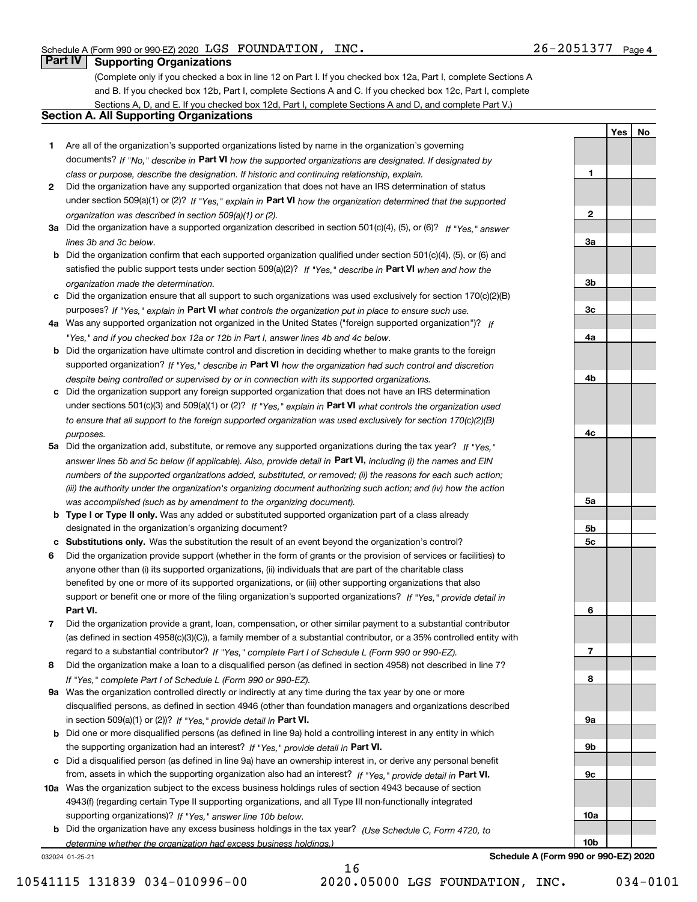Schedule A (Form 990 or 990-EZ) 2020 LGS FOUNDATION, INC. 26-2051377 Page 4

## Part IV Supporting Organizations

(Complete only if you checked a box in line 12 on Part I. If you checked box 12a, Part I, complete Sections A and B. If you checked box 12b, Part I, complete Sections A and C. If you checked box 12c, Part I, complete Sections A, D, and E. If you checked box 12d, Part I, complete Sections A and D, and complete Part V.)

### Section A. All Supporting Organizations

| | | | Yes | No |
|---|---|---|---|---|
| **1** | Are all of the organization's supported organizations listed by name in the organization's governing documents? *If "No," describe in* **Part VI** *how the supported organizations are designated. If designated by class or purpose, describe the designation. If historic and continuing relationship, explain.* | **1** | | |
| **2** | Did the organization have any supported organization that does not have an IRS determination of status under section 509(a)(1) or (2)? *If "Yes," explain in* **Part VI** *how the organization determined that the supported organization was described in section 509(a)(1) or (2).* | **2** | | |
| **3a** | Did the organization have a supported organization described in section 501(c)(4), (5), or (6)? *If "Yes," answer lines 3b and 3c below.* | **3a** | | |
| **b** | Did the organization confirm that each supported organization qualified under section 501(c)(4), (5), or (6) and satisfied the public support tests under section 509(a)(2)? *If "Yes," describe in* **Part VI** *when and how the organization made the determination.* | **3b** | | |
| **c** | Did the organization ensure that all support to such organizations was used exclusively for section 170(c)(2)(B) purposes? *If "Yes," explain in* **Part VI** *what controls the organization put in place to ensure such use.* | **3c** | | |
| **4a** | Was any supported organization not organized in the United States ("foreign supported organization")? *If "Yes," and if you checked box 12a or 12b in Part I, answer lines 4b and 4c below.* | **4a** | | |
| **b** | Did the organization have ultimate control and discretion in deciding whether to make grants to the foreign supported organization? *If "Yes," describe in* **Part VI** *how the organization had such control and discretion despite being controlled or supervised by or in connection with its supported organizations.* | **4b** | | |
| **c** | Did the organization support any foreign supported organization that does not have an IRS determination under sections 501(c)(3) and 509(a)(1) or (2)? *If "Yes," explain in* **Part VI** *what controls the organization used to ensure that all support to the foreign supported organization was used exclusively for section 170(c)(2)(B) purposes.* | **4c** | | |
| **5a** | Did the organization add, substitute, or remove any supported organizations during the tax year? *If "Yes," answer lines 5b and 5c below (if applicable). Also, provide detail in* **Part VI,** *including (i) the names and EIN numbers of the supported organizations added, substituted, or removed; (ii) the reasons for each such action; (iii) the authority under the organization's organizing document authorizing such action; and (iv) how the action was accomplished (such as by amendment to the organizing document).* | **5a** | | |
| **b** | **Type I or Type II only.** Was any added or substituted supported organization part of a class already designated in the organization's organizing document? | **5b** | | |
| **c** | **Substitutions only.** Was the substitution the result of an event beyond the organization's control? | **5c** | | |
| **6** | Did the organization provide support (whether in the form of grants or the provision of services or facilities) to anyone other than (i) its supported organizations, (ii) individuals that are part of the charitable class benefited by one or more of its supported organizations, or (iii) other supporting organizations that also support or benefit one or more of the filing organization's supported organizations? *If "Yes," provide detail in* **Part VI.** | **6** | | |
| **7** | Did the organization provide a grant, loan, compensation, or other similar payment to a substantial contributor (as defined in section 4958(c)(3)(C)), a family member of a substantial contributor, or a 35% controlled entity with regard to a substantial contributor? *If "Yes," complete Part I of Schedule L (Form 990 or 990-EZ).* | **7** | | |
| **8** | Did the organization make a loan to a disqualified person (as defined in section 4958) not described in line 7? *If "Yes," complete Part I of Schedule L (Form 990 or 990-EZ).* | **8** | | |
| **9a** | Was the organization controlled directly or indirectly at any time during the tax year by one or more disqualified persons, as defined in section 4946 (other than foundation managers and organizations described in section 509(a)(1) or (2))? *If "Yes," provide detail in* **Part VI.** | **9a** | | |
| **b** | Did one or more disqualified persons (as defined in line 9a) hold a controlling interest in any entity in which the supporting organization had an interest? *If "Yes," provide detail in* **Part VI.** | **9b** | | |
| **c** | Did a disqualified person (as defined in line 9a) have an ownership interest in, or derive any personal benefit from, assets in which the supporting organization also had an interest? *If "Yes," provide detail in* **Part VI.** | **9c** | | |
| **10a** | Was the organization subject to the excess business holdings rules of section 4943 because of section 4943(f) (regarding certain Type II supporting organizations, and all Type III non-functionally integrated supporting organizations)? *If "Yes," answer line 10b below.* | **10a** | | |
| **b** | Did the organization have any excess business holdings in the tax year? *(Use Schedule C, Form 4720, to determine whether the organization had excess business holdings.)* | **10b** | | |

032024 01-25-21 **Schedule A (Form 990 or 990-EZ) 2020**

10541115 131839 034-010996-00 2020.05000 LGS FOUNDATION, INC. 034-0101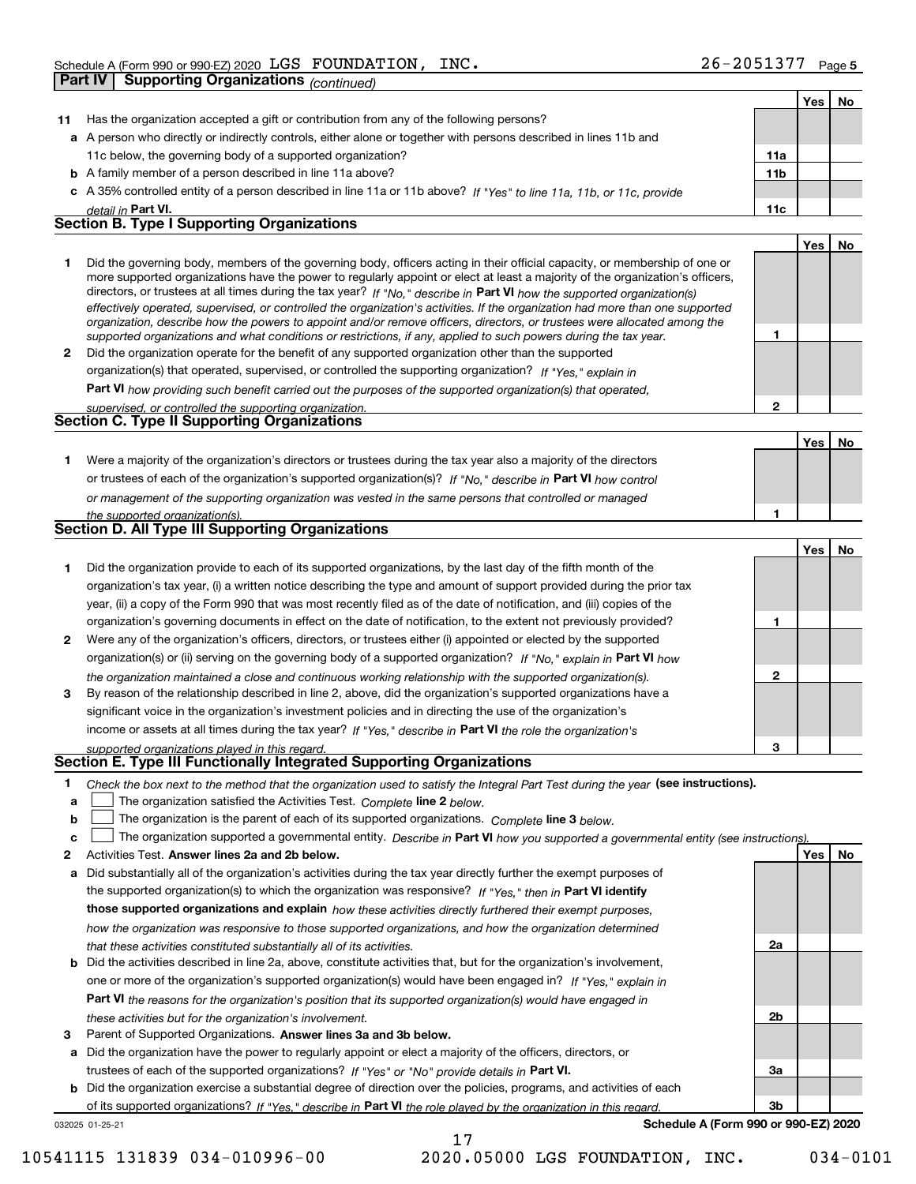Schedule A (Form 990 or 990-EZ) 2020 LGS FOUNDATION, INC. 26-2051377

**Part IV | Supporting Organizations** *(continued)*

| | | | Yes | No |
|---|---|---|---|---|
| **11** | Has the organization accepted a gift or contribution from any of the following persons? | | | |
| **a** | A person who directly or indirectly controls, either alone or together with persons described in lines 11b and 11c below, the governing body of a supported organization? | 11a | | |
| **b** | A family member of a person described in line 11a above? | 11b | | |
| **c** | A 35% controlled entity of a person described in line 11a or 11b above? *If "Yes" to line 11a, 11b, or 11c, provide detail in* **Part VI.** | 11c | | |

### Section B. Type I Supporting Organizations

| | | | Yes | No |
|---|---|---|---|---|
| **1** | Did the governing body, members of the governing body, officers acting in their official capacity, or membership of one or more supported organizations have the power to regularly appoint or elect at least a majority of the organization's officers, directors, or trustees at all times during the tax year? *If "No," describe in* **Part VI** *how the supported organization(s) effectively operated, supervised, or controlled the organization's activities. If the organization had more than one supported organization, describe how the powers to appoint and/or remove officers, directors, or trustees were allocated among the supported organizations and what conditions or restrictions, if any, applied to such powers during the tax year.* | 1 | | |
| **2** | Did the organization operate for the benefit of any supported organization other than the supported organization(s) that operated, supervised, or controlled the supporting organization? *If "Yes," explain in* **Part VI** *how providing such benefit carried out the purposes of the supported organization(s) that operated, supervised, or controlled the supporting organization.* | 2 | | |

### Section C. Type II Supporting Organizations

| | | | Yes | No |
|---|---|---|---|---|
| **1** | Were a majority of the organization's directors or trustees during the tax year also a majority of the directors or trustees of each of the organization's supported organization(s)? *If "No," describe in* **Part VI** *how control or management of the supporting organization was vested in the same persons that controlled or managed the supported organization(s).* | 1 | | |

### Section D. All Type III Supporting Organizations

| | | | Yes | No |
|---|---|---|---|---|
| **1** | Did the organization provide to each of its supported organizations, by the last day of the fifth month of the organization's tax year, (i) a written notice describing the type and amount of support provided during the prior tax year, (ii) a copy of the Form 990 that was most recently filed as of the date of notification, and (iii) copies of the organization's governing documents in effect on the date of notification, to the extent not previously provided? | 1 | | |
| **2** | Were any of the organization's officers, directors, or trustees either (i) appointed or elected by the supported organization(s) or (ii) serving on the governing body of a supported organization? *If "No," explain in* **Part VI** *how the organization maintained a close and continuous working relationship with the supported organization(s).* | 2 | | |
| **3** | By reason of the relationship described in line 2, above, did the organization's supported organizations have a significant voice in the organization's investment policies and in directing the use of the organization's income or assets at all times during the tax year? *If "Yes," describe in* **Part VI** *the role the organization's supported organizations played in this regard.* | 3 | | |

### Section E. Type III Functionally Integrated Supporting Organizations

**1** *Check the box next to the method that the organization used to satisfy the Integral Part Test during the year* **(see instructions).**

**a** ☐ The organization satisfied the Activities Test. *Complete* **line 2** *below.*

**b** ☐ The organization is the parent of each of its supported organizations. *Complete* **line 3** *below.*

**c** ☐ The organization supported a governmental entity. *Describe in* **Part VI** *how you supported a governmental entity (see instructions).*

| | | | Yes | No |
|---|---|---|---|---|
| **2** | Activities Test. **Answer lines 2a and 2b below.** | | | |
| **a** | Did substantially all of the organization's activities during the tax year directly further the exempt purposes of the supported organization(s) to which the organization was responsive? *If "Yes," then in* **Part VI identify those supported organizations and explain** *how these activities directly furthered their exempt purposes, how the organization was responsive to those supported organizations, and how the organization determined that these activities constituted substantially all of its activities.* | 2a | | |
| **b** | Did the activities described in line 2a, above, constitute activities that, but for the organization's involvement, one or more of the organization's supported organization(s) would have been engaged in? *If "Yes," explain in* **Part VI** *the reasons for the organization's position that its supported organization(s) would have engaged in these activities but for the organization's involvement.* | 2b | | |
| **3** | Parent of Supported Organizations. **Answer lines 3a and 3b below.** | | | |
| **a** | Did the organization have the power to regularly appoint or elect a majority of the officers, directors, or trustees of each of the supported organizations? *If "Yes" or "No" provide details in* **Part VI.** | 3a | | |
| **b** | Did the organization exercise a substantial degree of direction over the policies, programs, and activities of each of its supported organizations? *If "Yes," describe in* **Part VI** *the role played by the organization in this regard.* | 3b | | |

032025 01-25-21 **Schedule A (Form 990 or 990-EZ) 2020**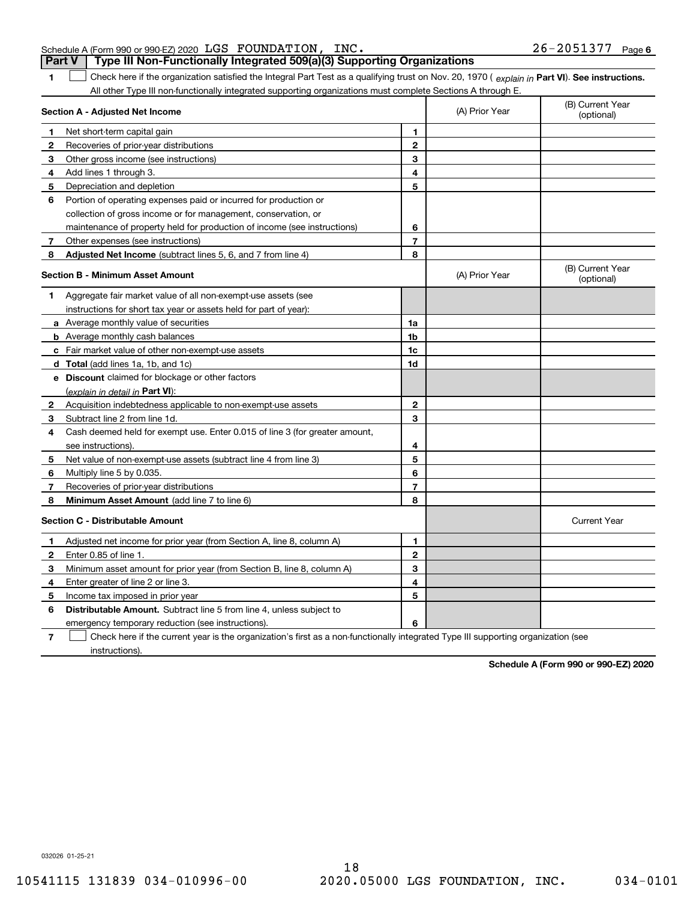Schedule A (Form 990 or 990-EZ) 2020 LGS FOUNDATION, INC. 26-2051377 Page 6

## Part V | Type III Non-Functionally Integrated 509(a)(3) Supporting Organizations

**1** ☐ Check here if the organization satisfied the Integral Part Test as a qualifying trust on Nov. 20, 1970 ( *explain in* **Part VI**). **See instructions.** All other Type III non-functionally integrated supporting organizations must complete Sections A through E.

| **Section A - Adjusted Net Income** | | | (A) Prior Year | (B) Current Year (optional) |
|---|---|---|---|---|
| **1** | Net short-term capital gain | **1** | | |
| **2** | Recoveries of prior-year distributions | **2** | | |
| **3** | Other gross income (see instructions) | **3** | | |
| **4** | Add lines 1 through 3. | **4** | | |
| **5** | Depreciation and depletion | **5** | | |
| **6** | Portion of operating expenses paid or incurred for production or collection of gross income or for management, conservation, or maintenance of property held for production of income (see instructions) | **6** | | |
| **7** | Other expenses (see instructions) | **7** | | |
| **8** | **Adjusted Net Income** (subtract lines 5, 6, and 7 from line 4) | **8** | | |

| **Section B - Minimum Asset Amount** | | | (A) Prior Year | (B) Current Year (optional) |
|---|---|---|---|---|
| **1** | Aggregate fair market value of all non-exempt-use assets (see instructions for short tax year or assets held for part of year): | | | |
| **a** | Average monthly value of securities | **1a** | | |
| **b** | Average monthly cash balances | **1b** | | |
| **c** | Fair market value of other non-exempt-use assets | **1c** | | |
| **d** | **Total** (add lines 1a, 1b, and 1c) | **1d** | | |
| **e** | **Discount** claimed for blockage or other factors (*explain in detail in* **Part VI**): | | | |
| **2** | Acquisition indebtedness applicable to non-exempt-use assets | **2** | | |
| **3** | Subtract line 2 from line 1d. | **3** | | |
| **4** | Cash deemed held for exempt use. Enter 0.015 of line 3 (for greater amount, see instructions). | **4** | | |
| **5** | Net value of non-exempt-use assets (subtract line 4 from line 3) | **5** | | |
| **6** | Multiply line 5 by 0.035. | **6** | | |
| **7** | Recoveries of prior-year distributions | **7** | | |
| **8** | **Minimum Asset Amount** (add line 7 to line 6) | **8** | | |

| **Section C - Distributable Amount** | | | | Current Year |
|---|---|---|---|---|
| **1** | Adjusted net income for prior year (from Section A, line 8, column A) | **1** | | |
| **2** | Enter 0.85 of line 1. | **2** | | |
| **3** | Minimum asset amount for prior year (from Section B, line 8, column A) | **3** | | |
| **4** | Enter greater of line 2 or line 3. | **4** | | |
| **5** | Income tax imposed in prior year | **5** | | |
| **6** | **Distributable Amount.** Subtract line 5 from line 4, unless subject to emergency temporary reduction (see instructions). | **6** | | |

**7** ☐ Check here if the current year is the organization's first as a non-functionally integrated Type III supporting organization (see instructions).

**Schedule A (Form 990 or 990-EZ) 2020**

032026 01-25-21

10541115 131839 034-010996-00 2020.05000 LGS FOUNDATION, INC. 034-0101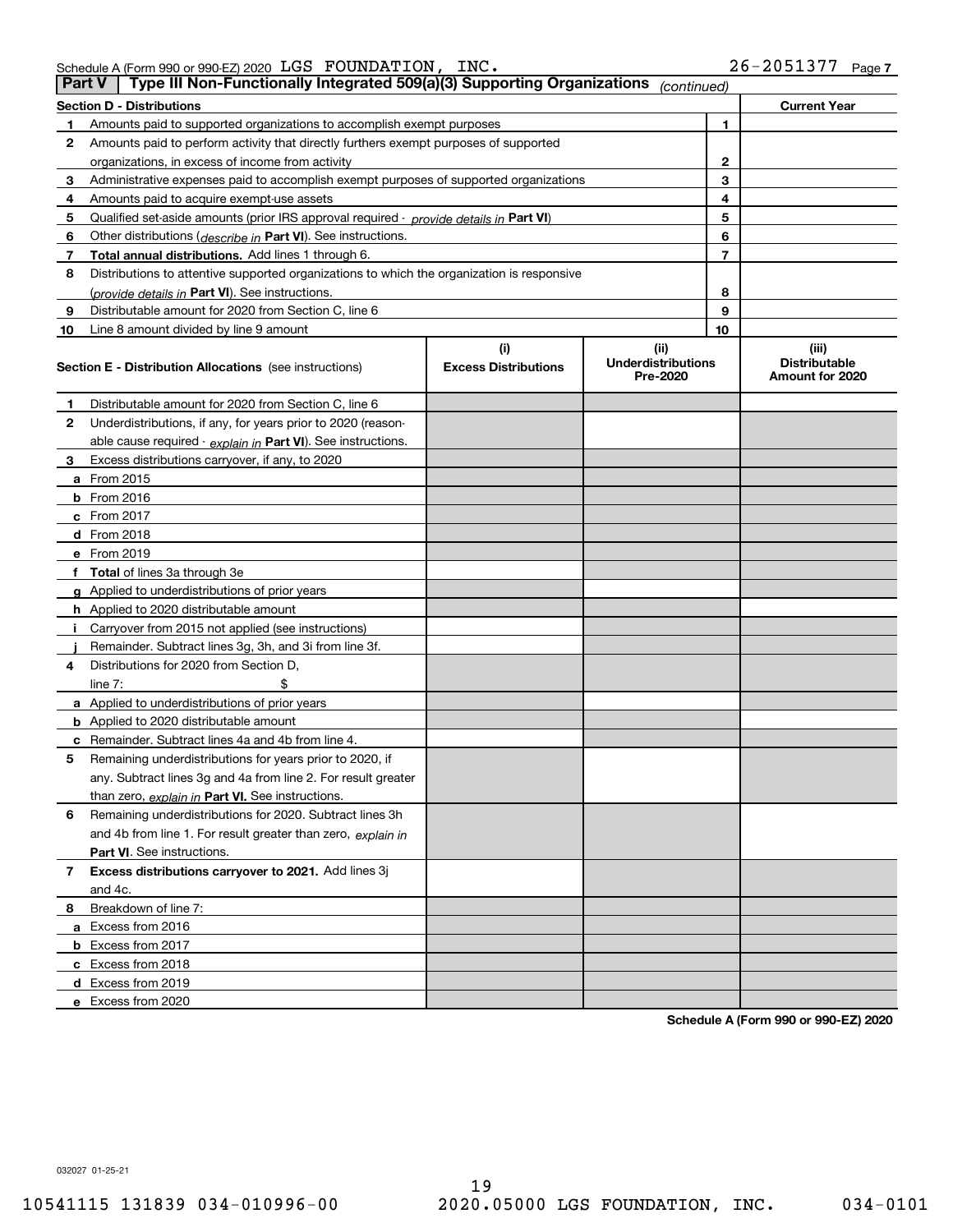Schedule A (Form 990 or 990-EZ) 2020 LGS FOUNDATION, INC. 26-2051377 Page 7

## Part V Type III Non-Functionally Integrated 509(a)(3) Supporting Organizations *(continued)*

| Section D - Distributions | | | Current Year |
|---|---|---|---|
| 1 | Amounts paid to supported organizations to accomplish exempt purposes | 1 | |
| 2 | Amounts paid to perform activity that directly furthers exempt purposes of supported organizations, in excess of income from activity | 2 | |
| 3 | Administrative expenses paid to accomplish exempt purposes of supported organizations | 3 | |
| 4 | Amounts paid to acquire exempt-use assets | 4 | |
| 5 | Qualified set-aside amounts (prior IRS approval required - *provide details in* **Part VI**) | 5 | |
| 6 | Other distributions (*describe in* **Part VI**). See instructions. | 6 | |
| 7 | **Total annual distributions.** Add lines 1 through 6. | 7 | |
| 8 | Distributions to attentive supported organizations to which the organization is responsive (*provide details in* **Part VI**). See instructions. | 8 | |
| 9 | Distributable amount for 2020 from Section C, line 6 | 9 | |
| 10 | Line 8 amount divided by line 9 amount | 10 | |

| Section E - Distribution Allocations (see instructions) | (i) Excess Distributions | (ii) Underdistributions Pre-2020 | (iii) Distributable Amount for 2020 |
|---|---|---|---|
| 1 Distributable amount for 2020 from Section C, line 6 | | | |
| 2 Underdistributions, if any, for years prior to 2020 (reasonable cause required - *explain in* **Part VI**). See instructions. | | | |
| 3 Excess distributions carryover, if any, to 2020 | | | |
| a From 2015 | | | |
| b From 2016 | | | |
| c From 2017 | | | |
| d From 2018 | | | |
| e From 2019 | | | |
| f **Total** of lines 3a through 3e | | | |
| g Applied to underdistributions of prior years | | | |
| h Applied to 2020 distributable amount | | | |
| i Carryover from 2015 not applied (see instructions) | | | |
| j Remainder. Subtract lines 3g, 3h, and 3i from line 3f. | | | |
| 4 Distributions for 2020 from Section D, line 7: $ | | | |
| a Applied to underdistributions of prior years | | | |
| b Applied to 2020 distributable amount | | | |
| c Remainder. Subtract lines 4a and 4b from line 4. | | | |
| 5 Remaining underdistributions for years prior to 2020, if any. Subtract lines 3g and 4a from line 2. For result greater than zero, *explain in* **Part VI.** See instructions. | | | |
| 6 Remaining underdistributions for 2020. Subtract lines 3h and 4b from line 1. For result greater than zero, *explain in* **Part VI**. See instructions. | | | |
| 7 **Excess distributions carryover to 2021.** Add lines 3j and 4c. | | | |
| 8 Breakdown of line 7: | | | |
| a Excess from 2016 | | | |
| b Excess from 2017 | | | |
| c Excess from 2018 | | | |
| d Excess from 2019 | | | |
| e Excess from 2020 | | | |

**Schedule A (Form 990 or 990-EZ) 2020**

032027 01-25-21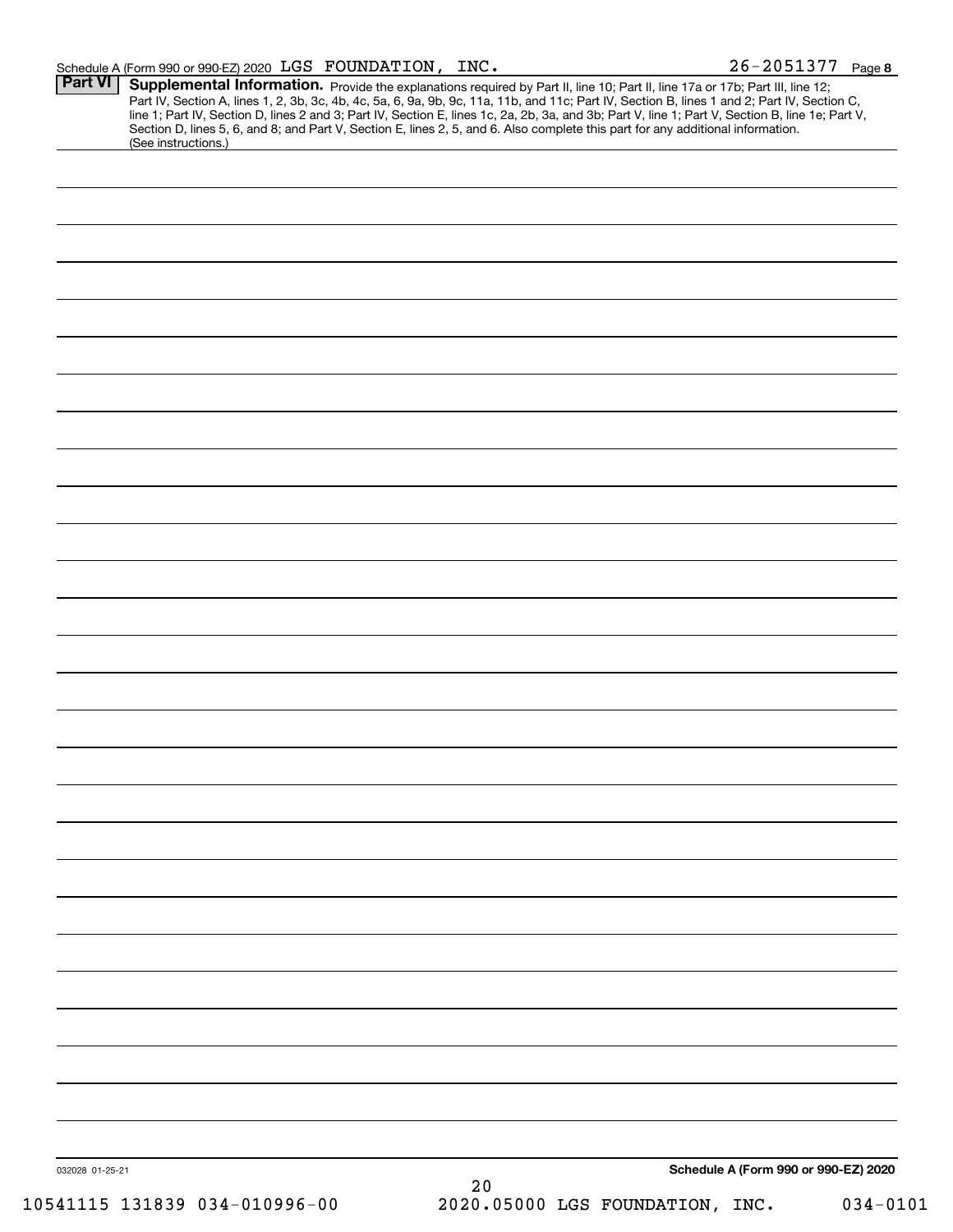Schedule A (Form 990 or 990-EZ) 2020 LGS FOUNDATION, INC. 26-2051377 Page 8

**Part VI** **Supplemental Information.** Provide the explanations required by Part II, line 10; Part II, line 17a or 17b; Part III, line 12; Part IV, Section A, lines 1, 2, 3b, 3c, 4b, 4c, 5a, 6, 9a, 9b, 9c, 11a, 11b, and 11c; Part IV, Section B, lines 1 and 2; Part IV, Section C, line 1; Part IV, Section D, lines 2 and 3; Part IV, Section E, lines 1c, 2a, 2b, 3a, and 3b; Part V, line 1; Part V, Section B, line 1e; Part V, Section D, lines 5, 6, and 8; and Part V, Section E, lines 2, 5, and 6. Also complete this part for any additional information. (See instructions.)

032028 01-25-21

**Schedule A (Form 990 or 990-EZ) 2020**

10541115 131839 034-010996-00 2020.05000 LGS FOUNDATION, INC. 034-0101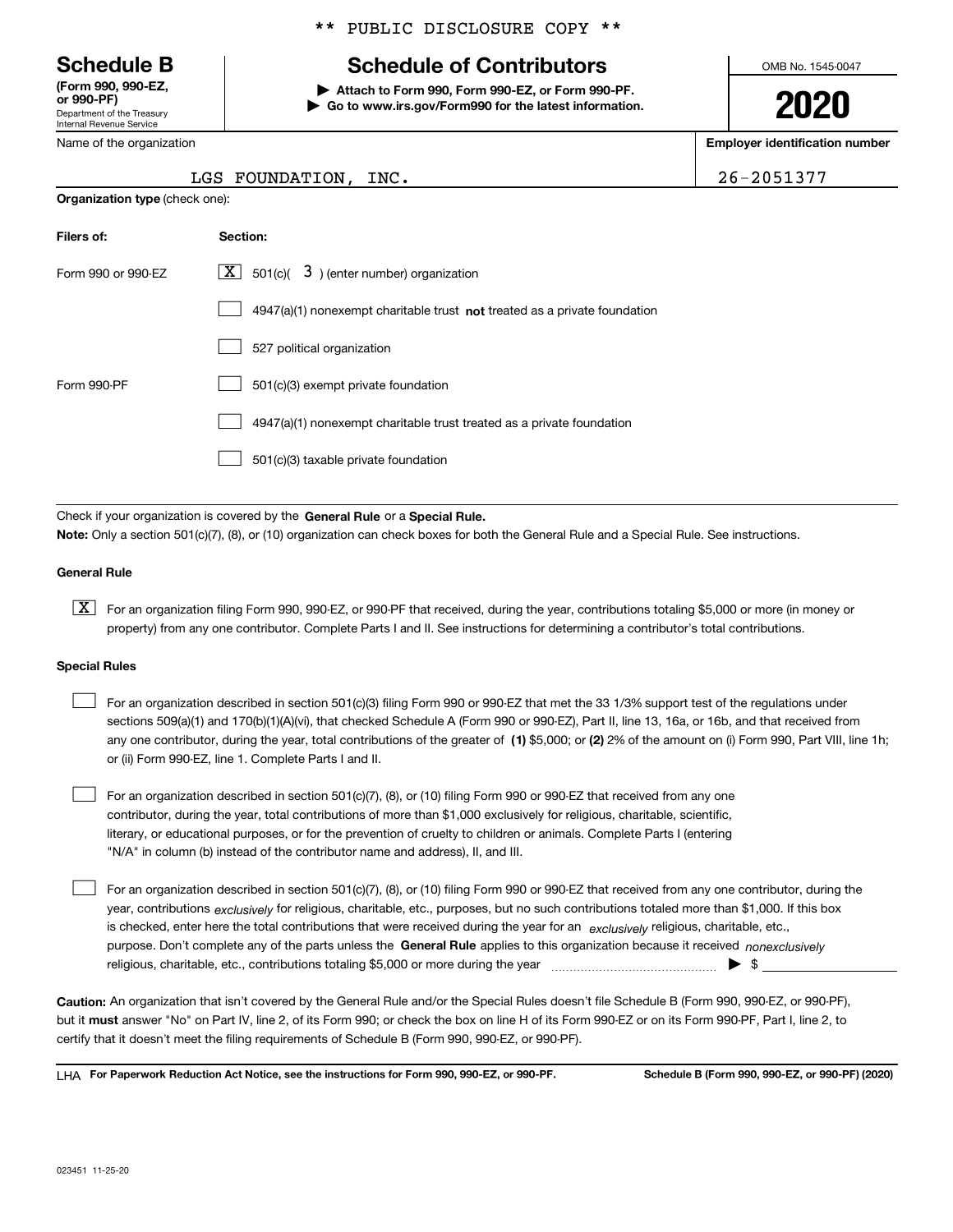** PUBLIC DISCLOSURE COPY **

# Schedule B

**(Form 990, 990-EZ, or 990-PF)**
Department of the Treasury
Internal Revenue Service

## Schedule of Contributors

▶ **Attach to Form 990, Form 990-EZ, or Form 990-PF.**
▶ **Go to www.irs.gov/Form990 for the latest information.**

OMB No. 1545-0047

**2020**

Name of the organization: LGS FOUNDATION, INC.

**Employer identification number:** 26-2051377

**Organization type** (check one):

| **Filers of:** | **Section:** |
|---|---|
| Form 990 or 990-EZ | [X] 501(c)( 3 ) (enter number) organization |
| | [ ] 4947(a)(1) nonexempt charitable trust **not** treated as a private foundation |
| | [ ] 527 political organization |
| Form 990-PF | [ ] 501(c)(3) exempt private foundation |
| | [ ] 4947(a)(1) nonexempt charitable trust treated as a private foundation |
| | [ ] 501(c)(3) taxable private foundation |

Check if your organization is covered by the **General Rule** or a **Special Rule.**

**Note:** Only a section 501(c)(7), (8), or (10) organization can check boxes for both the General Rule and a Special Rule. See instructions.

### General Rule

[X] For an organization filing Form 990, 990-EZ, or 990-PF that received, during the year, contributions totaling $5,000 or more (in money or property) from any one contributor. Complete Parts I and II. See instructions for determining a contributor's total contributions.

### Special Rules

[ ] For an organization described in section 501(c)(3) filing Form 990 or 990-EZ that met the 33 1/3% support test of the regulations under sections 509(a)(1) and 170(b)(1)(A)(vi), that checked Schedule A (Form 990 or 990-EZ), Part II, line 13, 16a, or 16b, and that received from any one contributor, during the year, total contributions of the greater of **(1)** $5,000; or **(2)** 2% of the amount on (i) Form 990, Part VIII, line 1h; or (ii) Form 990-EZ, line 1. Complete Parts I and II.

[ ] For an organization described in section 501(c)(7), (8), or (10) filing Form 990 or 990-EZ that received from any one contributor, during the year, total contributions of more than $1,000 exclusively for religious, charitable, scientific, literary, or educational purposes, or for the prevention of cruelty to children or animals. Complete Parts I (entering "N/A" in column (b) instead of the contributor name and address), II, and III.

[ ] For an organization described in section 501(c)(7), (8), or (10) filing Form 990 or 990-EZ that received from any one contributor, during the year, contributions *exclusively* for religious, charitable, etc., purposes, but no such contributions totaled more than $1,000. If this box is checked, enter here the total contributions that were received during the year for an *exclusively* religious, charitable, etc., purpose. Don't complete any of the parts unless the **General Rule** applies to this organization because it received *nonexclusively* religious, charitable, etc., contributions totaling $5,000 or more during the year ▶ $ ____________

**Caution:** An organization that isn't covered by the General Rule and/or the Special Rules doesn't file Schedule B (Form 990, 990-EZ, or 990-PF), but it **must** answer "No" on Part IV, line 2, of its Form 990; or check the box on line H of its Form 990-EZ or on its Form 990-PF, Part I, line 2, to certify that it doesn't meet the filing requirements of Schedule B (Form 990, 990-EZ, or 990-PF).

LHA **For Paperwork Reduction Act Notice, see the instructions for Form 990, 990-EZ, or 990-PF.** **Schedule B (Form 990, 990-EZ, or 990-PF) (2020)**

023451 11-25-20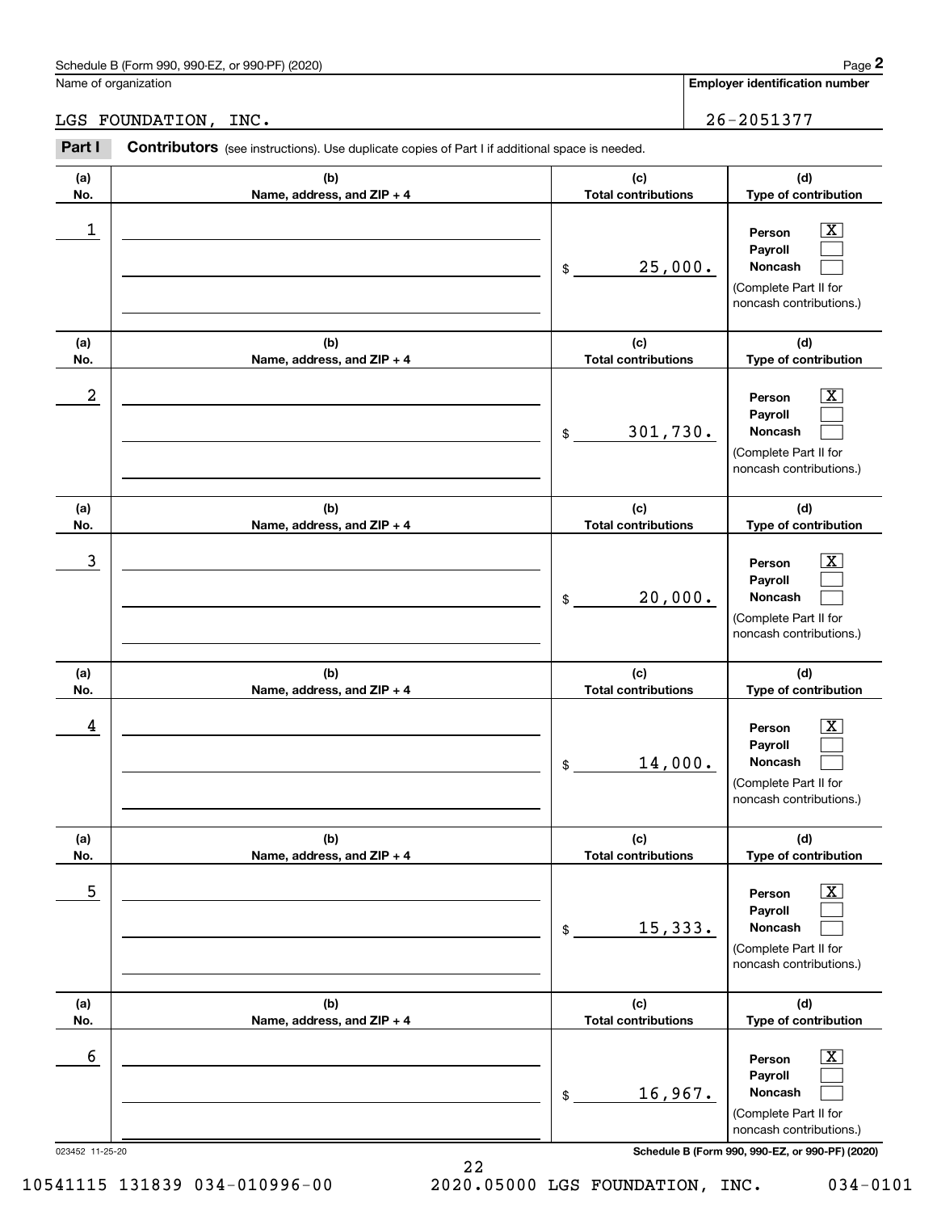Schedule B (Form 990, 990-EZ, or 990-PF) (2020)

Name of organization: LGS FOUNDATION, INC.

**Employer identification number:** 26-2051377

**Part I** **Contributors** (see instructions). Use duplicate copies of Part I if additional space is needed.

| (a) No. | (b) Name, address, and ZIP + 4 | (c) Total contributions | (d) Type of contribution |
|---|---|---|---|
| 1 | | $ 25,000. | Person [X] Payroll [ ] Noncash [ ] (Complete Part II for noncash contributions.) |
| 2 | | $ 301,730. | Person [X] Payroll [ ] Noncash [ ] (Complete Part II for noncash contributions.) |
| 3 | | $ 20,000. | Person [X] Payroll [ ] Noncash [ ] (Complete Part II for noncash contributions.) |
| 4 | | $ 14,000. | Person [X] Payroll [ ] Noncash [ ] (Complete Part II for noncash contributions.) |
| 5 | | $ 15,333. | Person [X] Payroll [ ] Noncash [ ] (Complete Part II for noncash contributions.) |
| 6 | | $ 16,967. | Person [X] Payroll [ ] Noncash [ ] (Complete Part II for noncash contributions.) |

023452 11-25-20

10541115 131839 034-010996-00 2020.05000 LGS FOUNDATION, INC. 034-0101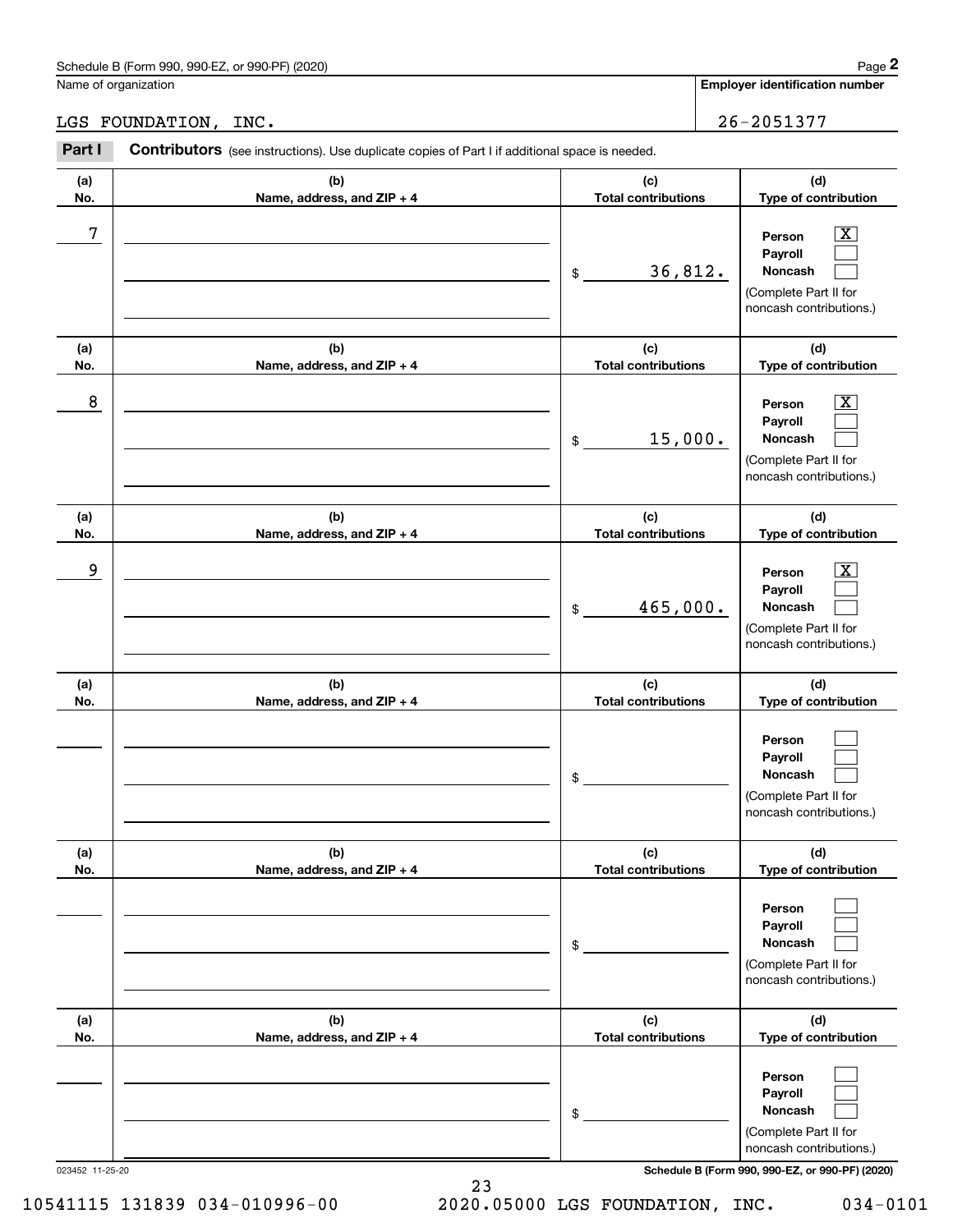Schedule B (Form 990, 990-EZ, or 990-PF) (2020) Page **2**

Name of organization: LGS FOUNDATION, INC.

**Employer identification number:** 26-2051377

**Part I** **Contributors** (see instructions). Use duplicate copies of Part I if additional space is needed.

| (a) No. | (b) Name, address, and ZIP + 4 | (c) Total contributions | (d) Type of contribution |
|---|---|---|---|
| 7 | | $ 36,812. | Person [X] Payroll [ ] Noncash [ ] (Complete Part II for noncash contributions.) |
| 8 | | $ 15,000. | Person [X] Payroll [ ] Noncash [ ] (Complete Part II for noncash contributions.) |
| 9 | | $ 465,000. | Person [X] Payroll [ ] Noncash [ ] (Complete Part II for noncash contributions.) |
| | | $ | Person [ ] Payroll [ ] Noncash [ ] (Complete Part II for noncash contributions.) |
| | | $ | Person [ ] Payroll [ ] Noncash [ ] (Complete Part II for noncash contributions.) |
| | | $ | Person [ ] Payroll [ ] Noncash [ ] (Complete Part II for noncash contributions.) |

023452 11-25-20 **Schedule B (Form 990, 990-EZ, or 990-PF) (2020)**

10541115 131839 034-010996-00 2020.05000 LGS FOUNDATION, INC. 034-0101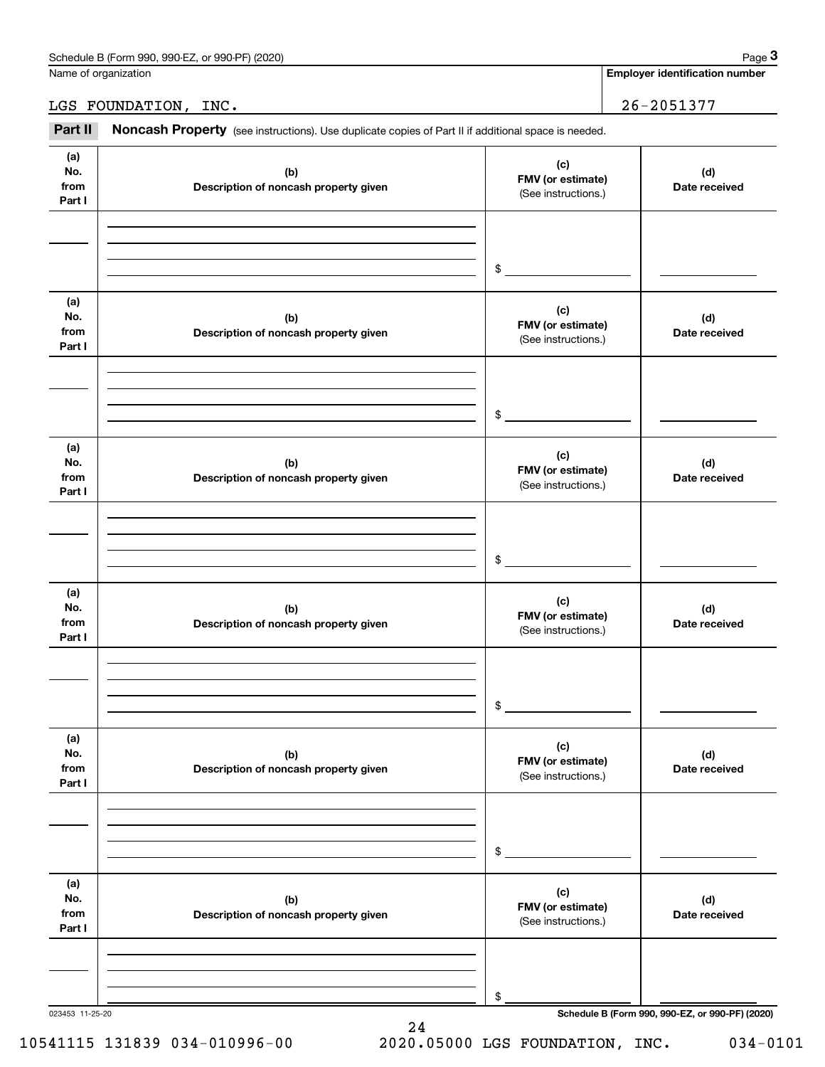Schedule B (Form 990, 990-EZ, or 990-PF) (2020) Page **3**

Name of organization

LGS FOUNDATION, INC.

**Employer identification number**

26-2051377

**Part II** **Noncash Property** (see instructions). Use duplicate copies of Part II if additional space is needed.

| (a) No. from Part I | (b) Description of noncash property given | (c) FMV (or estimate) (See instructions.) | (d) Date received |
|---|---|---|---|
| | | $ | |
| | | $ | |
| | | $ | |
| | | $ | |
| | | $ | |
| | | $ | |

023453 11-25-20

**Schedule B (Form 990, 990-EZ, or 990-PF) (2020)**

10541115 131839 034-010996-00 2020.05000 LGS FOUNDATION, INC. 034-0101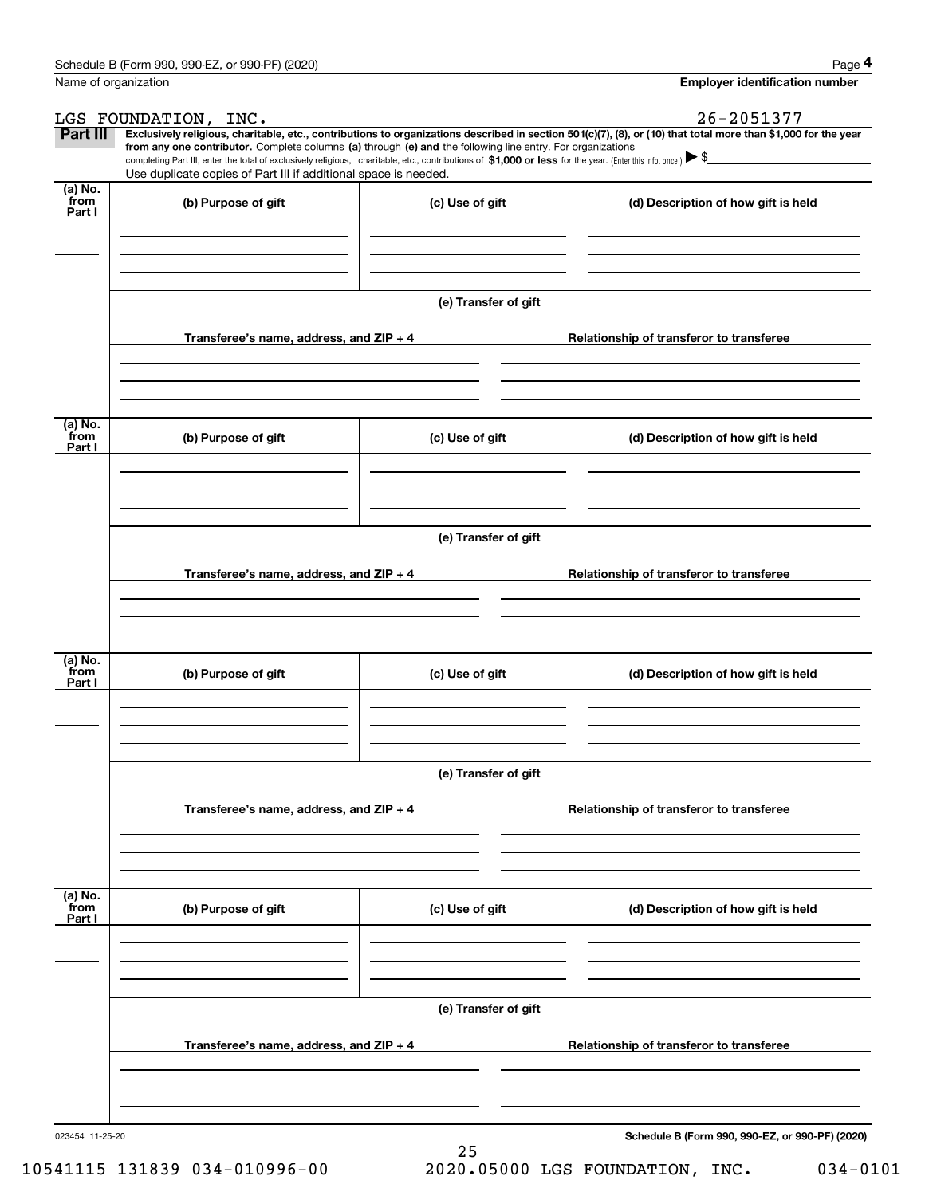Name of organization

**Employer identification number**

LGS FOUNDATION, INC.

26-2051377

**Part III** **Exclusively religious, charitable, etc., contributions to organizations described in section 501(c)(7), (8), or (10) that total more than $1,000 for the year from any one contributor.** Complete columns **(a)** through **(e) and** the following line entry. For organizations completing Part III, enter the total of exclusively religious, charitable, etc., contributions of **$1,000 or less** for the year. (Enter this info. once.) ▶ $

Use duplicate copies of Part III if additional space is needed.

| (a) No. from Part I | (b) Purpose of gift | (c) Use of gift | (d) Description of how gift is held |
|---|---|---|---|
| | | | |

**(e) Transfer of gift**

| Transferee's name, address, and ZIP + 4 | Relationship of transferor to transferee |
|---|---|
| | |

| (a) No. from Part I | (b) Purpose of gift | (c) Use of gift | (d) Description of how gift is held |
|---|---|---|---|
| | | | |

**(e) Transfer of gift**

| Transferee's name, address, and ZIP + 4 | Relationship of transferor to transferee |
|---|---|
| | |

| (a) No. from Part I | (b) Purpose of gift | (c) Use of gift | (d) Description of how gift is held |
|---|---|---|---|
| | | | |

**(e) Transfer of gift**

| Transferee's name, address, and ZIP + 4 | Relationship of transferor to transferee |
|---|---|
| | |

| (a) No. from Part I | (b) Purpose of gift | (c) Use of gift | (d) Description of how gift is held |
|---|---|---|---|
| | | | |

**(e) Transfer of gift**

| Transferee's name, address, and ZIP + 4 | Relationship of transferor to transferee |
|---|---|
| | |

023454 11-25-20

**Schedule B (Form 990, 990-EZ, or 990-PF) (2020)**

10541115 131839 034-010996-00 2020.05000 LGS FOUNDATION, INC. 034-0101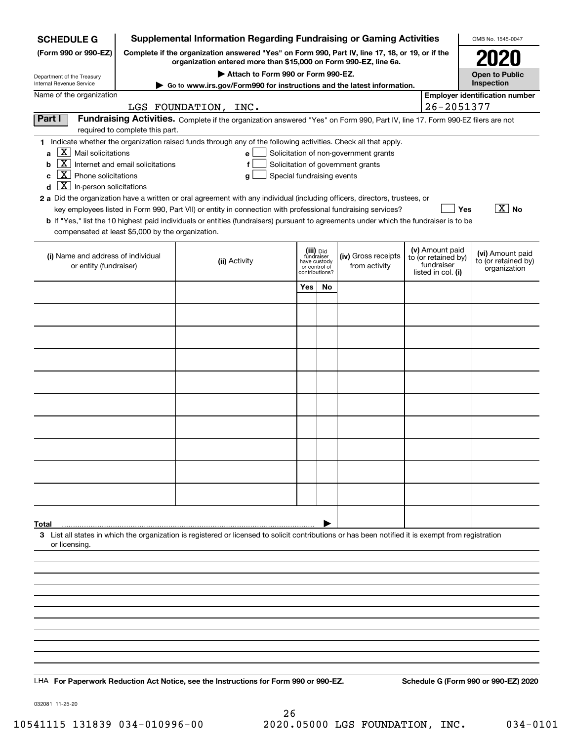**SCHEDULE G (Form 990 or 990-EZ)**

Department of the Treasury
Internal Revenue Service

# Supplemental Information Regarding Fundraising or Gaming Activities

**Complete if the organization answered "Yes" on Form 990, Part IV, line 17, 18, or 19, or if the organization entered more than $15,000 on Form 990-EZ, line 6a.**

**▶ Attach to Form 990 or Form 990-EZ.**

**▶ Go to www.irs.gov/Form990 for instructions and the latest information.**

OMB No. 1545-0047

**2020**

**Open to Public Inspection**

Name of the organization: LGS FOUNDATION, INC.

Employer identification number: 26-2051377

**Part I Fundraising Activities.** Complete if the organization answered "Yes" on Form 990, Part IV, line 17. Form 990-EZ filers are not required to complete this part.

**1** Indicate whether the organization raised funds through any of the following activities. Check all that apply.

- **a** [X] Mail solicitations
- **b** [X] Internet and email solicitations
- **c** [X] Phone solicitations
- **d** [X] In-person solicitations
- **e** [ ] Solicitation of non-government grants
- **f** [ ] Solicitation of government grants
- **g** [ ] Special fundraising events

**2 a** Did the organization have a written or oral agreement with any individual (including officers, directors, trustees, or key employees listed in Form 990, Part VII) or entity in connection with professional fundraising services? [ ] Yes [X] No

**b** If "Yes," list the 10 highest paid individuals or entities (fundraisers) pursuant to agreements under which the fundraiser is to be compensated at least $5,000 by the organization.

| (i) Name and address of individual or entity (fundraiser) | (ii) Activity | (iii) Did fundraiser have custody or control of contributions? Yes | No | (iv) Gross receipts from activity | (v) Amount paid to (or retained by) fundraiser listed in col. (i) | (vi) Amount paid to (or retained by) organization |
|---|---|---|---|---|---|---|
| | | | | | | |
| | | | | | | |
| | | | | | | |
| | | | | | | |
| | | | | | | |
| | | | | | | |
| | | | | | | |
| | | | | | | |
| | | | | | | |
| | | | | | | |
| **Total** ▶ | | | | | | |

**3** List all states in which the organization is registered or licensed to solicit contributions or has been notified it is exempt from registration or licensing.

LHA **For Paperwork Reduction Act Notice, see the Instructions for Form 990 or 990-EZ.** **Schedule G (Form 990 or 990-EZ) 2020**

032081 11-25-20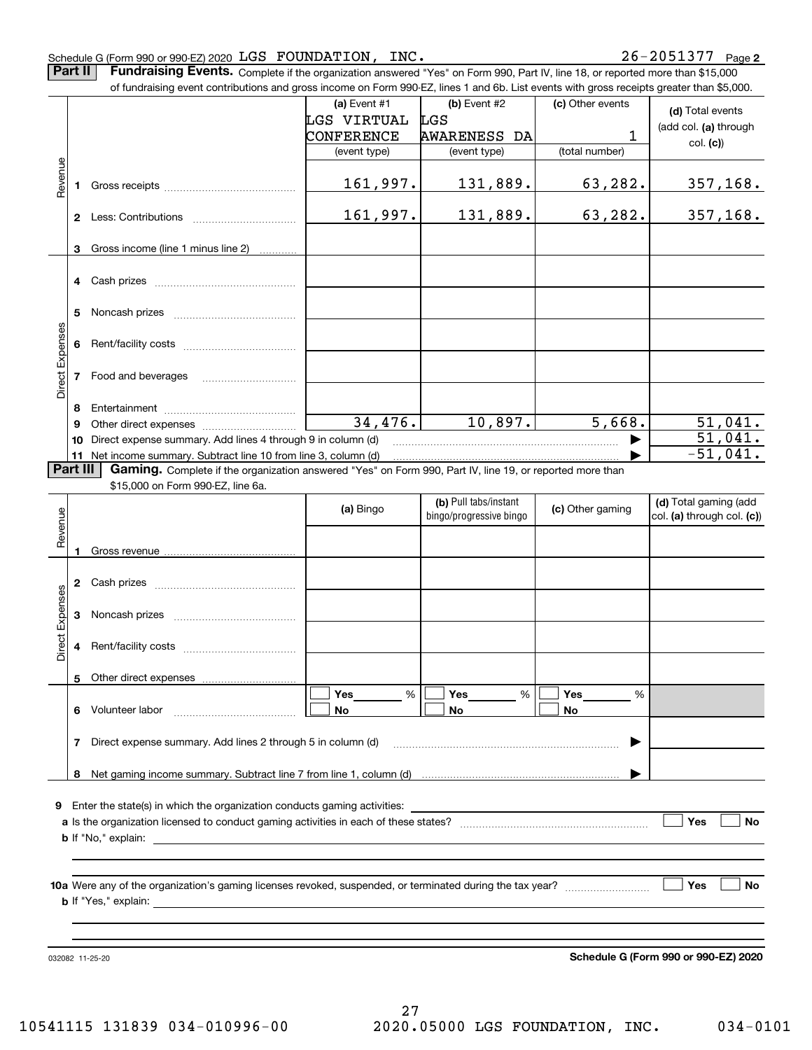Schedule G (Form 990 or 990-EZ) 2020 LGS FOUNDATION, INC. 26-2051377 Page 2

**Part II Fundraising Events.** Complete if the organization answered "Yes" on Form 990, Part IV, line 18, or reported more than $15,000 of fundraising event contributions and gross income on Form 990-EZ, lines 1 and 6b. List events with gross receipts greater than $5,000.

| | | (a) Event #1 LGS VIRTUAL CONFERENCE (event type) | (b) Event #2 LGS AWARENESS DA (event type) | (c) Other events 1 (total number) | (d) Total events (add col. (a) through col. (c)) |
|---|---|---|---|---|---|
| Revenue | 1 Gross receipts | 161,997. | 131,889. | 63,282. | 357,168. |
| | 2 Less: Contributions | 161,997. | 131,889. | 63,282. | 357,168. |
| | 3 Gross income (line 1 minus line 2) | | | | |
| Direct Expenses | 4 Cash prizes | | | | |
| | 5 Noncash prizes | | | | |
| | 6 Rent/facility costs | | | | |
| | 7 Food and beverages | | | | |
| | 8 Entertainment | | | | |
| | 9 Other direct expenses | 34,476. | 10,897. | 5,668. | 51,041. |
| | 10 Direct expense summary. Add lines 4 through 9 in column (d) | | | | 51,041. |
| | 11 Net income summary. Subtract line 10 from line 3, column (d) | | | | -51,041. |

**Part III Gaming.** Complete if the organization answered "Yes" on Form 990, Part IV, line 19, or reported more than $15,000 on Form 990-EZ, line 6a.

| | | (a) Bingo | (b) Pull tabs/instant bingo/progressive bingo | (c) Other gaming | (d) Total gaming (add col. (a) through col. (c)) |
|---|---|---|---|---|---|
| Revenue | 1 Gross revenue | | | | |
| Direct Expenses | 2 Cash prizes | | | | |
| | 3 Noncash prizes | | | | |
| | 4 Rent/facility costs | | | | |
| | 5 Other direct expenses | | | | |
| | 6 Volunteer labor | Yes ___ % / No | Yes ___ % / No | Yes ___ % / No | |
| | 7 Direct expense summary. Add lines 2 through 5 in column (d) | | | | |
| | 8 Net gaming income summary. Subtract line 7 from line 1, column (d) | | | | |

9 Enter the state(s) in which the organization conducts gaming activities:

a Is the organization licensed to conduct gaming activities in each of these states? Yes No

b If "No," explain:

10a Were any of the organization's gaming licenses revoked, suspended, or terminated during the tax year? Yes No

b If "Yes," explain:

032082 11-25-20 **Schedule G (Form 990 or 990-EZ) 2020**

10541115 131839 034-010996-00 2020.05000 LGS FOUNDATION, INC. 034-0101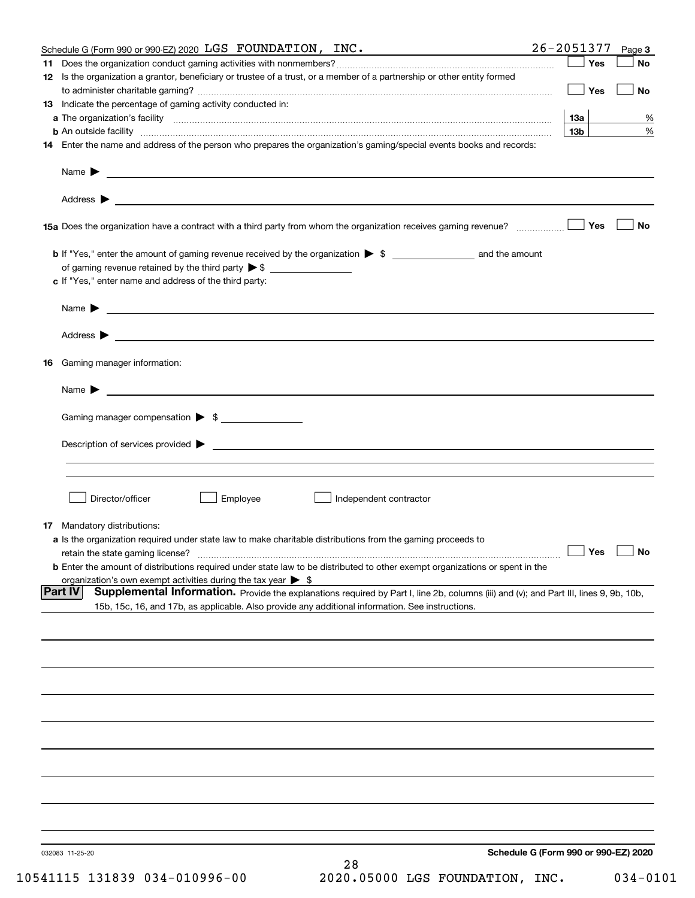Schedule G (Form 990 or 990-EZ) 2020 LGS FOUNDATION, INC. 26-2051377 Page 3

**11** Does the organization conduct gaming activities with nonmembers? ☐ Yes ☐ No

**12** Is the organization a grantor, beneficiary or trustee of a trust, or a member of a partnership or other entity formed to administer charitable gaming? ☐ Yes ☐ No

**13** Indicate the percentage of gaming activity conducted in:

**a** The organization's facility **13a** %

**b** An outside facility **13b** %

**14** Enter the name and address of the person who prepares the organization's gaming/special events books and records:

Name ▶

Address ▶

**15a** Does the organization have a contract with a third party from whom the organization receives gaming revenue? ☐ Yes ☐ No

**b** If "Yes," enter the amount of gaming revenue received by the organization ▶ $ ______ and the amount of gaming revenue retained by the third party ▶ $ ______

**c** If "Yes," enter name and address of the third party:

Name ▶

Address ▶

**16** Gaming manager information:

Name ▶

Gaming manager compensation ▶ $ ______

Description of services provided ▶

☐ Director/officer ☐ Employee ☐ Independent contractor

**17** Mandatory distributions:

**a** Is the organization required under state law to make charitable distributions from the gaming proceeds to retain the state gaming license? ☐ Yes ☐ No

**b** Enter the amount of distributions required under state law to be distributed to other exempt organizations or spent in the organization's own exempt activities during the tax year ▶ $

**Part IV** **Supplemental Information.** Provide the explanations required by Part I, line 2b, columns (iii) and (v); and Part III, lines 9, 9b, 10b, 15b, 15c, 16, and 17b, as applicable. Also provide any additional information. See instructions.

032083 11-25-20

**Schedule G (Form 990 or 990-EZ) 2020**

10541115 131839 034-010996-00 2020.05000 LGS FOUNDATION, INC. 034-0101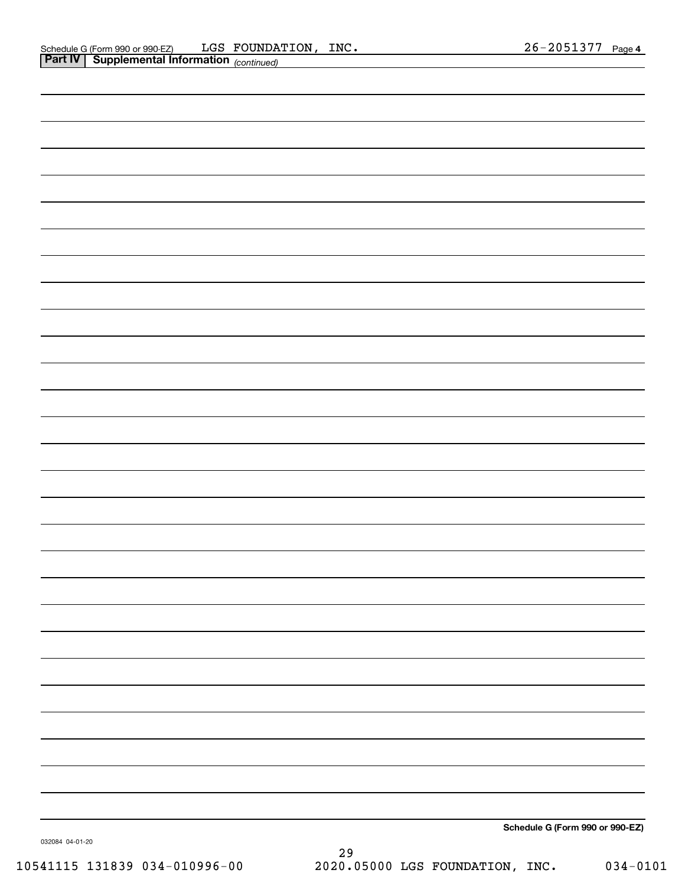Schedule G (Form 990 or 990-EZ) LGS FOUNDATION, INC. 26-2051377 Page **4**

**Part IV | Supplemental Information** *(continued)*

**Schedule G (Form 990 or 990-EZ)**

032084 04-01-20

10541115 131839 034-010996-00 2020.05000 LGS FOUNDATION, INC. 034-0101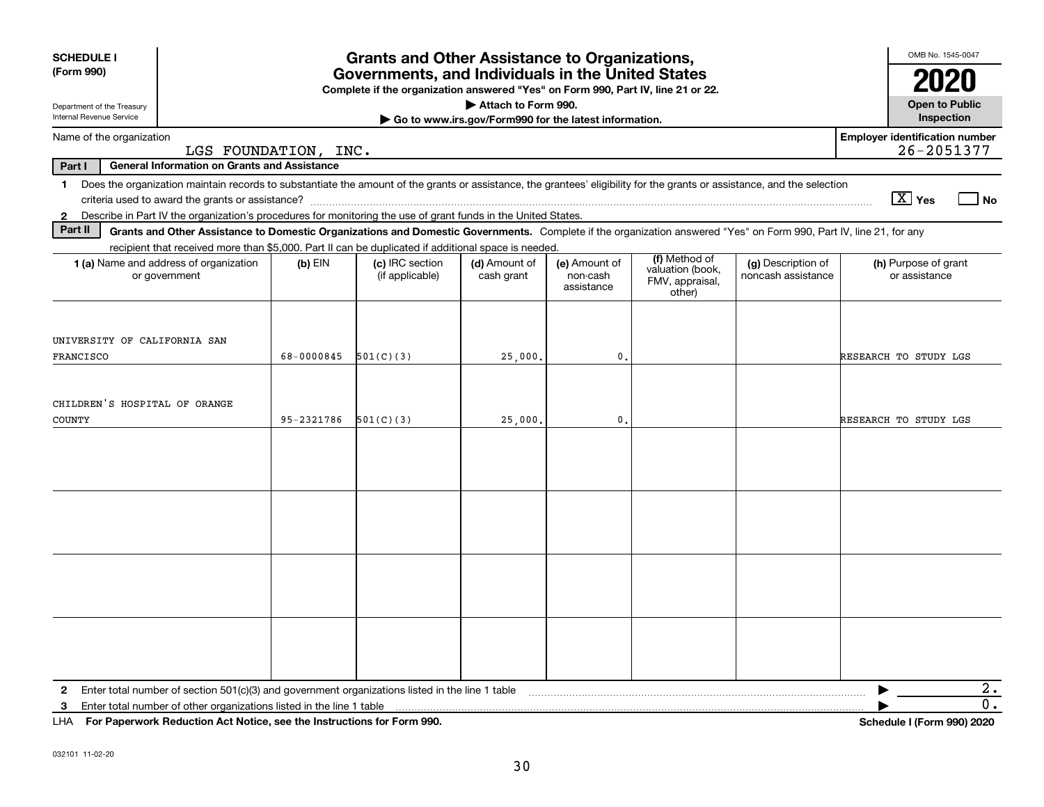**SCHEDULE I (Form 990)**

Department of the Treasury
Internal Revenue Service

# Grants and Other Assistance to Organizations, Governments, and Individuals in the United States

**Complete if the organization answered "Yes" on Form 990, Part IV, line 21 or 22.**

▶ **Attach to Form 990.**

▶ **Go to www.irs.gov/Form990 for the latest information.**

OMB No. 1545-0047

**2020**

**Open to Public Inspection**

Name of the organization: LGS FOUNDATION, INC.

**Employer identification number:** 26-2051377

**Part I** **General Information on Grants and Assistance**

1 Does the organization maintain records to substantiate the amount of the grants or assistance, the grantees' eligibility for the grants or assistance, and the selection criteria used to award the grants or assistance? [X] Yes [ ] No

2 Describe in Part IV the organization's procedures for monitoring the use of grant funds in the United States.

**Part II** **Grants and Other Assistance to Domestic Organizations and Domestic Governments.** Complete if the organization answered "Yes" on Form 990, Part IV, line 21, for any recipient that received more than $5,000. Part II can be duplicated if additional space is needed.

| 1 (a) Name and address of organization or government | (b) EIN | (c) IRC section (if applicable) | (d) Amount of cash grant | (e) Amount of non-cash assistance | (f) Method of valuation (book, FMV, appraisal, other) | (g) Description of noncash assistance | (h) Purpose of grant or assistance |
|---|---|---|---|---|---|---|---|
| UNIVERSITY OF CALIFORNIA SAN FRANCISCO | 68-0000845 | 501(C)(3) | 25,000. | 0. | | | RESEARCH TO STUDY LGS |
| CHILDREN'S HOSPITAL OF ORANGE COUNTY | 95-2321786 | 501(C)(3) | 25,000. | 0. | | | RESEARCH TO STUDY LGS |
| | | | | | | | |
| | | | | | | | |
| | | | | | | | |
| | | | | | | | |

2 Enter total number of section 501(c)(3) and government organizations listed in the line 1 table ▶ 2.

3 Enter total number of other organizations listed in the line 1 table ▶ 0.

LHA **For Paperwork Reduction Act Notice, see the Instructions for Form 990.** **Schedule I (Form 990) 2020**

032101 11-02-20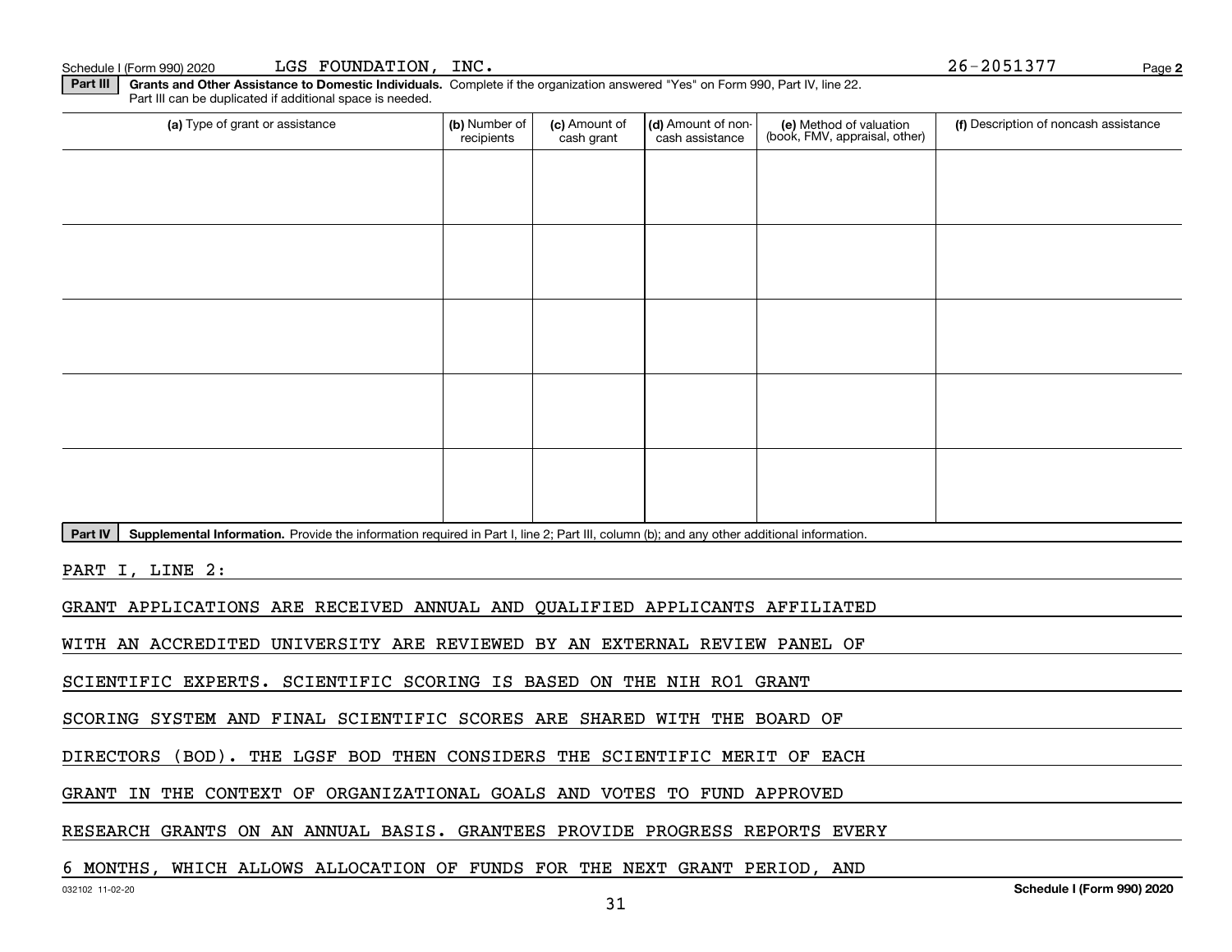Schedule I (Form 990) 2020 LGS FOUNDATION, INC. 26-2051377 Page **2**

**Part III** **Grants and Other Assistance to Domestic Individuals.** Complete if the organization answered "Yes" on Form 990, Part IV, line 22. Part III can be duplicated if additional space is needed.

| (a) Type of grant or assistance | (b) Number of recipients | (c) Amount of cash grant | (d) Amount of non-cash assistance | (e) Method of valuation (book, FMV, appraisal, other) | (f) Description of noncash assistance |
|---|---|---|---|---|---|
| | | | | | |
| | | | | | |
| | | | | | |
| | | | | | |
| | | | | | |

**Part IV** **Supplemental Information.** Provide the information required in Part I, line 2; Part III, column (b); and any other additional information.

PART I, LINE 2:

GRANT APPLICATIONS ARE RECEIVED ANNUAL AND QUALIFIED APPLICANTS AFFILIATED WITH AN ACCREDITED UNIVERSITY ARE REVIEWED BY AN EXTERNAL REVIEW PANEL OF SCIENTIFIC EXPERTS. SCIENTIFIC SCORING IS BASED ON THE NIH RO1 GRANT SCORING SYSTEM AND FINAL SCIENTIFIC SCORES ARE SHARED WITH THE BOARD OF DIRECTORS (BOD). THE LGSF BOD THEN CONSIDERS THE SCIENTIFIC MERIT OF EACH GRANT IN THE CONTEXT OF ORGANIZATIONAL GOALS AND VOTES TO FUND APPROVED RESEARCH GRANTS ON AN ANNUAL BASIS. GRANTEES PROVIDE PROGRESS REPORTS EVERY 6 MONTHS, WHICH ALLOWS ALLOCATION OF FUNDS FOR THE NEXT GRANT PERIOD, AND

032102 11-02-20 **Schedule I (Form 990) 2020**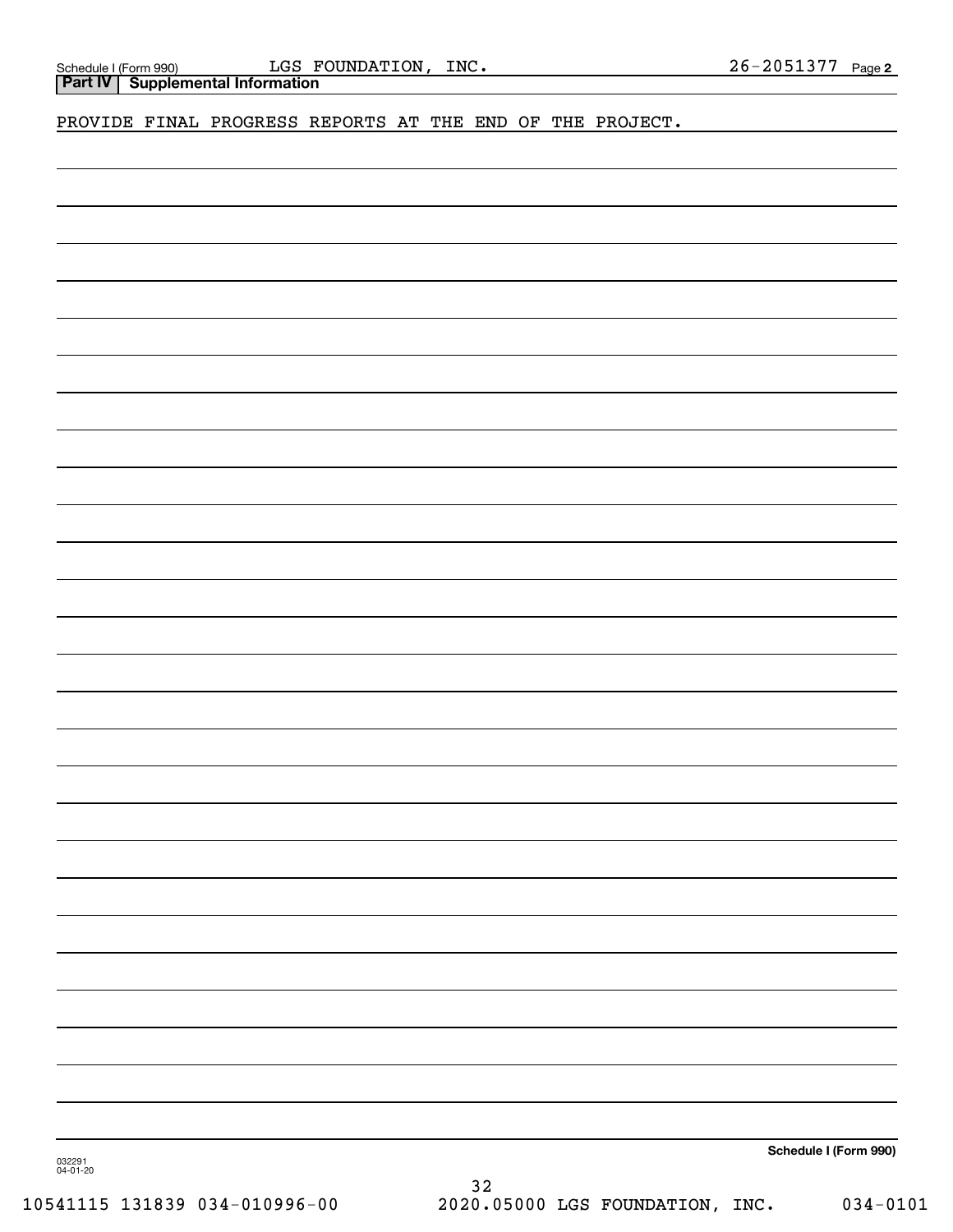Schedule I (Form 990) LGS FOUNDATION, INC. 26-2051377 Page 2

**Part IV | Supplemental Information**

PROVIDE FINAL PROGRESS REPORTS AT THE END OF THE PROJECT.

**Schedule I (Form 990)**

032291
04-01-20

10541115 131839 034-010996-00 2020.05000 LGS FOUNDATION, INC. 034-0101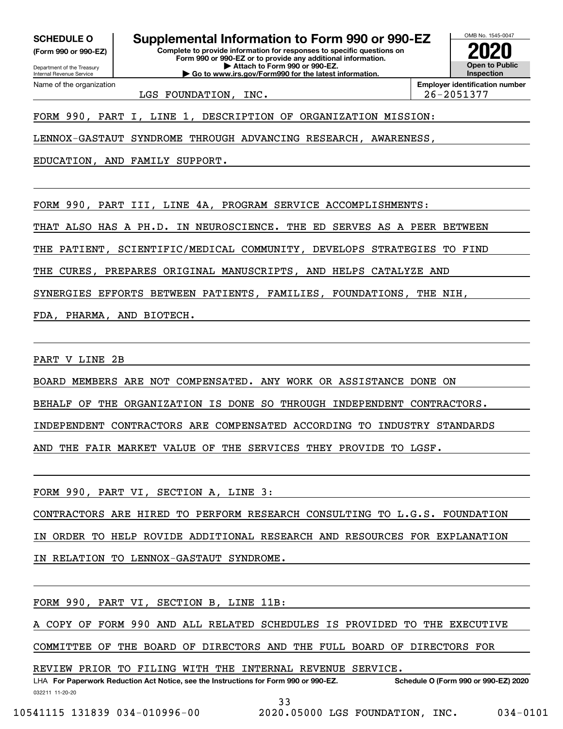**SCHEDULE O**
**(Form 990 or 990-EZ)**

Department of the Treasury
Internal Revenue Service

# Supplemental Information to Form 990 or 990-EZ

**Complete to provide information for responses to specific questions on Form 990 or 990-EZ or to provide any additional information.**
**▶ Attach to Form 990 or 990-EZ.**
**▶ Go to www.irs.gov/Form990 for the latest information.**

OMB No. 1545-0047

**2020**

**Open to Public Inspection**

| Name of the organization | Employer identification number |
|---|---|
| LGS FOUNDATION, INC. | 26-2051377 |

FORM 990, PART I, LINE 1, DESCRIPTION OF ORGANIZATION MISSION:

LENNOX-GASTAUT SYNDROME THROUGH ADVANCING RESEARCH, AWARENESS, EDUCATION, AND FAMILY SUPPORT.

FORM 990, PART III, LINE 4A, PROGRAM SERVICE ACCOMPLISHMENTS:

THAT ALSO HAS A PH.D. IN NEUROSCIENCE. THE ED SERVES AS A PEER BETWEEN THE PATIENT, SCIENTIFIC/MEDICAL COMMUNITY, DEVELOPS STRATEGIES TO FIND THE CURES, PREPARES ORIGINAL MANUSCRIPTS, AND HELPS CATALYZE AND SYNERGIES EFFORTS BETWEEN PATIENTS, FAMILIES, FOUNDATIONS, THE NIH, FDA, PHARMA, AND BIOTECH.

PART V LINE 2B

BOARD MEMBERS ARE NOT COMPENSATED. ANY WORK OR ASSISTANCE DONE ON BEHALF OF THE ORGANIZATION IS DONE SO THROUGH INDEPENDENT CONTRACTORS. INDEPENDENT CONTRACTORS ARE COMPENSATED ACCORDING TO INDUSTRY STANDARDS AND THE FAIR MARKET VALUE OF THE SERVICES THEY PROVIDE TO LGSF.

FORM 990, PART VI, SECTION A, LINE 3:

CONTRACTORS ARE HIRED TO PERFORM RESEARCH CONSULTING TO L.G.S. FOUNDATION IN ORDER TO HELP ROVIDE ADDITIONAL RESEARCH AND RESOURCES FOR EXPLANATION IN RELATION TO LENNOX-GASTAUT SYNDROME.

FORM 990, PART VI, SECTION B, LINE 11B:

A COPY OF FORM 990 AND ALL RELATED SCHEDULES IS PROVIDED TO THE EXECUTIVE COMMITTEE OF THE BOARD OF DIRECTORS AND THE FULL BOARD OF DIRECTORS FOR REVIEW PRIOR TO FILING WITH THE INTERNAL REVENUE SERVICE.

LHA **For Paperwork Reduction Act Notice, see the Instructions for Form 990 or 990-EZ.** **Schedule O (Form 990 or 990-EZ) 2020**

032211 11-20-20

10541115 131839 034-010996-00 2020.05000 LGS FOUNDATION, INC. 034-0101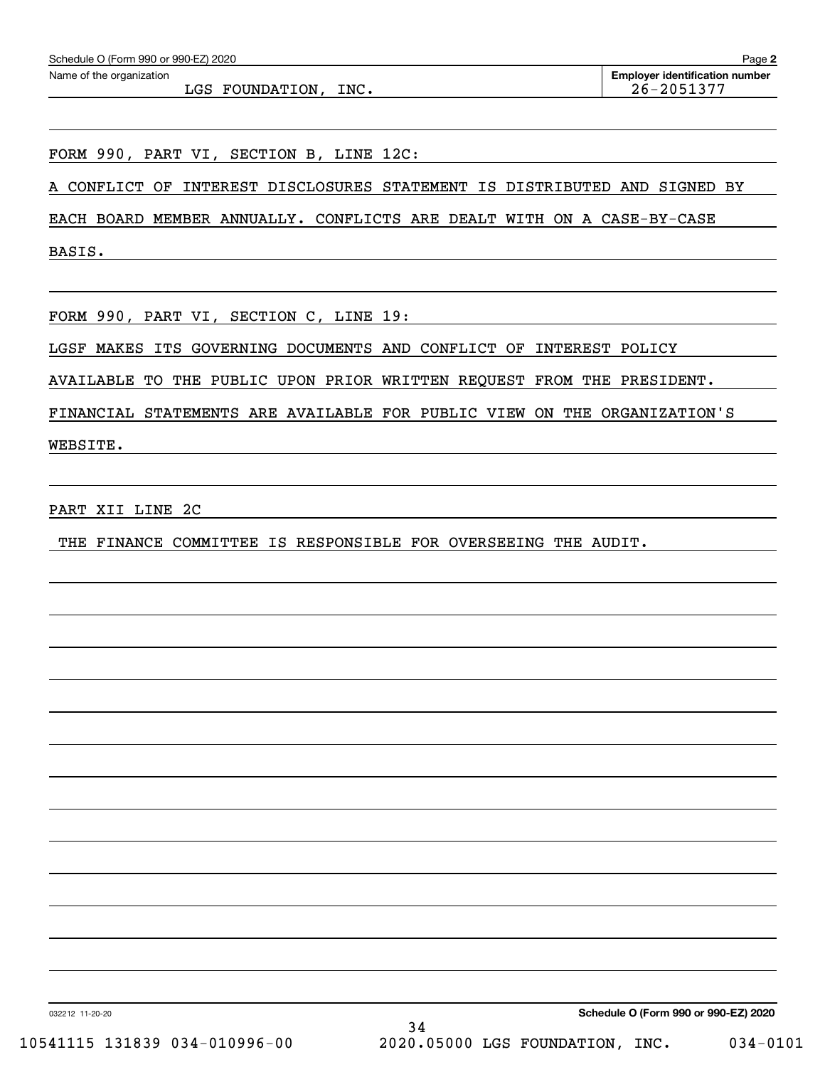Schedule O (Form 990 or 990-EZ) 2020

Name of the organization: LGS FOUNDATION, INC.

Employer identification number: 26-2051377

FORM 990, PART VI, SECTION B, LINE 12C:

A CONFLICT OF INTEREST DISCLOSURES STATEMENT IS DISTRIBUTED AND SIGNED BY EACH BOARD MEMBER ANNUALLY. CONFLICTS ARE DEALT WITH ON A CASE-BY-CASE BASIS.

FORM 990, PART VI, SECTION C, LINE 19:

LGSF MAKES ITS GOVERNING DOCUMENTS AND CONFLICT OF INTEREST POLICY AVAILABLE TO THE PUBLIC UPON PRIOR WRITTEN REQUEST FROM THE PRESIDENT. FINANCIAL STATEMENTS ARE AVAILABLE FOR PUBLIC VIEW ON THE ORGANIZATION'S WEBSITE.

PART XII LINE 2C

THE FINANCE COMMITTEE IS RESPONSIBLE FOR OVERSEEING THE AUDIT.

032212 11-20-20

Schedule O (Form 990 or 990-EZ) 2020

10541115 131839 034-010996-00 2020.05000 LGS FOUNDATION, INC. 034-0101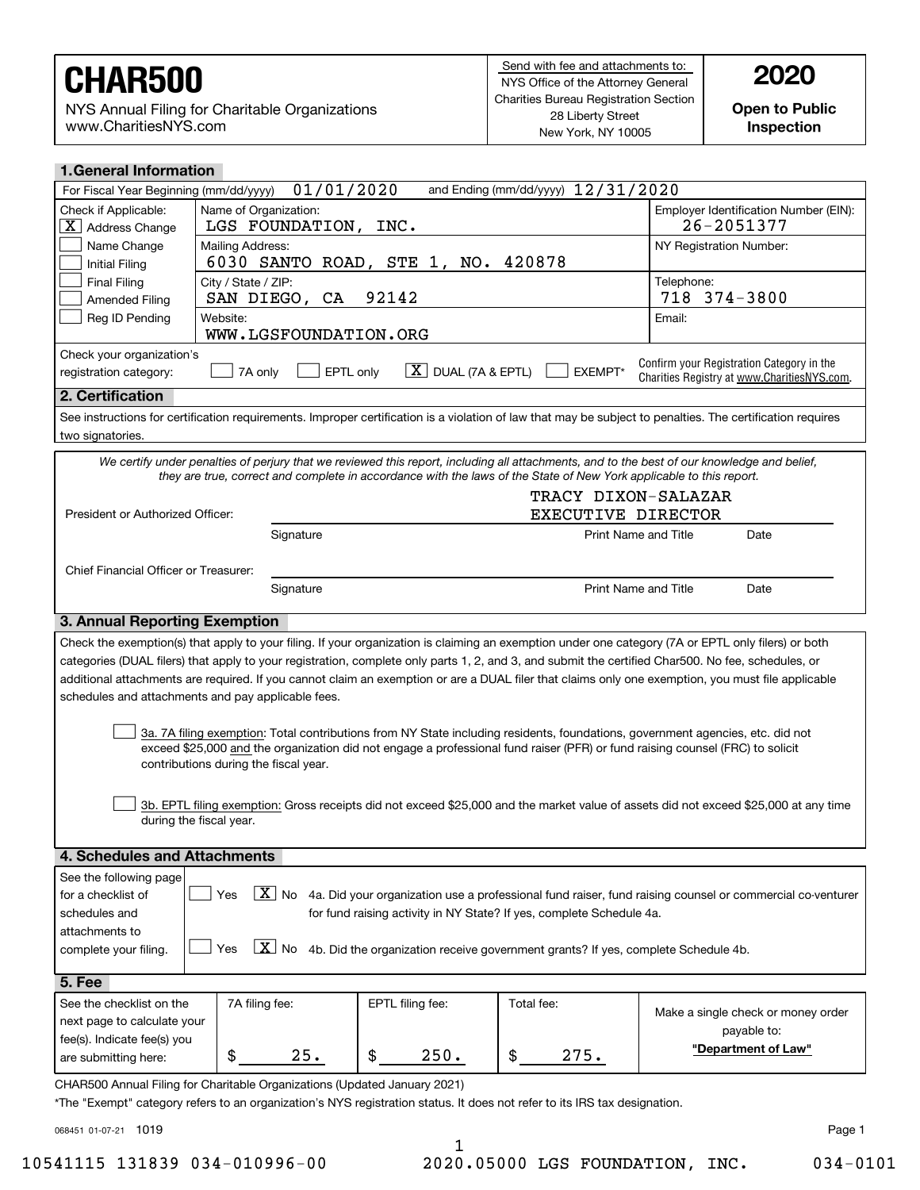# CHAR500

NYS Annual Filing for Charitable Organizations
www.CharitiesNYS.com

Send with fee and attachments to:
NYS Office of the Attorney General
Charities Bureau Registration Section
28 Liberty Street
New York, NY 10005

**2020**

**Open to Public Inspection**

## 1. General Information

For Fiscal Year Beginning (mm/dd/yyyy) 01/01/2020 and Ending (mm/dd/yyyy) 12/31/2020

| Check if Applicable: | | |
|---|---|---|
| [X] Address Change | Name of Organization: LGS FOUNDATION, INC. | Employer Identification Number (EIN): 26-2051377 |
| [ ] Name Change | Mailing Address: 6030 SANTO ROAD, STE 1, NO. 420878 | NY Registration Number: |
| [ ] Initial Filing | | |
| [ ] Final Filing | City / State / ZIP: SAN DIEGO, CA 92142 | Telephone: 718 374-3800 |
| [ ] Amended Filing | | |
| [ ] Reg ID Pending | Website: WWW.LGSFOUNDATION.ORG | Email: |

Check your organization's registration category: [ ] 7A only [ ] EPTL only [X] DUAL (7A & EPTL) [ ] EXEMPT*

Confirm your Registration Category in the Charities Registry at www.CharitiesNYS.com.

## 2. Certification

See instructions for certification requirements. Improper certification is a violation of law that may be subject to penalties. The certification requires two signatories.

*We certify under penalties of perjury that we reviewed this report, including all attachments, and to the best of our knowledge and belief, they are true, correct and complete in accordance with the laws of the State of New York applicable to this report.*

President or Authorized Officer: ______________ Signature | TRACY DIXON-SALAZAR EXECUTIVE DIRECTOR Print Name and Title | Date

Chief Financial Officer or Treasurer: ______________ Signature | Print Name and Title | Date

## 3. Annual Reporting Exemption

Check the exemption(s) that apply to your filing. If your organization is claiming an exemption under one category (7A or EPTL only filers) or both categories (DUAL filers) that apply to your registration, complete only parts 1, 2, and 3, and submit the certified Char500. No fee, schedules, or additional attachments are required. If you cannot claim an exemption or are a DUAL filer that claims only one exemption, you must file applicable schedules and attachments and pay applicable fees.

[ ] 3a. 7A filing exemption: Total contributions from NY State including residents, foundations, government agencies, etc. did not exceed $25,000 and the organization did not engage a professional fund raiser (PFR) or fund raising counsel (FRC) to solicit contributions during the fiscal year.

[ ] 3b. EPTL filing exemption: Gross receipts did not exceed $25,000 and the market value of assets did not exceed $25,000 at any time during the fiscal year.

## 4. Schedules and Attachments

See the following page for a checklist of schedules and attachments to complete your filing.

[ ] Yes [X] No 4a. Did your organization use a professional fund raiser, fund raising counsel or commercial co-venturer for fund raising activity in NY State? If yes, complete Schedule 4a.

[ ] Yes [X] No 4b. Did the organization receive government grants? If yes, complete Schedule 4b.

## 5. Fee

| See the checklist on the next page to calculate your fee(s). Indicate fee(s) you are submitting here: | 7A filing fee: | EPTL filing fee: | Total fee: | Make a single check or money order payable to: |
|---|---|---|---|---|
| | $ 25. | $ 250. | $ 275. | **"Department of Law"** |

CHAR500 Annual Filing for Charitable Organizations (Updated January 2021)

*The "Exempt" category refers to an organization's NYS registration status. It does not refer to its IRS tax designation.

068451 01-07-21 1019

10541115 131839 034-010996-00 2020.05000 LGS FOUNDATION, INC. 034-0101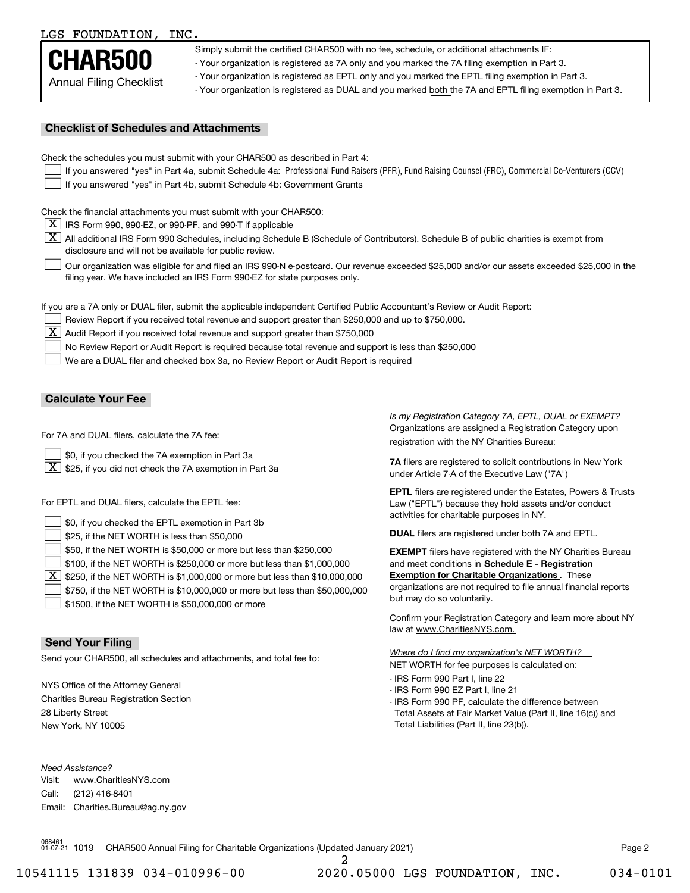LGS FOUNDATION, INC.

# CHAR500

Annual Filing Checklist

Simply submit the certified CHAR500 with no fee, schedule, or additional attachments IF:

- Your organization is registered as 7A only and you marked the 7A filing exemption in Part 3.
- Your organization is registered as EPTL only and you marked the EPTL filing exemption in Part 3.
- Your organization is registered as DUAL and you marked both the 7A and EPTL filing exemption in Part 3.

## Checklist of Schedules and Attachments

Check the schedules you must submit with your CHAR500 as described in Part 4:

- [ ] If you answered "yes" in Part 4a, submit Schedule 4a: Professional Fund Raisers (PFR), Fund Raising Counsel (FRC), Commercial Co-Venturers (CCV)
- [ ] If you answered "yes" in Part 4b, submit Schedule 4b: Government Grants

Check the financial attachments you must submit with your CHAR500:

- [X] IRS Form 990, 990-EZ, or 990-PF, and 990-T if applicable
- [X] All additional IRS Form 990 Schedules, including Schedule B (Schedule of Contributors). Schedule B of public charities is exempt from disclosure and will not be available for public review.
- [ ] Our organization was eligible for and filed an IRS 990-N e-postcard. Our revenue exceeded $25,000 and/or our assets exceeded $25,000 in the filing year. We have included an IRS Form 990-EZ for state purposes only.

If you are a 7A only or DUAL filer, submit the applicable independent Certified Public Accountant's Review or Audit Report:

- [ ] Review Report if you received total revenue and support greater than $250,000 and up to $750,000.
- [X] Audit Report if you received total revenue and support greater than $750,000
- [ ] No Review Report or Audit Report is required because total revenue and support is less than $250,000
- [ ] We are a DUAL filer and checked box 3a, no Review Report or Audit Report is required

## Calculate Your Fee

For 7A and DUAL filers, calculate the 7A fee:

- [ ] $0, if you checked the 7A exemption in Part 3a
- [X] $25, if you did not check the 7A exemption in Part 3a

For EPTL and DUAL filers, calculate the EPTL fee:

- [ ] $0, if you checked the EPTL exemption in Part 3b
- [ ] $25, if the NET WORTH is less than $50,000
- [ ] $50, if the NET WORTH is $50,000 or more but less than $250,000
- [ ] $100, if the NET WORTH is $250,000 or more but less than $1,000,000
- [X] $250, if the NET WORTH is $1,000,000 or more but less than $10,000,000
- [ ] $750, if the NET WORTH is $10,000,000 or more but less than $50,000,000
- [ ] $1500, if the NET WORTH is $50,000,000 or more

*Is my Registration Category 7A, EPTL, DUAL or EXEMPT?*

Organizations are assigned a Registration Category upon registration with the NY Charities Bureau:

**7A** filers are registered to solicit contributions in New York under Article 7-A of the Executive Law ("7A")

**EPTL** filers are registered under the Estates, Powers & Trusts Law ("EPTL") because they hold assets and/or conduct activities for charitable purposes in NY.

**DUAL** filers are registered under both 7A and EPTL.

**EXEMPT** filers have registered with the NY Charities Bureau and meet conditions in **Schedule E - Registration Exemption for Charitable Organizations**. These organizations are not required to file annual financial reports but may do so voluntarily.

Confirm your Registration Category and learn more about NY law at www.CharitiesNYS.com.

*Where do I find my organization's NET WORTH?*

NET WORTH for fee purposes is calculated on:

- IRS Form 990 Part I, line 22
- IRS Form 990 EZ Part I, line 21
- IRS Form 990 PF, calculate the difference between Total Assets at Fair Market Value (Part II, line 16(c)) and Total Liabilities (Part II, line 23(b)).

## Send Your Filing

Send your CHAR500, all schedules and attachments, and total fee to:

NYS Office of the Attorney General
Charities Bureau Registration Section
28 Liberty Street
New York, NY 10005

*Need Assistance?*

Visit: www.CharitiesNYS.com
Call: (212) 416-8401
Email: Charities.Bureau@ag.ny.gov

068461 01-07-21 1019 CHAR500 Annual Filing for Charitable Organizations (Updated January 2021)

10541115 131839 034-010996-00 2020.05000 LGS FOUNDATION, INC. 034-0101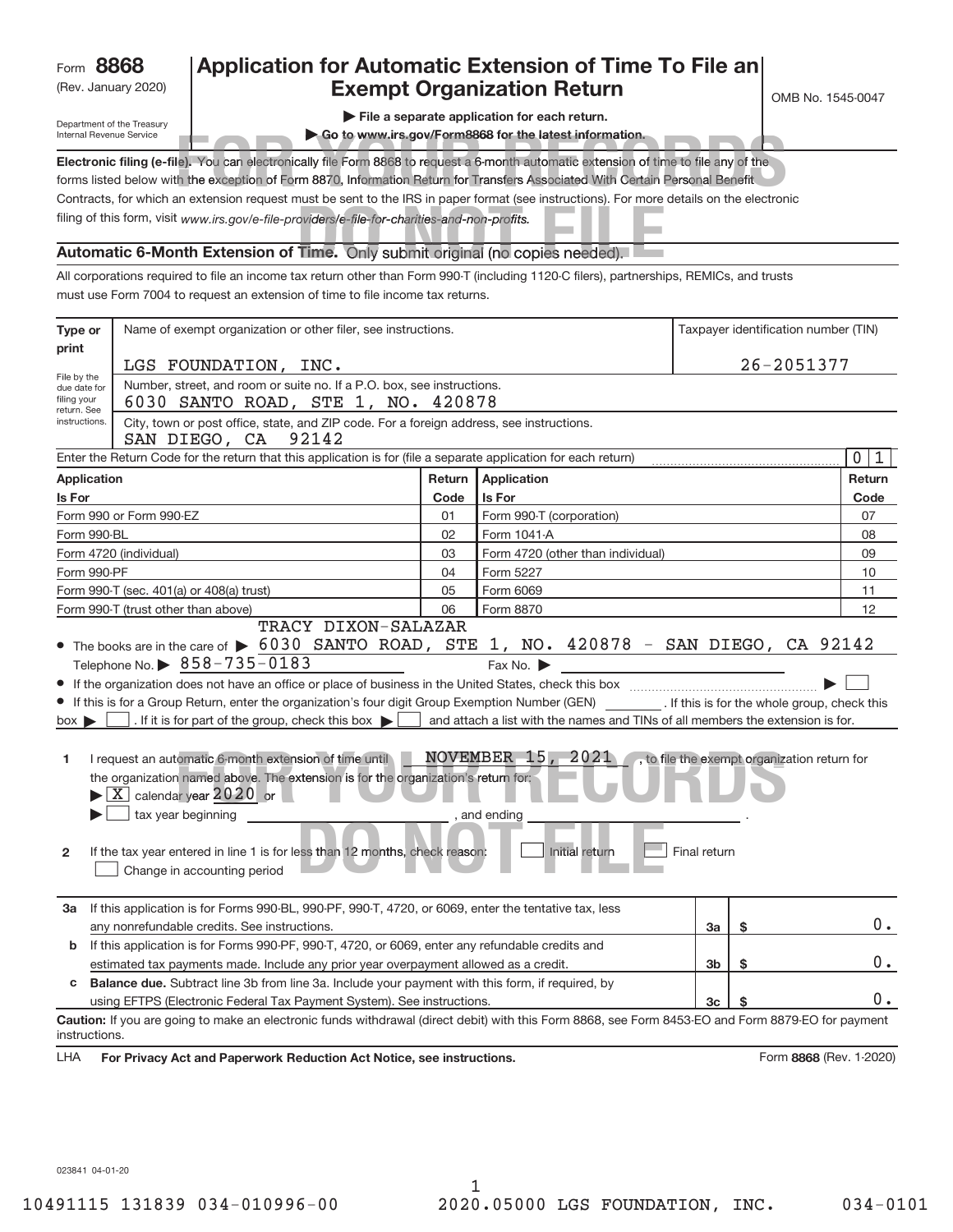Form **8868**
(Rev. January 2020)

Department of the Treasury
Internal Revenue Service

# Application for Automatic Extension of Time To File an Exempt Organization Return

OMB No. 1545-0047

▶ File a separate application for each return.

▶ Go to www.irs.gov/Form8868 for the latest information.

FOR YOUR RECORDS DO NOT FILE

**Electronic filing (e-file).** You can electronically file Form 8868 to request a 6-month automatic extension of time to file any of the forms listed below with the exception of Form 8870, Information Return for Transfers Associated With Certain Personal Benefit Contracts, for which an extension request must be sent to the IRS in paper format (see instructions). For more details on the electronic filing of this form, visit *www.irs.gov/e-file-providers/e-file-for-charities-and-non-profits.*

**Automatic 6-Month Extension of Time.** Only submit original (no copies needed).

All corporations required to file an income tax return other than Form 990-T (including 1120-C filers), partnerships, REMICs, and trusts must use Form 7004 to request an extension of time to file income tax returns.

| Type or print | Name of exempt organization or other filer, see instructions. | Taxpayer identification number (TIN) |
|---|---|---|
| | LGS FOUNDATION, INC. | 26-2051377 |
| File by the due date for filing your return. See instructions. | Number, street, and room or suite no. If a P.O. box, see instructions. 6030 SANTO ROAD, STE 1, NO. 420878 | |
| | City, town or post office, state, and ZIP code. For a foreign address, see instructions. SAN DIEGO, CA 92142 | |

Enter the Return Code for the return that this application is for (file a separate application for each return) ..... 0 1

| Application Is For | Return Code | Application Is For | Return Code |
|---|---|---|---|
| Form 990 or Form 990-EZ | 01 | Form 990-T (corporation) | 07 |
| Form 990-BL | 02 | Form 1041-A | 08 |
| Form 4720 (individual) | 03 | Form 4720 (other than individual) | 09 |
| Form 990-PF | 04 | Form 5227 | 10 |
| Form 990-T (sec. 401(a) or 408(a) trust) | 05 | Form 6069 | 11 |
| Form 990-T (trust other than above) | 06 | Form 8870 | 12 |

- The books are in the care of ▶ TRACY DIXON-SALAZAR
  6030 SANTO ROAD, STE 1, NO. 420878 - SAN DIEGO, CA 92142
  Telephone No. ▶ 858-735-0183 Fax No. ▶
- If the organization does not have an office or place of business in the United States, check this box ..... ▶ ☐
- If this is for a Group Return, enter the organization's four digit Group Exemption Number (GEN) ______ . If this is for the whole group, check this box ▶ ☐ . If it is for part of the group, check this box ▶ ☐ and attach a list with the names and TINs of all members the extension is for.

**1** I request an automatic 6-month extension of time until NOVEMBER 15, 2021 , to file the exempt organization return for the organization named above. The extension is for the organization's return for:

▶ ☒ calendar year 2020 or

▶ ☐ tax year beginning ______________ , and ending ______________ .

**2** If the tax year entered in line 1 is for less than 12 months, check reason: ☐ Initial return ☐ Final return ☐ Change in accounting period

| | | | |
|---|---|---|---|
| **3a** | If this application is for Forms 990-BL, 990-PF, 990-T, 4720, or 6069, enter the tentative tax, less any nonrefundable credits. See instructions. | 3a | $ 0. |
| **b** | If this application is for Forms 990-PF, 990-T, 4720, or 6069, enter any refundable credits and estimated tax payments made. Include any prior year overpayment allowed as a credit. | 3b | $ 0. |
| **c** | **Balance due.** Subtract line 3b from line 3a. Include your payment with this form, if required, by using EFTPS (Electronic Federal Tax Payment System). See instructions. | 3c | $ 0. |

**Caution:** If you are going to make an electronic funds withdrawal (direct debit) with this Form 8868, see Form 8453-EO and Form 8879-EO for payment instructions.

LHA **For Privacy Act and Paperwork Reduction Act Notice, see instructions.** Form **8868** (Rev. 1-2020)

023841 04-01-20

10491115 131839 034-010996-00 2020.05000 LGS FOUNDATION, INC. 034-0101